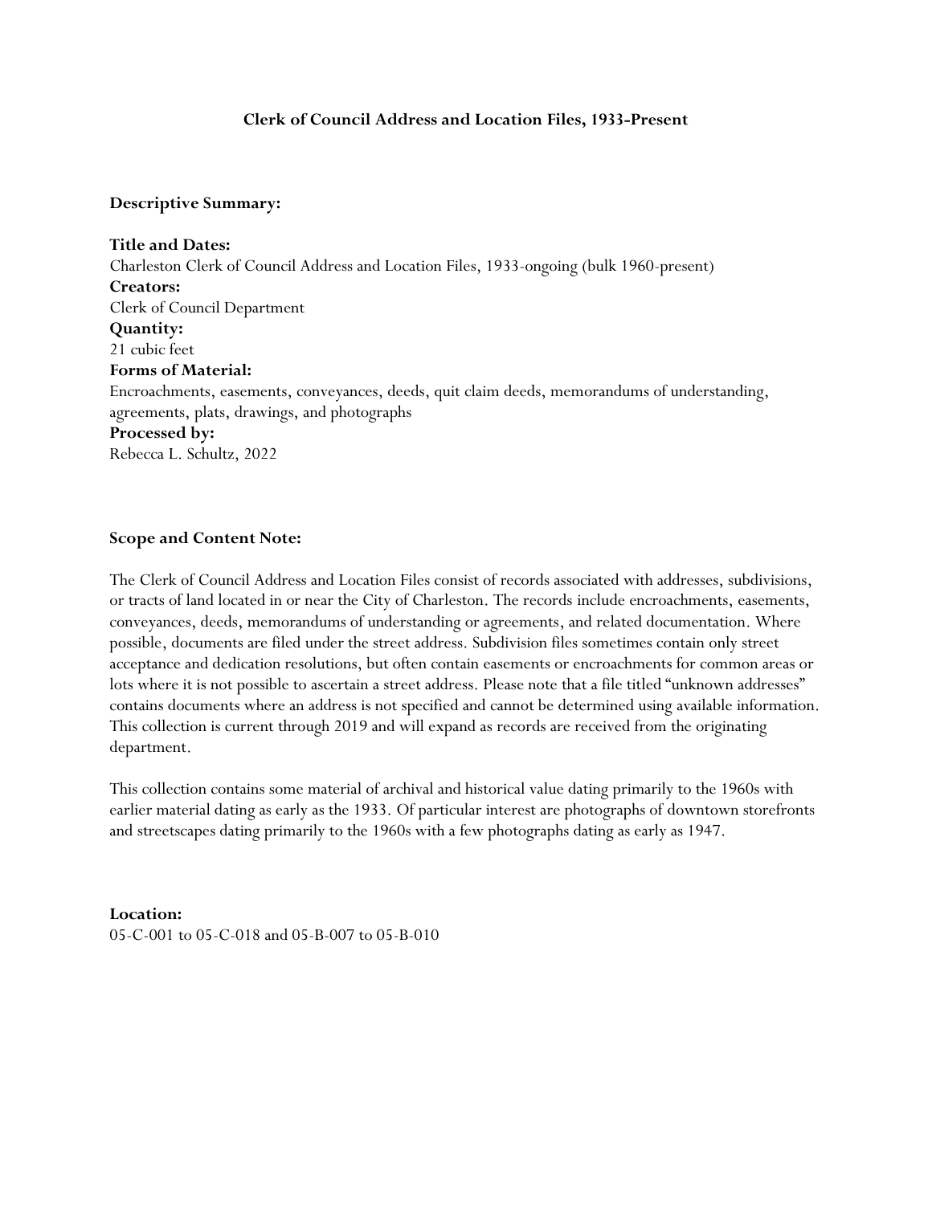# Clerk of Council Address and Location Files, 1933-Present

## Descriptive Summary:

**Title and Dates:**
Charleston Clerk of Council Address and Location Files, 1933-ongoing (bulk 1960-present)

**Creators:**
Clerk of Council Department

**Quantity:**
21 cubic feet

**Forms of Material:**
Encroachments, easements, conveyances, deeds, quit claim deeds, memorandums of understanding, agreements, plats, drawings, and photographs

**Processed by:**
Rebecca L. Schultz, 2022

## Scope and Content Note:

The Clerk of Council Address and Location Files consist of records associated with addresses, subdivisions, or tracts of land located in or near the City of Charleston. The records include encroachments, easements, conveyances, deeds, memorandums of understanding or agreements, and related documentation. Where possible, documents are filed under the street address. Subdivision files sometimes contain only street acceptance and dedication resolutions, but often contain easements or encroachments for common areas or lots where it is not possible to ascertain a street address. Please note that a file titled "unknown addresses" contains documents where an address is not specified and cannot be determined using available information. This collection is current through 2019 and will expand as records are received from the originating department.

This collection contains some material of archival and historical value dating primarily to the 1960s with earlier material dating as early as the 1933. Of particular interest are photographs of downtown storefronts and streetscapes dating primarily to the 1960s with a few photographs dating as early as 1947.

**Location:**
05-C-001 to 05-C-018 and 05-B-007 to 05-B-010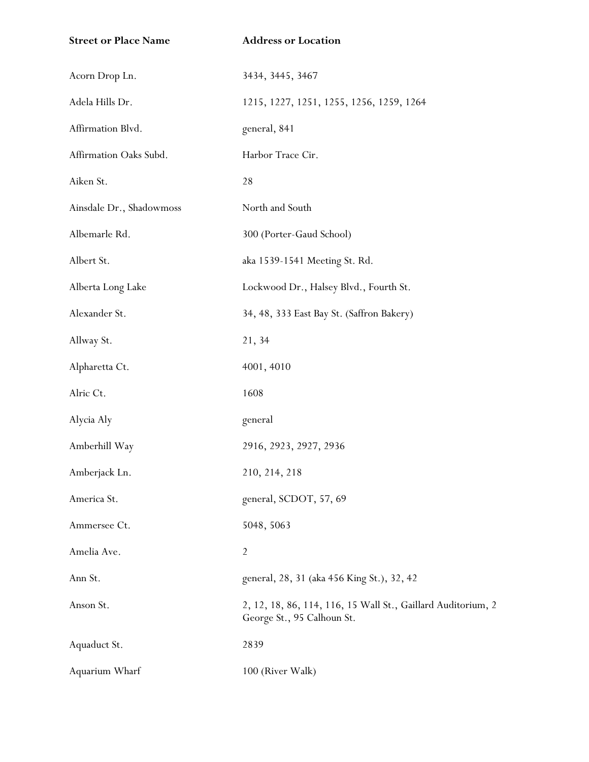| Street or Place Name | Address or Location |
| --- | --- |
| Acorn Drop Ln. | 3434, 3445, 3467 |
| Adela Hills Dr. | 1215, 1227, 1251, 1255, 1256, 1259, 1264 |
| Affirmation Blvd. | general, 841 |
| Affirmation Oaks Subd. | Harbor Trace Cir. |
| Aiken St. | 28 |
| Ainsdale Dr., Shadowmoss | North and South |
| Albemarle Rd. | 300 (Porter-Gaud School) |
| Albert St. | aka 1539-1541 Meeting St. Rd. |
| Alberta Long Lake | Lockwood Dr., Halsey Blvd., Fourth St. |
| Alexander St. | 34, 48, 333 East Bay St. (Saffron Bakery) |
| Allway St. | 21, 34 |
| Alpharetta Ct. | 4001, 4010 |
| Alric Ct. | 1608 |
| Alycia Aly | general |
| Amberhill Way | 2916, 2923, 2927, 2936 |
| Amberjack Ln. | 210, 214, 218 |
| America St. | general, SCDOT, 57, 69 |
| Ammersee Ct. | 5048, 5063 |
| Amelia Ave. | 2 |
| Ann St. | general, 28, 31 (aka 456 King St.), 32, 42 |
| Anson St. | 2, 12, 18, 86, 114, 116, 15 Wall St., Gaillard Auditorium, 2 George St., 95 Calhoun St. |
| Aquaduct St. | 2839 |
| Aquarium Wharf | 100 (River Walk) |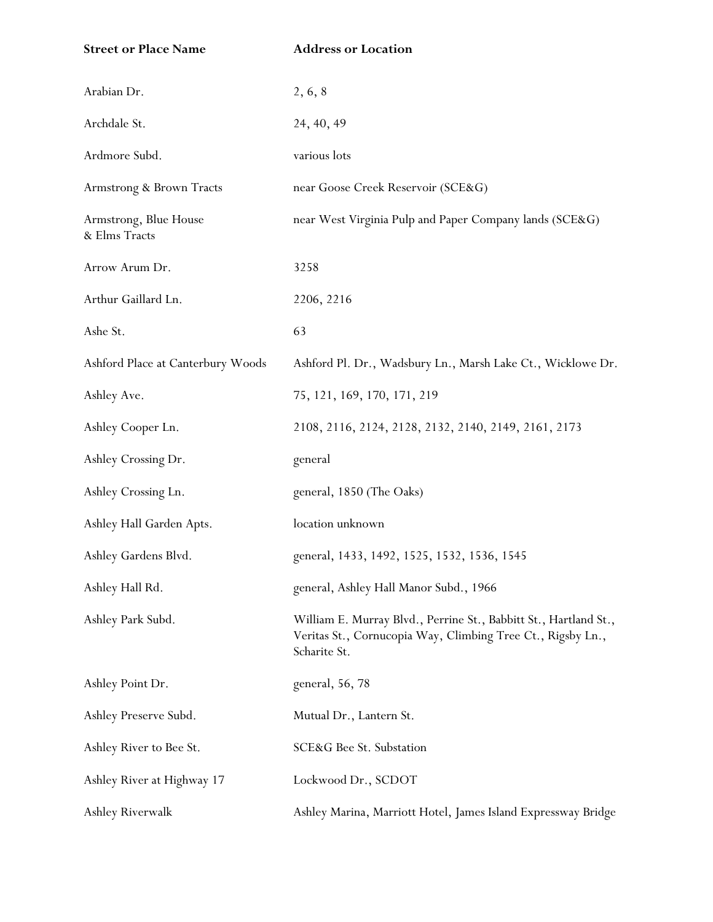| Street or Place Name | Address or Location |
| --- | --- |
| Arabian Dr. | 2, 6, 8 |
| Archdale St. | 24, 40, 49 |
| Ardmore Subd. | various lots |
| Armstrong & Brown Tracts | near Goose Creek Reservoir (SCE&G) |
| Armstrong, Blue House & Elms Tracts | near West Virginia Pulp and Paper Company lands (SCE&G) |
| Arrow Arum Dr. | 3258 |
| Arthur Gaillard Ln. | 2206, 2216 |
| Ashe St. | 63 |
| Ashford Place at Canterbury Woods | Ashford Pl. Dr., Wadsbury Ln., Marsh Lake Ct., Wicklowe Dr. |
| Ashley Ave. | 75, 121, 169, 170, 171, 219 |
| Ashley Cooper Ln. | 2108, 2116, 2124, 2128, 2132, 2140, 2149, 2161, 2173 |
| Ashley Crossing Dr. | general |
| Ashley Crossing Ln. | general, 1850 (The Oaks) |
| Ashley Hall Garden Apts. | location unknown |
| Ashley Gardens Blvd. | general, 1433, 1492, 1525, 1532, 1536, 1545 |
| Ashley Hall Rd. | general, Ashley Hall Manor Subd., 1966 |
| Ashley Park Subd. | William E. Murray Blvd., Perrine St., Babbitt St., Hartland St., Veritas St., Cornucopia Way, Climbing Tree Ct., Rigsby Ln., Scharite St. |
| Ashley Point Dr. | general, 56, 78 |
| Ashley Preserve Subd. | Mutual Dr., Lantern St. |
| Ashley River to Bee St. | SCE&G Bee St. Substation |
| Ashley River at Highway 17 | Lockwood Dr., SCDOT |
| Ashley Riverwalk | Ashley Marina, Marriott Hotel, James Island Expressway Bridge |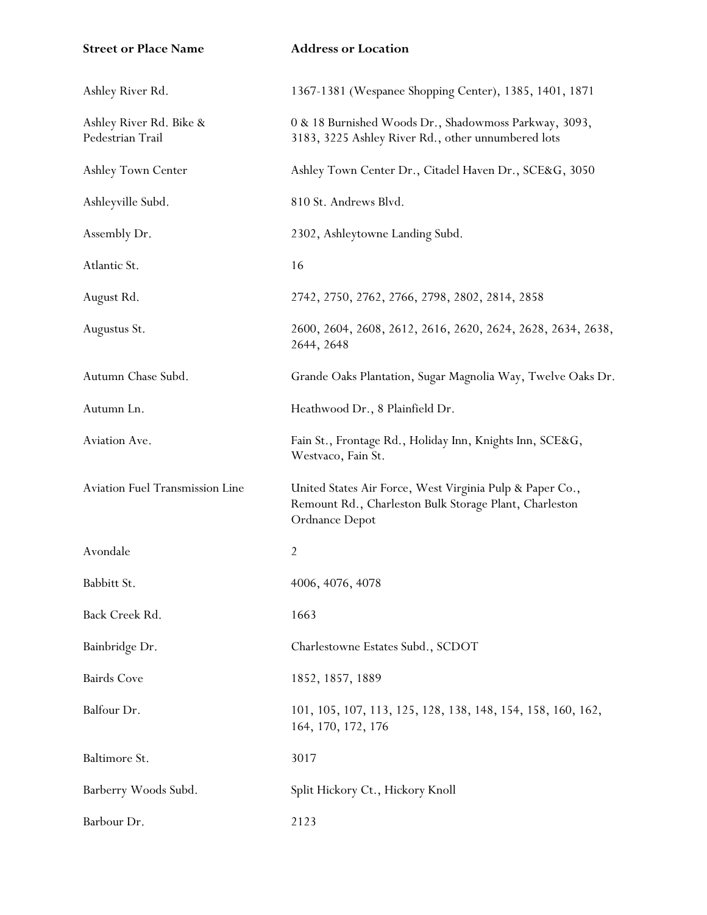| Street or Place Name | Address or Location |
| --- | --- |
| Ashley River Rd. | 1367-1381 (Wespanee Shopping Center), 1385, 1401, 1871 |
| Ashley River Rd. Bike & Pedestrian Trail | 0 & 18 Burnished Woods Dr., Shadowmoss Parkway, 3093, 3183, 3225 Ashley River Rd., other unnumbered lots |
| Ashley Town Center | Ashley Town Center Dr., Citadel Haven Dr., SCE&G, 3050 |
| Ashleyville Subd. | 810 St. Andrews Blvd. |
| Assembly Dr. | 2302, Ashleytowne Landing Subd. |
| Atlantic St. | 16 |
| August Rd. | 2742, 2750, 2762, 2766, 2798, 2802, 2814, 2858 |
| Augustus St. | 2600, 2604, 2608, 2612, 2616, 2620, 2624, 2628, 2634, 2638, 2644, 2648 |
| Autumn Chase Subd. | Grande Oaks Plantation, Sugar Magnolia Way, Twelve Oaks Dr. |
| Autumn Ln. | Heathwood Dr., 8 Plainfield Dr. |
| Aviation Ave. | Fain St., Frontage Rd., Holiday Inn, Knights Inn, SCE&G, Westvaco, Fain St. |
| Aviation Fuel Transmission Line | United States Air Force, West Virginia Pulp & Paper Co., Remount Rd., Charleston Bulk Storage Plant, Charleston Ordnance Depot |
| Avondale | 2 |
| Babbitt St. | 4006, 4076, 4078 |
| Back Creek Rd. | 1663 |
| Bainbridge Dr. | Charlestowne Estates Subd., SCDOT |
| Bairds Cove | 1852, 1857, 1889 |
| Balfour Dr. | 101, 105, 107, 113, 125, 128, 138, 148, 154, 158, 160, 162, 164, 170, 172, 176 |
| Baltimore St. | 3017 |
| Barberry Woods Subd. | Split Hickory Ct., Hickory Knoll |
| Barbour Dr. | 2123 |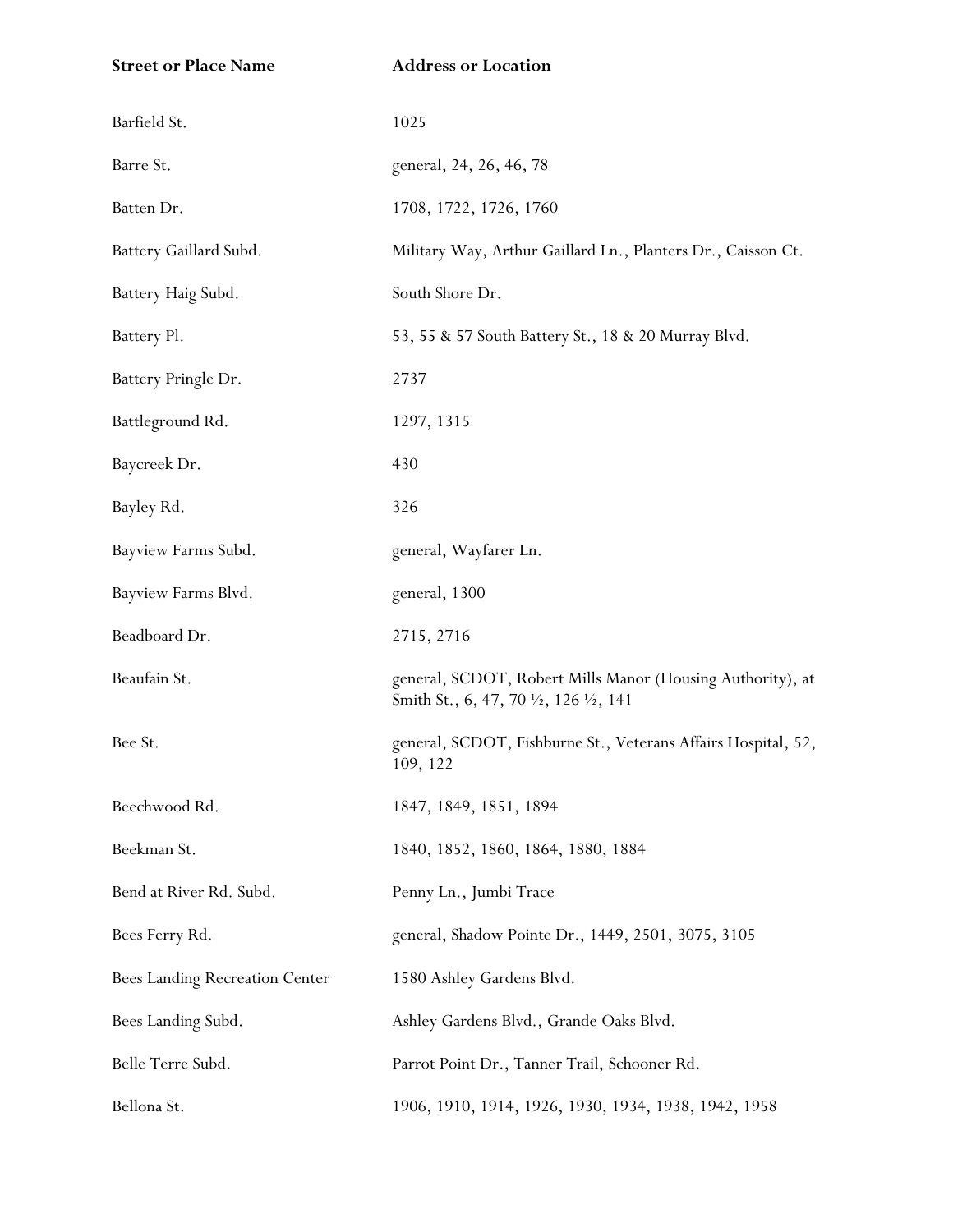| Street or Place Name | Address or Location |
|---|---|
| Barfield St. | 1025 |
| Barre St. | general, 24, 26, 46, 78 |
| Batten Dr. | 1708, 1722, 1726, 1760 |
| Battery Gaillard Subd. | Military Way, Arthur Gaillard Ln., Planters Dr., Caisson Ct. |
| Battery Haig Subd. | South Shore Dr. |
| Battery Pl. | 53, 55 & 57 South Battery St., 18 & 20 Murray Blvd. |
| Battery Pringle Dr. | 2737 |
| Battleground Rd. | 1297, 1315 |
| Baycreek Dr. | 430 |
| Bayley Rd. | 326 |
| Bayview Farms Subd. | general, Wayfarer Ln. |
| Bayview Farms Blvd. | general, 1300 |
| Beadboard Dr. | 2715, 2716 |
| Beaufain St. | general, SCDOT, Robert Mills Manor (Housing Authority), at Smith St., 6, 47, 70 ½, 126 ½, 141 |
| Bee St. | general, SCDOT, Fishburne St., Veterans Affairs Hospital, 52, 109, 122 |
| Beechwood Rd. | 1847, 1849, 1851, 1894 |
| Beekman St. | 1840, 1852, 1860, 1864, 1880, 1884 |
| Bend at River Rd. Subd. | Penny Ln., Jumbi Trace |
| Bees Ferry Rd. | general, Shadow Pointe Dr., 1449, 2501, 3075, 3105 |
| Bees Landing Recreation Center | 1580 Ashley Gardens Blvd. |
| Bees Landing Subd. | Ashley Gardens Blvd., Grande Oaks Blvd. |
| Belle Terre Subd. | Parrot Point Dr., Tanner Trail, Schooner Rd. |
| Bellona St. | 1906, 1910, 1914, 1926, 1930, 1934, 1938, 1942, 1958 |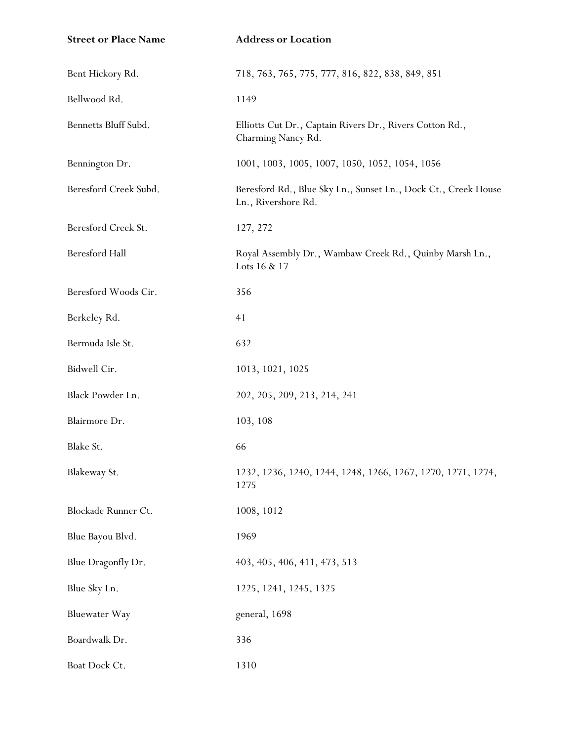| Street or Place Name | Address or Location |
|---|---|
| Bent Hickory Rd. | 718, 763, 765, 775, 777, 816, 822, 838, 849, 851 |
| Bellwood Rd. | 1149 |
| Bennetts Bluff Subd. | Elliotts Cut Dr., Captain Rivers Dr., Rivers Cotton Rd., Charming Nancy Rd. |
| Bennington Dr. | 1001, 1003, 1005, 1007, 1050, 1052, 1054, 1056 |
| Beresford Creek Subd. | Beresford Rd., Blue Sky Ln., Sunset Ln., Dock Ct., Creek House Ln., Rivershore Rd. |
| Beresford Creek St. | 127, 272 |
| Beresford Hall | Royal Assembly Dr., Wambaw Creek Rd., Quinby Marsh Ln., Lots 16 & 17 |
| Beresford Woods Cir. | 356 |
| Berkeley Rd. | 41 |
| Bermuda Isle St. | 632 |
| Bidwell Cir. | 1013, 1021, 1025 |
| Black Powder Ln. | 202, 205, 209, 213, 214, 241 |
| Blairmore Dr. | 103, 108 |
| Blake St. | 66 |
| Blakeway St. | 1232, 1236, 1240, 1244, 1248, 1266, 1267, 1270, 1271, 1274, 1275 |
| Blockade Runner Ct. | 1008, 1012 |
| Blue Bayou Blvd. | 1969 |
| Blue Dragonfly Dr. | 403, 405, 406, 411, 473, 513 |
| Blue Sky Ln. | 1225, 1241, 1245, 1325 |
| Bluewater Way | general, 1698 |
| Boardwalk Dr. | 336 |
| Boat Dock Ct. | 1310 |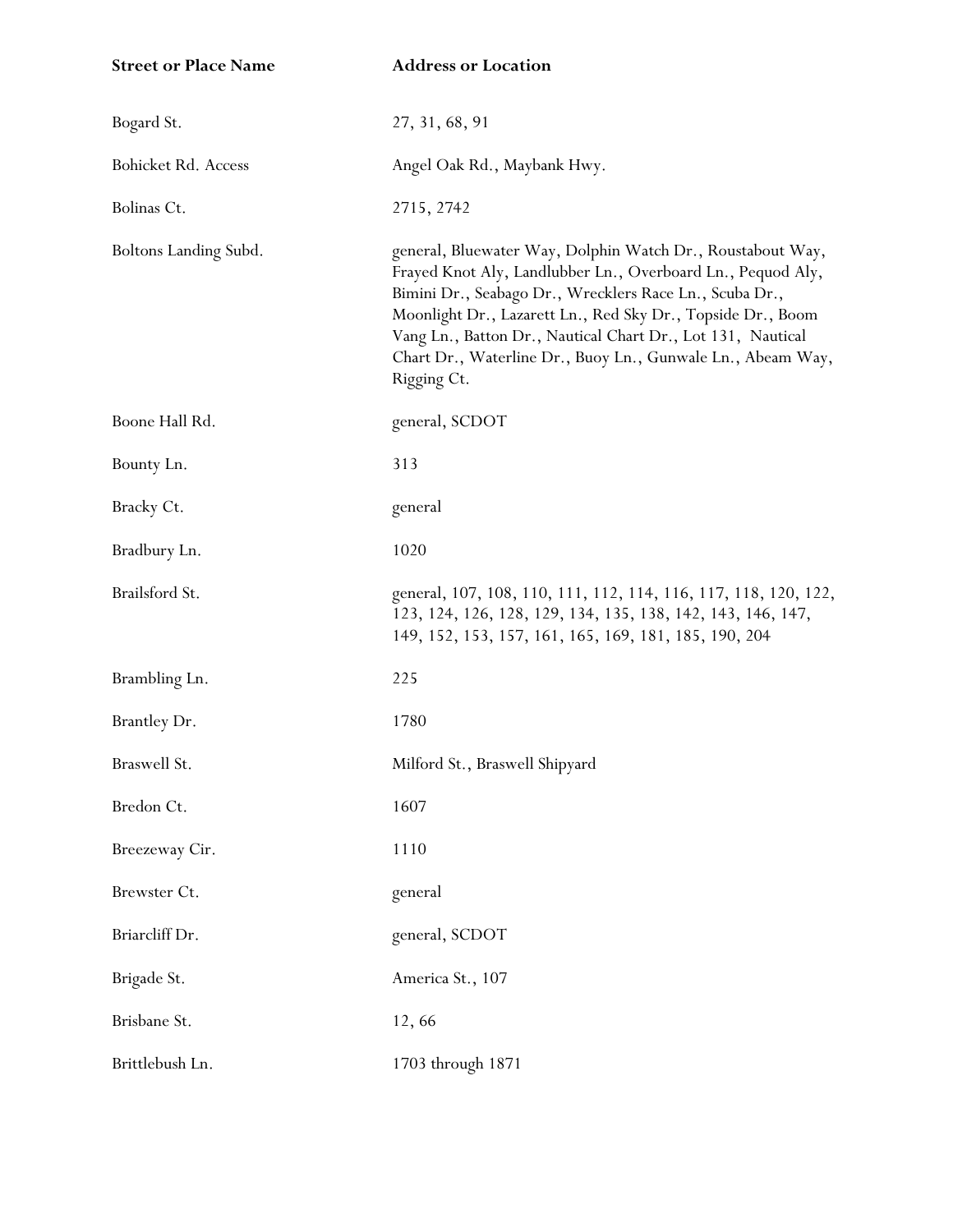| Street or Place Name | Address or Location |
| --- | --- |
| Bogard St. | 27, 31, 68, 91 |
| Bohicket Rd. Access | Angel Oak Rd., Maybank Hwy. |
| Bolinas Ct. | 2715, 2742 |
| Boltons Landing Subd. | general, Bluewater Way, Dolphin Watch Dr., Roustabout Way, Frayed Knot Aly, Landlubber Ln., Overboard Ln., Pequod Aly, Bimini Dr., Seabago Dr., Wrecklers Race Ln., Scuba Dr., Moonlight Dr., Lazarett Ln., Red Sky Dr., Topside Dr., Boom Vang Ln., Batton Dr., Nautical Chart Dr., Lot 131, Nautical Chart Dr., Waterline Dr., Buoy Ln., Gunwale Ln., Abeam Way, Rigging Ct. |
| Boone Hall Rd. | general, SCDOT |
| Bounty Ln. | 313 |
| Bracky Ct. | general |
| Bradbury Ln. | 1020 |
| Brailsford St. | general, 107, 108, 110, 111, 112, 114, 116, 117, 118, 120, 122, 123, 124, 126, 128, 129, 134, 135, 138, 142, 143, 146, 147, 149, 152, 153, 157, 161, 165, 169, 181, 185, 190, 204 |
| Brambling Ln. | 225 |
| Brantley Dr. | 1780 |
| Braswell St. | Milford St., Braswell Shipyard |
| Bredon Ct. | 1607 |
| Breezeway Cir. | 1110 |
| Brewster Ct. | general |
| Briarcliff Dr. | general, SCDOT |
| Brigade St. | America St., 107 |
| Brisbane St. | 12, 66 |
| Brittlebush Ln. | 1703 through 1871 |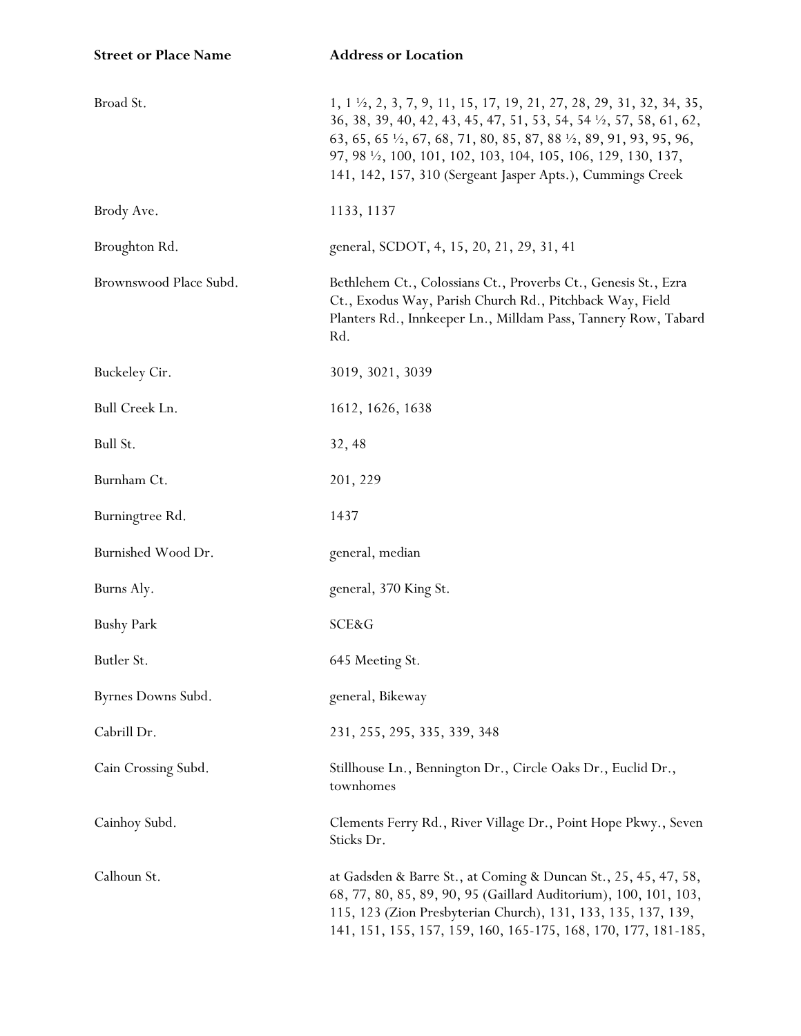| Street or Place Name | Address or Location |
| --- | --- |
| Broad St. | 1, 1 ½, 2, 3, 7, 9, 11, 15, 17, 19, 21, 27, 28, 29, 31, 32, 34, 35, 36, 38, 39, 40, 42, 43, 45, 47, 51, 53, 54, 54 ½, 57, 58, 61, 62, 63, 65, 65 ½, 67, 68, 71, 80, 85, 87, 88 ½, 89, 91, 93, 95, 96, 97, 98 ½, 100, 101, 102, 103, 104, 105, 106, 129, 130, 137, 141, 142, 157, 310 (Sergeant Jasper Apts.), Cummings Creek |
| Brody Ave. | 1133, 1137 |
| Broughton Rd. | general, SCDOT, 4, 15, 20, 21, 29, 31, 41 |
| Brownswood Place Subd. | Bethlehem Ct., Colossians Ct., Proverbs Ct., Genesis St., Ezra Ct., Exodus Way, Parish Church Rd., Pitchback Way, Field Planters Rd., Innkeeper Ln., Milldam Pass, Tannery Row, Tabard Rd. |
| Buckeley Cir. | 3019, 3021, 3039 |
| Bull Creek Ln. | 1612, 1626, 1638 |
| Bull St. | 32, 48 |
| Burnham Ct. | 201, 229 |
| Burningtree Rd. | 1437 |
| Burnished Wood Dr. | general, median |
| Burns Aly. | general, 370 King St. |
| Bushy Park | SCE&G |
| Butler St. | 645 Meeting St. |
| Byrnes Downs Subd. | general, Bikeway |
| Cabrill Dr. | 231, 255, 295, 335, 339, 348 |
| Cain Crossing Subd. | Stillhouse Ln., Bennington Dr., Circle Oaks Dr., Euclid Dr., townhomes |
| Cainhoy Subd. | Clements Ferry Rd., River Village Dr., Point Hope Pkwy., Seven Sticks Dr. |
| Calhoun St. | at Gadsden & Barre St., at Coming & Duncan St., 25, 45, 47, 58, 68, 77, 80, 85, 89, 90, 95 (Gaillard Auditorium), 100, 101, 103, 115, 123 (Zion Presbyterian Church), 131, 133, 135, 137, 139, 141, 151, 155, 157, 159, 160, 165-175, 168, 170, 177, 181-185, |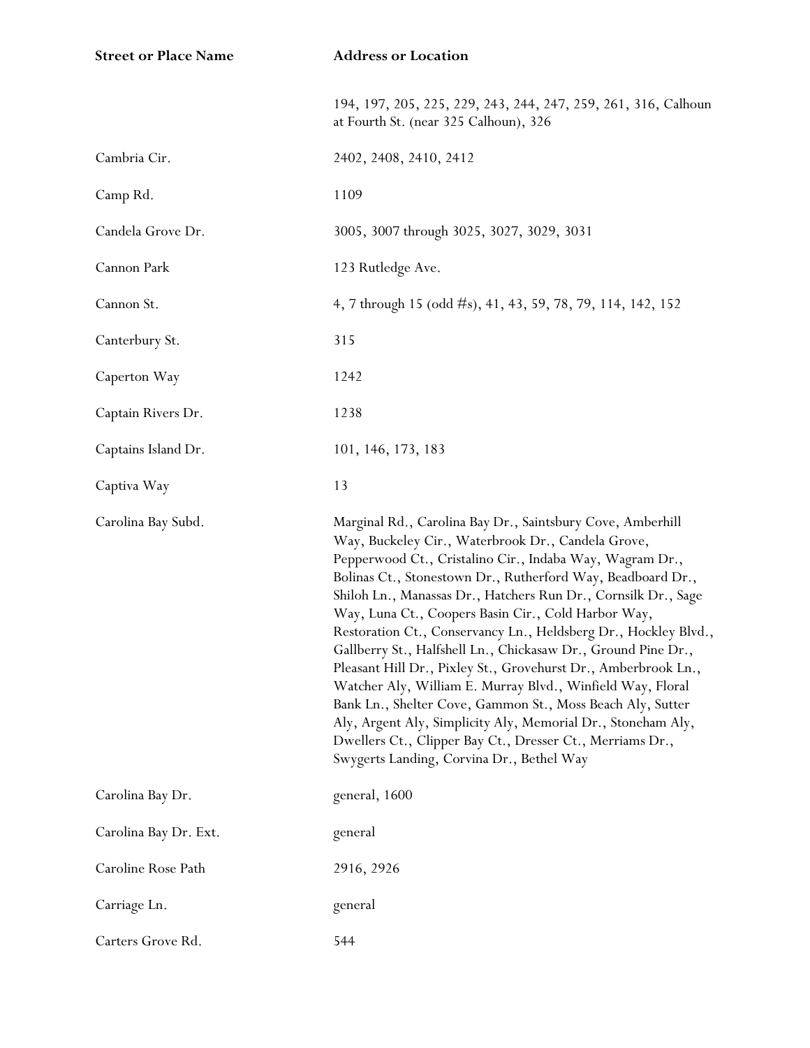| Street or Place Name | Address or Location |
|---|---|
| | 194, 197, 205, 225, 229, 243, 244, 247, 259, 261, 316, Calhoun at Fourth St. (near 325 Calhoun), 326 |
| Cambria Cir. | 2402, 2408, 2410, 2412 |
| Camp Rd. | 1109 |
| Candela Grove Dr. | 3005, 3007 through 3025, 3027, 3029, 3031 |
| Cannon Park | 123 Rutledge Ave. |
| Cannon St. | 4, 7 through 15 (odd #s), 41, 43, 59, 78, 79, 114, 142, 152 |
| Canterbury St. | 315 |
| Caperton Way | 1242 |
| Captain Rivers Dr. | 1238 |
| Captains Island Dr. | 101, 146, 173, 183 |
| Captiva Way | 13 |
| Carolina Bay Subd. | Marginal Rd., Carolina Bay Dr., Saintsbury Cove, Amberhill Way, Buckeley Cir., Waterbrook Dr., Candela Grove, Pepperwood Ct., Cristalino Cir., Indaba Way, Wagram Dr., Bolinas Ct., Stonestown Dr., Rutherford Way, Beadboard Dr., Shiloh Ln., Manassas Dr., Hatchers Run Dr., Cornsilk Dr., Sage Way, Luna Ct., Coopers Basin Cir., Cold Harbor Way, Restoration Ct., Conservancy Ln., Heldsberg Dr., Hockley Blvd., Gallberry St., Halfshell Ln., Chickasaw Dr., Ground Pine Dr., Pleasant Hill Dr., Pixley St., Grovehurst Dr., Amberbrook Ln., Watcher Aly, William E. Murray Blvd., Winfield Way, Floral Bank Ln., Shelter Cove, Gammon St., Moss Beach Aly, Sutter Aly, Argent Aly, Simplicity Aly, Memorial Dr., Stoneham Aly, Dwellers Ct., Clipper Bay Ct., Dresser Ct., Merriams Dr., Swygerts Landing, Corvina Dr., Bethel Way |
| Carolina Bay Dr. | general, 1600 |
| Carolina Bay Dr. Ext. | general |
| Caroline Rose Path | 2916, 2926 |
| Carriage Ln. | general |
| Carters Grove Rd. | 544 |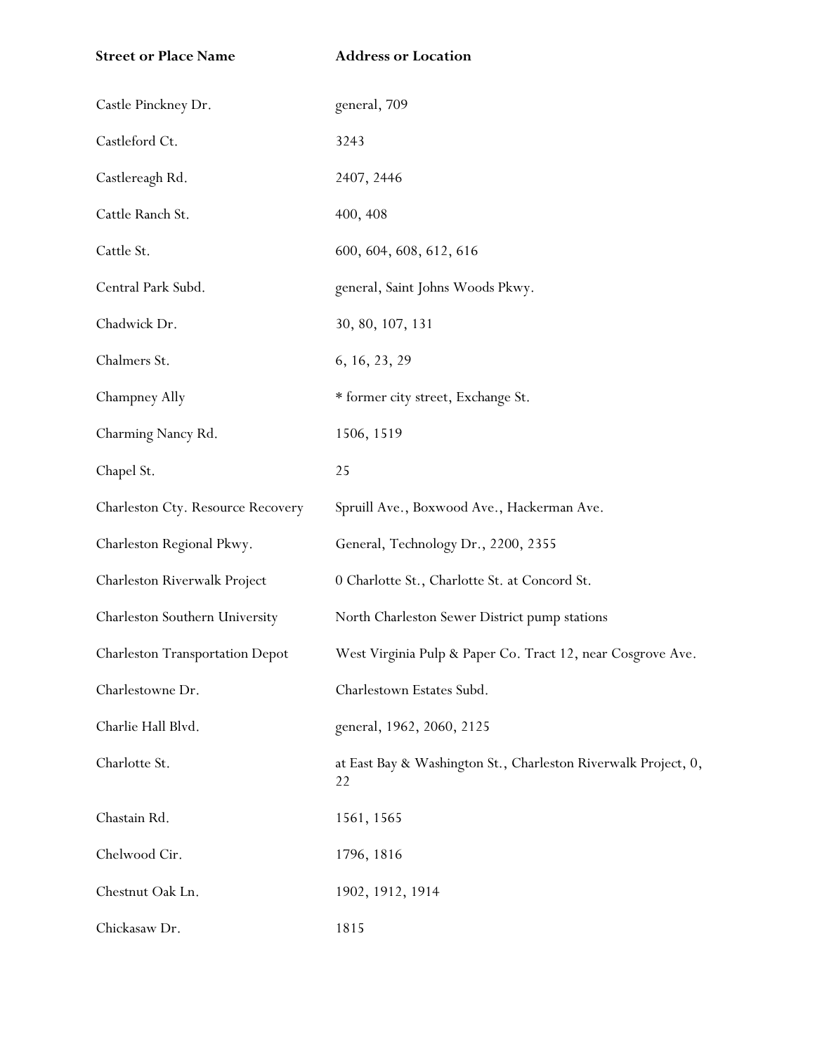| Street or Place Name | Address or Location |
|---|---|
| Castle Pinckney Dr. | general, 709 |
| Castleford Ct. | 3243 |
| Castlereagh Rd. | 2407, 2446 |
| Cattle Ranch St. | 400, 408 |
| Cattle St. | 600, 604, 608, 612, 616 |
| Central Park Subd. | general, Saint Johns Woods Pkwy. |
| Chadwick Dr. | 30, 80, 107, 131 |
| Chalmers St. | 6, 16, 23, 29 |
| Champney Ally | * former city street, Exchange St. |
| Charming Nancy Rd. | 1506, 1519 |
| Chapel St. | 25 |
| Charleston Cty. Resource Recovery | Spruill Ave., Boxwood Ave., Hackerman Ave. |
| Charleston Regional Pkwy. | General, Technology Dr., 2200, 2355 |
| Charleston Riverwalk Project | 0 Charlotte St., Charlotte St. at Concord St. |
| Charleston Southern University | North Charleston Sewer District pump stations |
| Charleston Transportation Depot | West Virginia Pulp & Paper Co. Tract 12, near Cosgrove Ave. |
| Charlestowne Dr. | Charlestown Estates Subd. |
| Charlie Hall Blvd. | general, 1962, 2060, 2125 |
| Charlotte St. | at East Bay & Washington St., Charleston Riverwalk Project, 0, 22 |
| Chastain Rd. | 1561, 1565 |
| Chelwood Cir. | 1796, 1816 |
| Chestnut Oak Ln. | 1902, 1912, 1914 |
| Chickasaw Dr. | 1815 |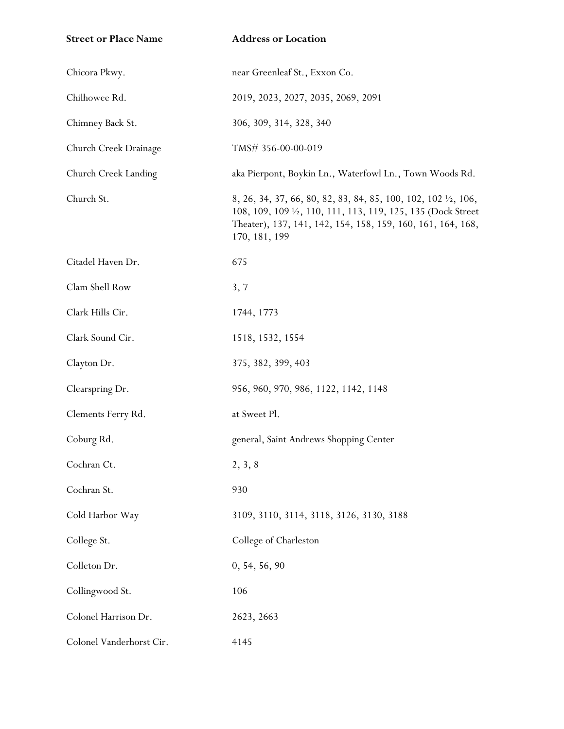| Street or Place Name | Address or Location |
| --- | --- |
| Chicora Pkwy. | near Greenleaf St., Exxon Co. |
| Chilhowee Rd. | 2019, 2023, 2027, 2035, 2069, 2091 |
| Chimney Back St. | 306, 309, 314, 328, 340 |
| Church Creek Drainage | TMS# 356-00-00-019 |
| Church Creek Landing | aka Pierpont, Boykin Ln., Waterfowl Ln., Town Woods Rd. |
| Church St. | 8, 26, 34, 37, 66, 80, 82, 83, 84, 85, 100, 102, 102 ½, 106, 108, 109, 109 ½, 110, 111, 113, 119, 125, 135 (Dock Street Theater), 137, 141, 142, 154, 158, 159, 160, 161, 164, 168, 170, 181, 199 |
| Citadel Haven Dr. | 675 |
| Clam Shell Row | 3, 7 |
| Clark Hills Cir. | 1744, 1773 |
| Clark Sound Cir. | 1518, 1532, 1554 |
| Clayton Dr. | 375, 382, 399, 403 |
| Clearspring Dr. | 956, 960, 970, 986, 1122, 1142, 1148 |
| Clements Ferry Rd. | at Sweet Pl. |
| Coburg Rd. | general, Saint Andrews Shopping Center |
| Cochran Ct. | 2, 3, 8 |
| Cochran St. | 930 |
| Cold Harbor Way | 3109, 3110, 3114, 3118, 3126, 3130, 3188 |
| College St. | College of Charleston |
| Colleton Dr. | 0, 54, 56, 90 |
| Collingwood St. | 106 |
| Colonel Harrison Dr. | 2623, 2663 |
| Colonel Vanderhorst Cir. | 4145 |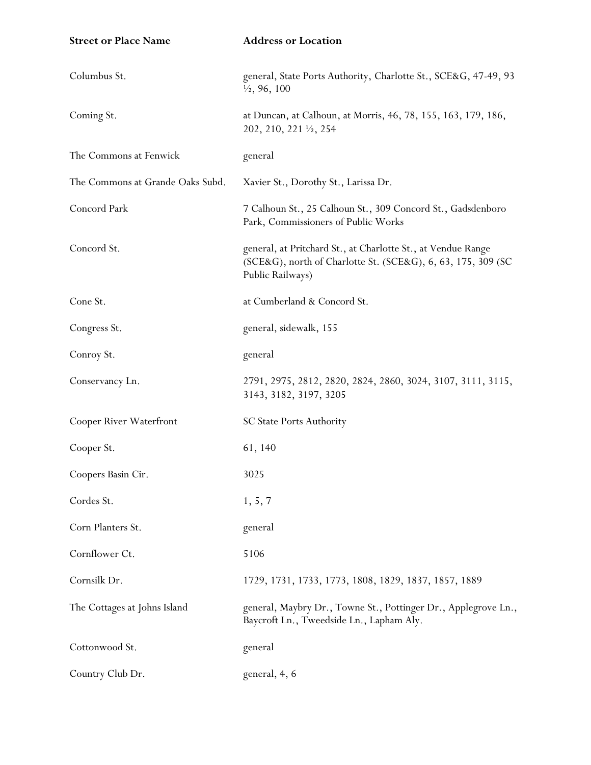| Street or Place Name | Address or Location |
| --- | --- |
| Columbus St. | general, State Ports Authority, Charlotte St., SCE&G, 47-49, 93 ½, 96, 100 |
| Coming St. | at Duncan, at Calhoun, at Morris, 46, 78, 155, 163, 179, 186, 202, 210, 221 ½, 254 |
| The Commons at Fenwick | general |
| The Commons at Grande Oaks Subd. | Xavier St., Dorothy St., Larissa Dr. |
| Concord Park | 7 Calhoun St., 25 Calhoun St., 309 Concord St., Gadsdenboro Park, Commissioners of Public Works |
| Concord St. | general, at Pritchard St., at Charlotte St., at Vendue Range (SCE&G), north of Charlotte St. (SCE&G), 6, 63, 175, 309 (SC Public Railways) |
| Cone St. | at Cumberland & Concord St. |
| Congress St. | general, sidewalk, 155 |
| Conroy St. | general |
| Conservancy Ln. | 2791, 2975, 2812, 2820, 2824, 2860, 3024, 3107, 3111, 3115, 3143, 3182, 3197, 3205 |
| Cooper River Waterfront | SC State Ports Authority |
| Cooper St. | 61, 140 |
| Coopers Basin Cir. | 3025 |
| Cordes St. | 1, 5, 7 |
| Corn Planters St. | general |
| Cornflower Ct. | 5106 |
| Cornsilk Dr. | 1729, 1731, 1733, 1773, 1808, 1829, 1837, 1857, 1889 |
| The Cottages at Johns Island | general, Maybry Dr., Towne St., Pottinger Dr., Applegrove Ln., Baycroft Ln., Tweedside Ln., Lapham Aly. |
| Cottonwood St. | general |
| Country Club Dr. | general, 4, 6 |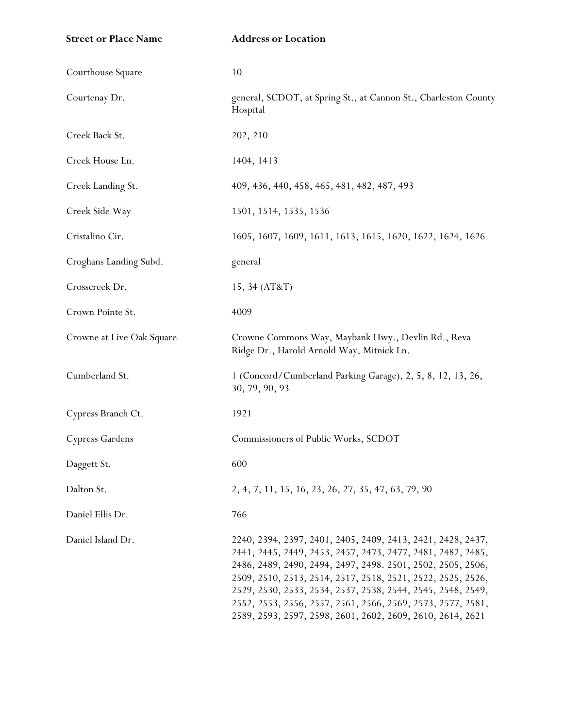| Street or Place Name | Address or Location |
| --- | --- |
| Courthouse Square | 10 |
| Courtenay Dr. | general, SCDOT, at Spring St., at Cannon St., Charleston County Hospital |
| Creek Back St. | 202, 210 |
| Creek House Ln. | 1404, 1413 |
| Creek Landing St. | 409, 436, 440, 458, 465, 481, 482, 487, 493 |
| Creek Side Way | 1501, 1514, 1535, 1536 |
| Cristalino Cir. | 1605, 1607, 1609, 1611, 1613, 1615, 1620, 1622, 1624, 1626 |
| Croghans Landing Subd. | general |
| Crosscreek Dr. | 15, 34 (AT&T) |
| Crown Pointe St. | 4009 |
| Crowne at Live Oak Square | Crowne Commons Way, Maybank Hwy., Devlin Rd., Reva Ridge Dr., Harold Arnold Way, Mitnick Ln. |
| Cumberland St. | 1 (Concord/Cumberland Parking Garage), 2, 5, 8, 12, 13, 26, 30, 79, 90, 93 |
| Cypress Branch Ct. | 1921 |
| Cypress Gardens | Commissioners of Public Works, SCDOT |
| Daggett St. | 600 |
| Dalton St. | 2, 4, 7, 11, 15, 16, 23, 26, 27, 35, 47, 63, 79, 90 |
| Daniel Ellis Dr. | 766 |
| Daniel Island Dr. | 2240, 2394, 2397, 2401, 2405, 2409, 2413, 2421, 2428, 2437, 2441, 2445, 2449, 2453, 2457, 2473, 2477, 2481, 2482, 2485, 2486, 2489, 2490, 2494, 2497, 2498. 2501, 2502, 2505, 2506, 2509, 2510, 2513, 2514, 2517, 2518, 2521, 2522, 2525, 2526, 2529, 2530, 2533, 2534, 2537, 2538, 2544, 2545, 2548, 2549, 2552, 2553, 2556, 2557, 2561, 2566, 2569, 2573, 2577, 2581, 2589, 2593, 2597, 2598, 2601, 2602, 2609, 2610, 2614, 2621 |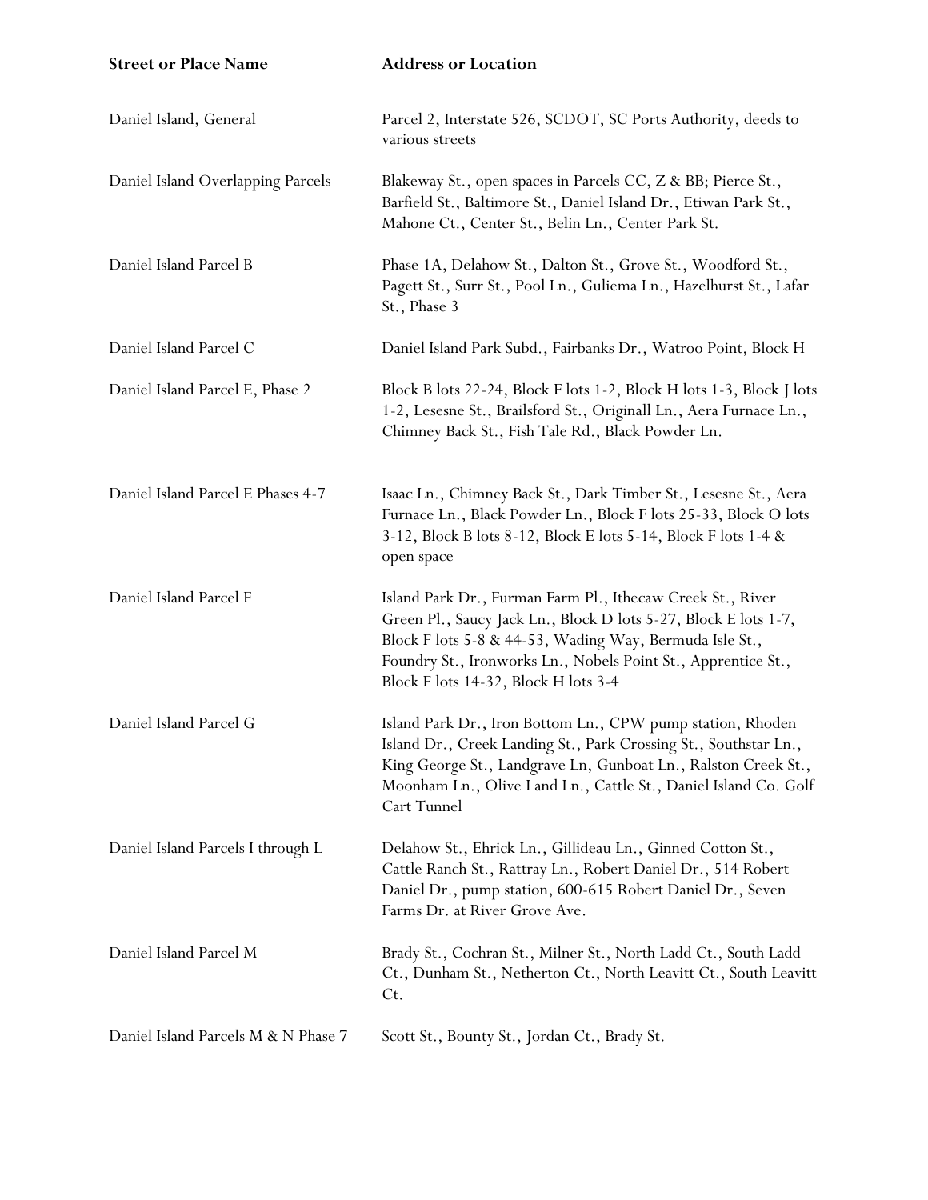| Street or Place Name | Address or Location |
| --- | --- |
| Daniel Island, General | Parcel 2, Interstate 526, SCDOT, SC Ports Authority, deeds to various streets |
| Daniel Island Overlapping Parcels | Blakeway St., open spaces in Parcels CC, Z & BB; Pierce St., Barfield St., Baltimore St., Daniel Island Dr., Etiwan Park St., Mahone Ct., Center St., Belin Ln., Center Park St. |
| Daniel Island Parcel B | Phase 1A, Delahow St., Dalton St., Grove St., Woodford St., Pagett St., Surr St., Pool Ln., Guliema Ln., Hazelhurst St., Lafar St., Phase 3 |
| Daniel Island Parcel C | Daniel Island Park Subd., Fairbanks Dr., Watroo Point, Block H |
| Daniel Island Parcel E, Phase 2 | Block B lots 22-24, Block F lots 1-2, Block H lots 1-3, Block J lots 1-2, Lesesne St., Brailsford St., Originall Ln., Aera Furnace Ln., Chimney Back St., Fish Tale Rd., Black Powder Ln. |
| Daniel Island Parcel E Phases 4-7 | Isaac Ln., Chimney Back St., Dark Timber St., Lesesne St., Aera Furnace Ln., Black Powder Ln., Block F lots 25-33, Block O lots 3-12, Block B lots 8-12, Block E lots 5-14, Block F lots 1-4 & open space |
| Daniel Island Parcel F | Island Park Dr., Furman Farm Pl., Ithecaw Creek St., River Green Pl., Saucy Jack Ln., Block D lots 5-27, Block E lots 1-7, Block F lots 5-8 & 44-53, Wading Way, Bermuda Isle St., Foundry St., Ironworks Ln., Nobels Point St., Apprentice St., Block F lots 14-32, Block H lots 3-4 |
| Daniel Island Parcel G | Island Park Dr., Iron Bottom Ln., CPW pump station, Rhoden Island Dr., Creek Landing St., Park Crossing St., Southstar Ln., King George St., Landgrave Ln, Gunboat Ln., Ralston Creek St., Moonham Ln., Olive Land Ln., Cattle St., Daniel Island Co. Golf Cart Tunnel |
| Daniel Island Parcels I through L | Delahow St., Ehrick Ln., Gillideau Ln., Ginned Cotton St., Cattle Ranch St., Rattray Ln., Robert Daniel Dr., 514 Robert Daniel Dr., pump station, 600-615 Robert Daniel Dr., Seven Farms Dr. at River Grove Ave. |
| Daniel Island Parcel M | Brady St., Cochran St., Milner St., North Ladd Ct., South Ladd Ct., Dunham St., Netherton Ct., North Leavitt Ct., South Leavitt Ct. |
| Daniel Island Parcels M & N Phase 7 | Scott St., Bounty St., Jordan Ct., Brady St. |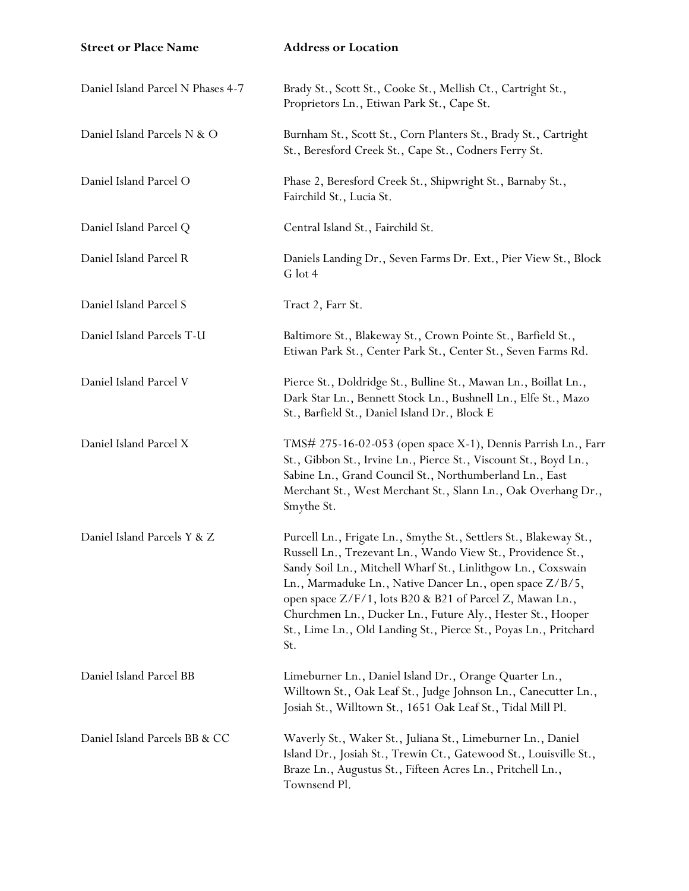| Street or Place Name | Address or Location |
| --- | --- |
| Daniel Island Parcel N Phases 4-7 | Brady St., Scott St., Cooke St., Mellish Ct., Cartright St., Proprietors Ln., Etiwan Park St., Cape St. |
| Daniel Island Parcels N & O | Burnham St., Scott St., Corn Planters St., Brady St., Cartright St., Beresford Creek St., Cape St., Codners Ferry St. |
| Daniel Island Parcel O | Phase 2, Beresford Creek St., Shipwright St., Barnaby St., Fairchild St., Lucia St. |
| Daniel Island Parcel Q | Central Island St., Fairchild St. |
| Daniel Island Parcel R | Daniels Landing Dr., Seven Farms Dr. Ext., Pier View St., Block G lot 4 |
| Daniel Island Parcel S | Tract 2, Farr St. |
| Daniel Island Parcels T-U | Baltimore St., Blakeway St., Crown Pointe St., Barfield St., Etiwan Park St., Center Park St., Center St., Seven Farms Rd. |
| Daniel Island Parcel V | Pierce St., Doldridge St., Bulline St., Mawan Ln., Boillat Ln., Dark Star Ln., Bennett Stock Ln., Bushnell Ln., Elfe St., Mazo St., Barfield St., Daniel Island Dr., Block E |
| Daniel Island Parcel X | TMS# 275-16-02-053 (open space X-1), Dennis Parrish Ln., Farr St., Gibbon St., Irvine Ln., Pierce St., Viscount St., Boyd Ln., Sabine Ln., Grand Council St., Northumberland Ln., East Merchant St., West Merchant St., Slann Ln., Oak Overhang Dr., Smythe St. |
| Daniel Island Parcels Y & Z | Purcell Ln., Frigate Ln., Smythe St., Settlers St., Blakeway St., Russell Ln., Trezevant Ln., Wando View St., Providence St., Sandy Soil Ln., Mitchell Wharf St., Linlithgow Ln., Coxswain Ln., Marmaduke Ln., Native Dancer Ln., open space Z/B/5, open space Z/F/1, lots B20 & B21 of Parcel Z, Mawan Ln., Churchmen Ln., Ducker Ln., Future Aly., Hester St., Hooper St., Lime Ln., Old Landing St., Pierce St., Poyas Ln., Pritchard St. |
| Daniel Island Parcel BB | Limeburner Ln., Daniel Island Dr., Orange Quarter Ln., Willtown St., Oak Leaf St., Judge Johnson Ln., Canecutter Ln., Josiah St., Willtown St., 1651 Oak Leaf St., Tidal Mill Pl. |
| Daniel Island Parcels BB & CC | Waverly St., Waker St., Juliana St., Limeburner Ln., Daniel Island Dr., Josiah St., Trewin Ct., Gatewood St., Louisville St., Braze Ln., Augustus St., Fifteen Acres Ln., Pritchell Ln., Townsend Pl. |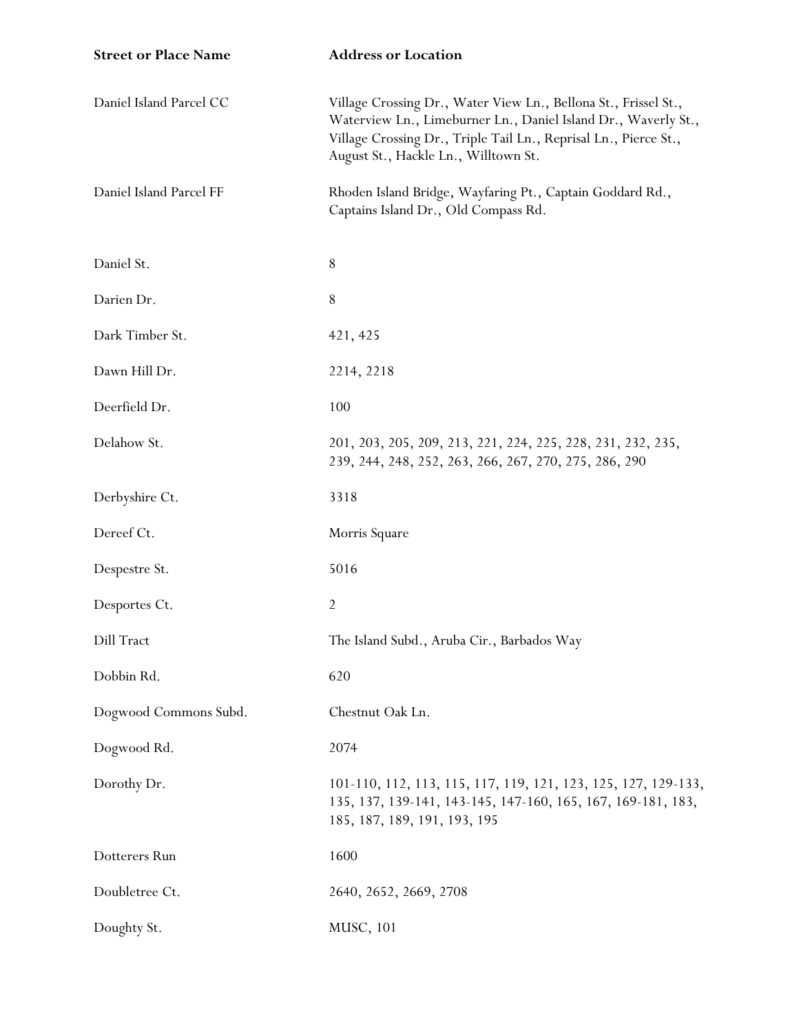| Street or Place Name | Address or Location |
|---|---|
| Daniel Island Parcel CC | Village Crossing Dr., Water View Ln., Bellona St., Frissel St., Waterview Ln., Limeburner Ln., Daniel Island Dr., Waverly St., Village Crossing Dr., Triple Tail Ln., Reprisal Ln., Pierce St., August St., Hackle Ln., Willtown St. |
| Daniel Island Parcel FF | Rhoden Island Bridge, Wayfaring Pt., Captain Goddard Rd., Captains Island Dr., Old Compass Rd. |
| Daniel St. | 8 |
| Darien Dr. | 8 |
| Dark Timber St. | 421, 425 |
| Dawn Hill Dr. | 2214, 2218 |
| Deerfield Dr. | 100 |
| Delahow St. | 201, 203, 205, 209, 213, 221, 224, 225, 228, 231, 232, 235, 239, 244, 248, 252, 263, 266, 267, 270, 275, 286, 290 |
| Derbyshire Ct. | 3318 |
| Dereef Ct. | Morris Square |
| Despestre St. | 5016 |
| Desportes Ct. | 2 |
| Dill Tract | The Island Subd., Aruba Cir., Barbados Way |
| Dobbin Rd. | 620 |
| Dogwood Commons Subd. | Chestnut Oak Ln. |
| Dogwood Rd. | 2074 |
| Dorothy Dr. | 101-110, 112, 113, 115, 117, 119, 121, 123, 125, 127, 129-133, 135, 137, 139-141, 143-145, 147-160, 165, 167, 169-181, 183, 185, 187, 189, 191, 193, 195 |
| Dotterers Run | 1600 |
| Doubletree Ct. | 2640, 2652, 2669, 2708 |
| Doughty St. | MUSC, 101 |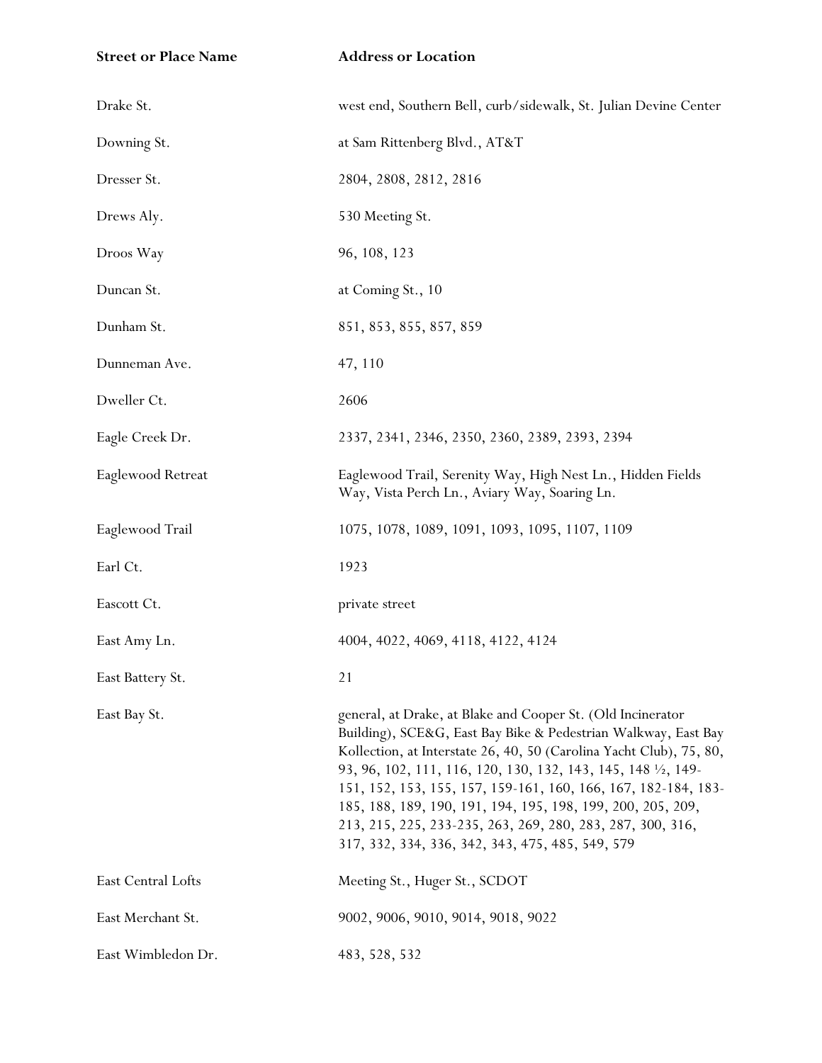| Street or Place Name | Address or Location |
|---|---|
| Drake St. | west end, Southern Bell, curb/sidewalk, St. Julian Devine Center |
| Downing St. | at Sam Rittenberg Blvd., AT&T |
| Dresser St. | 2804, 2808, 2812, 2816 |
| Drews Aly. | 530 Meeting St. |
| Droos Way | 96, 108, 123 |
| Duncan St. | at Coming St., 10 |
| Dunham St. | 851, 853, 855, 857, 859 |
| Dunneman Ave. | 47, 110 |
| Dweller Ct. | 2606 |
| Eagle Creek Dr. | 2337, 2341, 2346, 2350, 2360, 2389, 2393, 2394 |
| Eaglewood Retreat | Eaglewood Trail, Serenity Way, High Nest Ln., Hidden Fields Way, Vista Perch Ln., Aviary Way, Soaring Ln. |
| Eaglewood Trail | 1075, 1078, 1089, 1091, 1093, 1095, 1107, 1109 |
| Earl Ct. | 1923 |
| Eascott Ct. | private street |
| East Amy Ln. | 4004, 4022, 4069, 4118, 4122, 4124 |
| East Battery St. | 21 |
| East Bay St. | general, at Drake, at Blake and Cooper St. (Old Incinerator Building), SCE&G, East Bay Bike & Pedestrian Walkway, East Bay Kollection, at Interstate 26, 40, 50 (Carolina Yacht Club), 75, 80, 93, 96, 102, 111, 116, 120, 130, 132, 143, 145, 148 ½, 149-151, 152, 153, 155, 157, 159-161, 160, 166, 167, 182-184, 183-185, 188, 189, 190, 191, 194, 195, 198, 199, 200, 205, 209, 213, 215, 225, 233-235, 263, 269, 280, 283, 287, 300, 316, 317, 332, 334, 336, 342, 343, 475, 485, 549, 579 |
| East Central Lofts | Meeting St., Huger St., SCDOT |
| East Merchant St. | 9002, 9006, 9010, 9014, 9018, 9022 |
| East Wimbledon Dr. | 483, 528, 532 |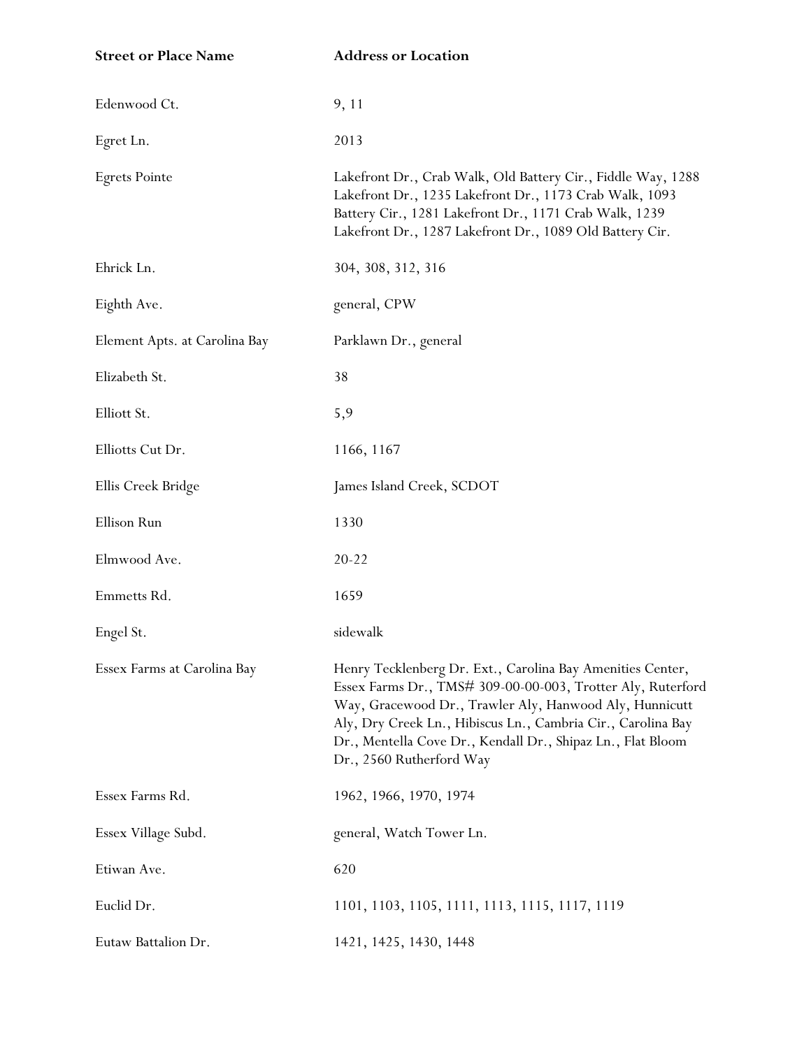| Street or Place Name | Address or Location |
|---|---|
| Edenwood Ct. | 9, 11 |
| Egret Ln. | 2013 |
| Egrets Pointe | Lakefront Dr., Crab Walk, Old Battery Cir., Fiddle Way, 1288 Lakefront Dr., 1235 Lakefront Dr., 1173 Crab Walk, 1093 Battery Cir., 1281 Lakefront Dr., 1171 Crab Walk, 1239 Lakefront Dr., 1287 Lakefront Dr., 1089 Old Battery Cir. |
| Ehrick Ln. | 304, 308, 312, 316 |
| Eighth Ave. | general, CPW |
| Element Apts. at Carolina Bay | Parklawn Dr., general |
| Elizabeth St. | 38 |
| Elliott St. | 5,9 |
| Elliotts Cut Dr. | 1166, 1167 |
| Ellis Creek Bridge | James Island Creek, SCDOT |
| Ellison Run | 1330 |
| Elmwood Ave. | 20-22 |
| Emmetts Rd. | 1659 |
| Engel St. | sidewalk |
| Essex Farms at Carolina Bay | Henry Tecklenberg Dr. Ext., Carolina Bay Amenities Center, Essex Farms Dr., TMS# 309-00-00-003, Trotter Aly, Ruterford Way, Gracewood Dr., Trawler Aly, Hanwood Aly, Hunnicutt Aly, Dry Creek Ln., Hibiscus Ln., Cambria Cir., Carolina Bay Dr., Mentella Cove Dr., Kendall Dr., Shipaz Ln., Flat Bloom Dr., 2560 Rutherford Way |
| Essex Farms Rd. | 1962, 1966, 1970, 1974 |
| Essex Village Subd. | general, Watch Tower Ln. |
| Etiwan Ave. | 620 |
| Euclid Dr. | 1101, 1103, 1105, 1111, 1113, 1115, 1117, 1119 |
| Eutaw Battalion Dr. | 1421, 1425, 1430, 1448 |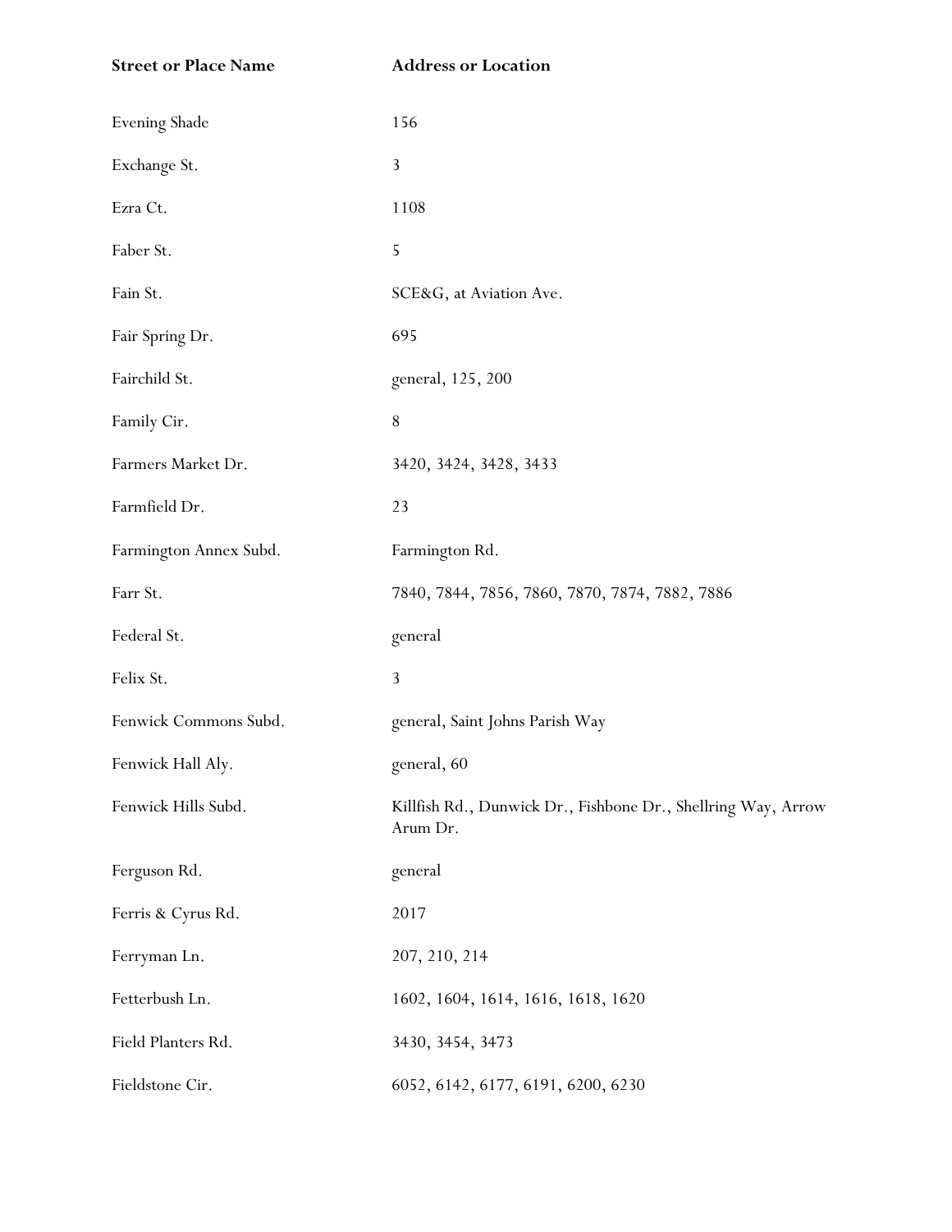| Street or Place Name | Address or Location |
| --- | --- |
| Evening Shade | 156 |
| Exchange St. | 3 |
| Ezra Ct. | 1108 |
| Faber St. | 5 |
| Fain St. | SCE&G, at Aviation Ave. |
| Fair Spring Dr. | 695 |
| Fairchild St. | general, 125, 200 |
| Family Cir. | 8 |
| Farmers Market Dr. | 3420, 3424, 3428, 3433 |
| Farmfield Dr. | 23 |
| Farmington Annex Subd. | Farmington Rd. |
| Farr St. | 7840, 7844, 7856, 7860, 7870, 7874, 7882, 7886 |
| Federal St. | general |
| Felix St. | 3 |
| Fenwick Commons Subd. | general, Saint Johns Parish Way |
| Fenwick Hall Aly. | general, 60 |
| Fenwick Hills Subd. | Killfish Rd., Dunwick Dr., Fishbone Dr., Shellring Way, Arrow Arum Dr. |
| Ferguson Rd. | general |
| Ferris & Cyrus Rd. | 2017 |
| Ferryman Ln. | 207, 210, 214 |
| Fetterbush Ln. | 1602, 1604, 1614, 1616, 1618, 1620 |
| Field Planters Rd. | 3430, 3454, 3473 |
| Fieldstone Cir. | 6052, 6142, 6177, 6191, 6200, 6230 |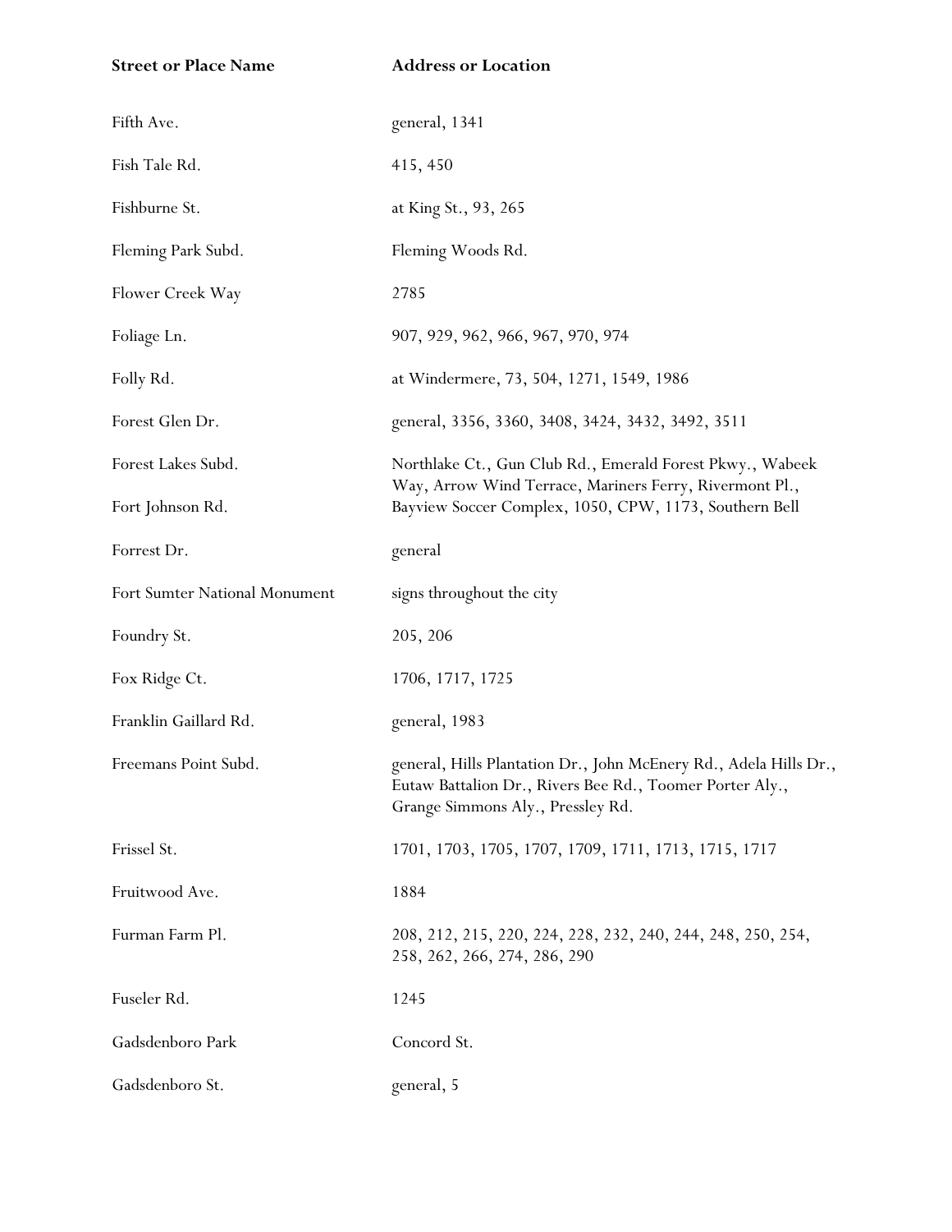| Street or Place Name | Address or Location |
|---|---|
| Fifth Ave. | general, 1341 |
| Fish Tale Rd. | 415, 450 |
| Fishburne St. | at King St., 93, 265 |
| Fleming Park Subd. | Fleming Woods Rd. |
| Flower Creek Way | 2785 |
| Foliage Ln. | 907, 929, 962, 966, 967, 970, 974 |
| Folly Rd. | at Windermere, 73, 504, 1271, 1549, 1986 |
| Forest Glen Dr. | general, 3356, 3360, 3408, 3424, 3432, 3492, 3511 |
| Forest Lakes Subd. | Northlake Ct., Gun Club Rd., Emerald Forest Pkwy., Wabeek Way, Arrow Wind Terrace, Mariners Ferry, Rivermont Pl., |
| Fort Johnson Rd. | Bayview Soccer Complex, 1050, CPW, 1173, Southern Bell |
| Forrest Dr. | general |
| Fort Sumter National Monument | signs throughout the city |
| Foundry St. | 205, 206 |
| Fox Ridge Ct. | 1706, 1717, 1725 |
| Franklin Gaillard Rd. | general, 1983 |
| Freemans Point Subd. | general, Hills Plantation Dr., John McEnery Rd., Adela Hills Dr., Eutaw Battalion Dr., Rivers Bee Rd., Toomer Porter Aly., Grange Simmons Aly., Pressley Rd. |
| Frissel St. | 1701, 1703, 1705, 1707, 1709, 1711, 1713, 1715, 1717 |
| Fruitwood Ave. | 1884 |
| Furman Farm Pl. | 208, 212, 215, 220, 224, 228, 232, 240, 244, 248, 250, 254, 258, 262, 266, 274, 286, 290 |
| Fuseler Rd. | 1245 |
| Gadsdenboro Park | Concord St. |
| Gadsdenboro St. | general, 5 |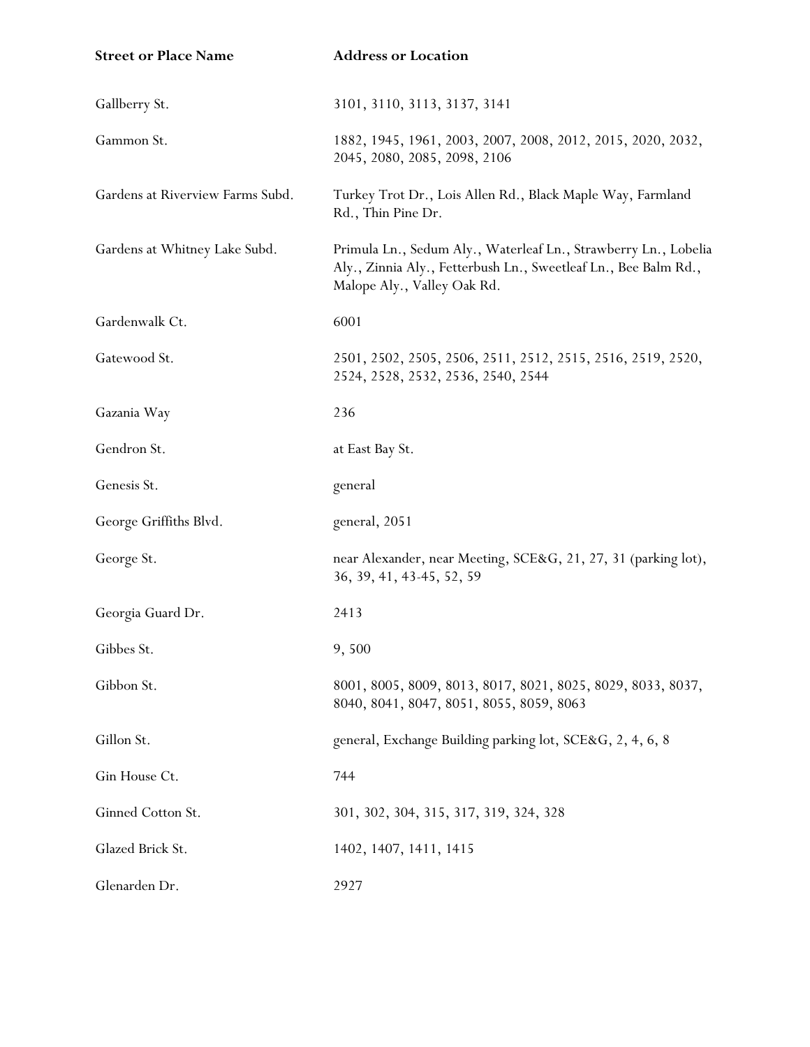| Street or Place Name | Address or Location |
| --- | --- |
| Gallberry St. | 3101, 3110, 3113, 3137, 3141 |
| Gammon St. | 1882, 1945, 1961, 2003, 2007, 2008, 2012, 2015, 2020, 2032, 2045, 2080, 2085, 2098, 2106 |
| Gardens at Riverview Farms Subd. | Turkey Trot Dr., Lois Allen Rd., Black Maple Way, Farmland Rd., Thin Pine Dr. |
| Gardens at Whitney Lake Subd. | Primula Ln., Sedum Aly., Waterleaf Ln., Strawberry Ln., Lobelia Aly., Zinnia Aly., Fetterbush Ln., Sweetleaf Ln., Bee Balm Rd., Malope Aly., Valley Oak Rd. |
| Gardenwalk Ct. | 6001 |
| Gatewood St. | 2501, 2502, 2505, 2506, 2511, 2512, 2515, 2516, 2519, 2520, 2524, 2528, 2532, 2536, 2540, 2544 |
| Gazania Way | 236 |
| Gendron St. | at East Bay St. |
| Genesis St. | general |
| George Griffiths Blvd. | general, 2051 |
| George St. | near Alexander, near Meeting, SCE&G, 21, 27, 31 (parking lot), 36, 39, 41, 43-45, 52, 59 |
| Georgia Guard Dr. | 2413 |
| Gibbes St. | 9, 500 |
| Gibbon St. | 8001, 8005, 8009, 8013, 8017, 8021, 8025, 8029, 8033, 8037, 8040, 8041, 8047, 8051, 8055, 8059, 8063 |
| Gillon St. | general, Exchange Building parking lot, SCE&G, 2, 4, 6, 8 |
| Gin House Ct. | 744 |
| Ginned Cotton St. | 301, 302, 304, 315, 317, 319, 324, 328 |
| Glazed Brick St. | 1402, 1407, 1411, 1415 |
| Glenarden Dr. | 2927 |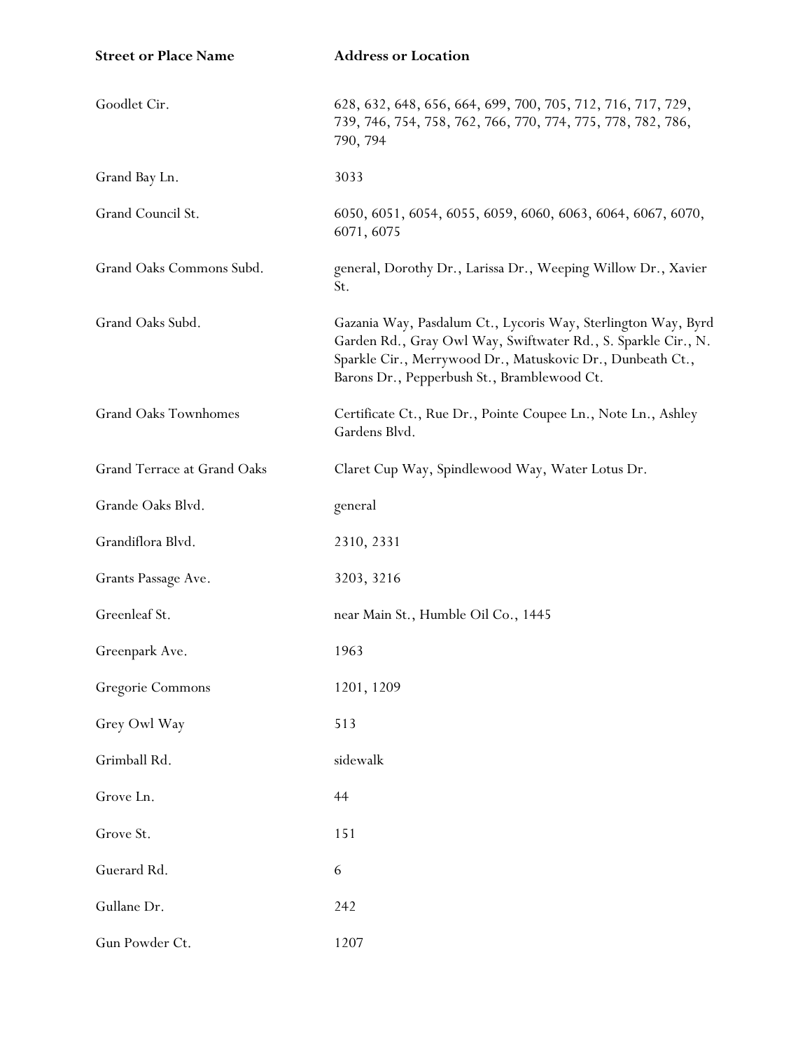| Street or Place Name | Address or Location |
| --- | --- |
| Goodlet Cir. | 628, 632, 648, 656, 664, 699, 700, 705, 712, 716, 717, 729, 739, 746, 754, 758, 762, 766, 770, 774, 775, 778, 782, 786, 790, 794 |
| Grand Bay Ln. | 3033 |
| Grand Council St. | 6050, 6051, 6054, 6055, 6059, 6060, 6063, 6064, 6067, 6070, 6071, 6075 |
| Grand Oaks Commons Subd. | general, Dorothy Dr., Larissa Dr., Weeping Willow Dr., Xavier St. |
| Grand Oaks Subd. | Gazania Way, Pasdalum Ct., Lycoris Way, Sterlington Way, Byrd Garden Rd., Gray Owl Way, Swiftwater Rd., S. Sparkle Cir., N. Sparkle Cir., Merrywood Dr., Matuskovic Dr., Dunbeath Ct., Barons Dr., Pepperbush St., Bramblewood Ct. |
| Grand Oaks Townhomes | Certificate Ct., Rue Dr., Pointe Coupee Ln., Note Ln., Ashley Gardens Blvd. |
| Grand Terrace at Grand Oaks | Claret Cup Way, Spindlewood Way, Water Lotus Dr. |
| Grande Oaks Blvd. | general |
| Grandiflora Blvd. | 2310, 2331 |
| Grants Passage Ave. | 3203, 3216 |
| Greenleaf St. | near Main St., Humble Oil Co., 1445 |
| Greenpark Ave. | 1963 |
| Gregorie Commons | 1201, 1209 |
| Grey Owl Way | 513 |
| Grimball Rd. | sidewalk |
| Grove Ln. | 44 |
| Grove St. | 151 |
| Guerard Rd. | 6 |
| Gullane Dr. | 242 |
| Gun Powder Ct. | 1207 |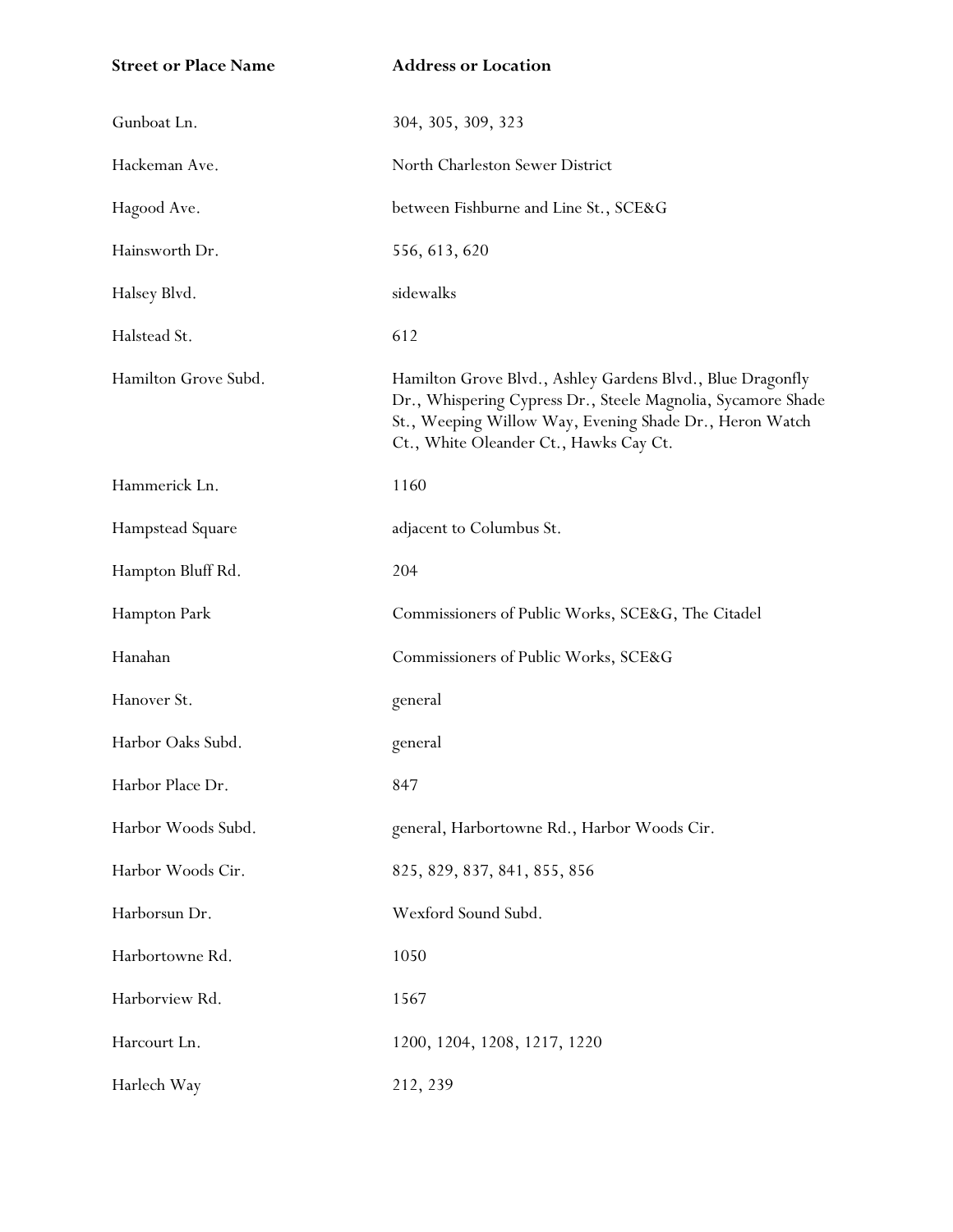| Street or Place Name | Address or Location |
|---|---|
| Gunboat Ln. | 304, 305, 309, 323 |
| Hackeman Ave. | North Charleston Sewer District |
| Hagood Ave. | between Fishburne and Line St., SCE&G |
| Hainsworth Dr. | 556, 613, 620 |
| Halsey Blvd. | sidewalks |
| Halstead St. | 612 |
| Hamilton Grove Subd. | Hamilton Grove Blvd., Ashley Gardens Blvd., Blue Dragonfly Dr., Whispering Cypress Dr., Steele Magnolia, Sycamore Shade St., Weeping Willow Way, Evening Shade Dr., Heron Watch Ct., White Oleander Ct., Hawks Cay Ct. |
| Hammerick Ln. | 1160 |
| Hampstead Square | adjacent to Columbus St. |
| Hampton Bluff Rd. | 204 |
| Hampton Park | Commissioners of Public Works, SCE&G, The Citadel |
| Hanahan | Commissioners of Public Works, SCE&G |
| Hanover St. | general |
| Harbor Oaks Subd. | general |
| Harbor Place Dr. | 847 |
| Harbor Woods Subd. | general, Harbortowne Rd., Harbor Woods Cir. |
| Harbor Woods Cir. | 825, 829, 837, 841, 855, 856 |
| Harborsun Dr. | Wexford Sound Subd. |
| Harbortowne Rd. | 1050 |
| Harborview Rd. | 1567 |
| Harcourt Ln. | 1200, 1204, 1208, 1217, 1220 |
| Harlech Way | 212, 239 |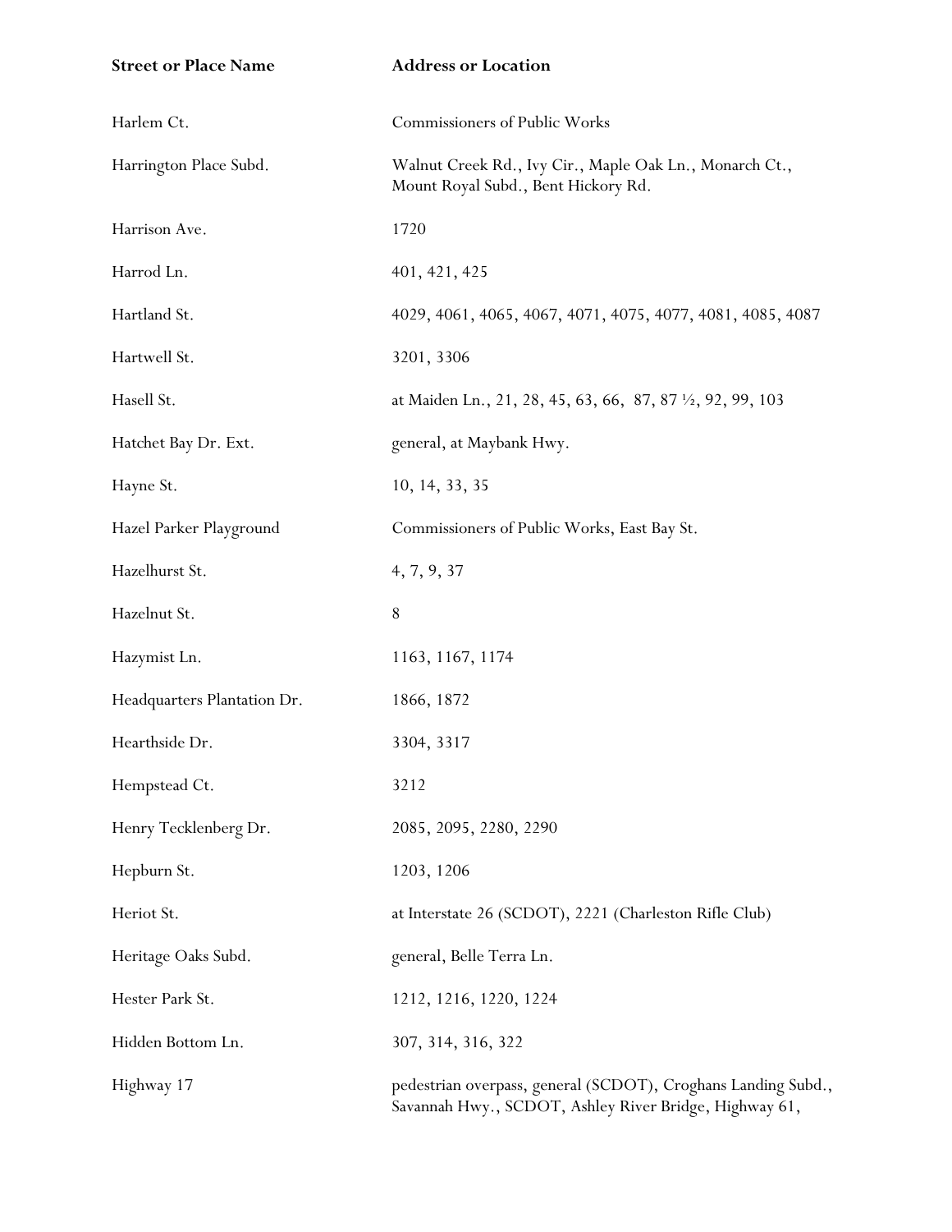| Street or Place Name | Address or Location |
| --- | --- |
| Harlem Ct. | Commissioners of Public Works |
| Harrington Place Subd. | Walnut Creek Rd., Ivy Cir., Maple Oak Ln., Monarch Ct., Mount Royal Subd., Bent Hickory Rd. |
| Harrison Ave. | 1720 |
| Harrod Ln. | 401, 421, 425 |
| Hartland St. | 4029, 4061, 4065, 4067, 4071, 4075, 4077, 4081, 4085, 4087 |
| Hartwell St. | 3201, 3306 |
| Hasell St. | at Maiden Ln., 21, 28, 45, 63, 66, 87, 87 ½, 92, 99, 103 |
| Hatchet Bay Dr. Ext. | general, at Maybank Hwy. |
| Hayne St. | 10, 14, 33, 35 |
| Hazel Parker Playground | Commissioners of Public Works, East Bay St. |
| Hazelhurst St. | 4, 7, 9, 37 |
| Hazelnut St. | 8 |
| Hazymist Ln. | 1163, 1167, 1174 |
| Headquarters Plantation Dr. | 1866, 1872 |
| Hearthside Dr. | 3304, 3317 |
| Hempstead Ct. | 3212 |
| Henry Tecklenberg Dr. | 2085, 2095, 2280, 2290 |
| Hepburn St. | 1203, 1206 |
| Heriot St. | at Interstate 26 (SCDOT), 2221 (Charleston Rifle Club) |
| Heritage Oaks Subd. | general, Belle Terra Ln. |
| Hester Park St. | 1212, 1216, 1220, 1224 |
| Hidden Bottom Ln. | 307, 314, 316, 322 |
| Highway 17 | pedestrian overpass, general (SCDOT), Croghans Landing Subd., Savannah Hwy., SCDOT, Ashley River Bridge, Highway 61, |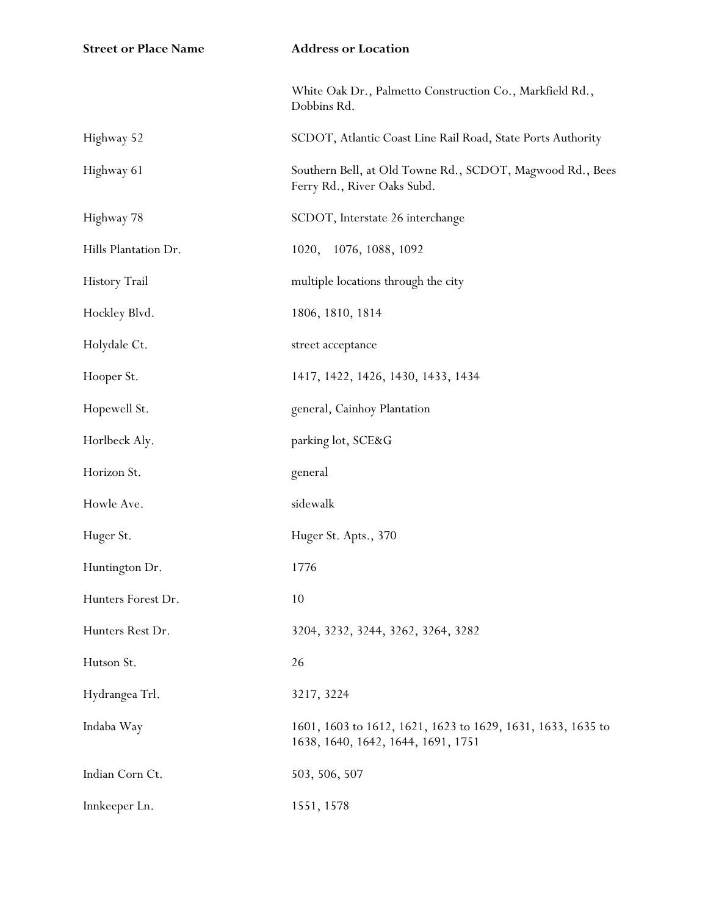| Street or Place Name | Address or Location |
|---|---|
| | White Oak Dr., Palmetto Construction Co., Markfield Rd., Dobbins Rd. |
| Highway 52 | SCDOT, Atlantic Coast Line Rail Road, State Ports Authority |
| Highway 61 | Southern Bell, at Old Towne Rd., SCDOT, Magwood Rd., Bees Ferry Rd., River Oaks Subd. |
| Highway 78 | SCDOT, Interstate 26 interchange |
| Hills Plantation Dr. | 1020, 1076, 1088, 1092 |
| History Trail | multiple locations through the city |
| Hockley Blvd. | 1806, 1810, 1814 |
| Holydale Ct. | street acceptance |
| Hooper St. | 1417, 1422, 1426, 1430, 1433, 1434 |
| Hopewell St. | general, Cainhoy Plantation |
| Horlbeck Aly. | parking lot, SCE&G |
| Horizon St. | general |
| Howle Ave. | sidewalk |
| Huger St. | Huger St. Apts., 370 |
| Huntington Dr. | 1776 |
| Hunters Forest Dr. | 10 |
| Hunters Rest Dr. | 3204, 3232, 3244, 3262, 3264, 3282 |
| Hutson St. | 26 |
| Hydrangea Trl. | 3217, 3224 |
| Indaba Way | 1601, 1603 to 1612, 1621, 1623 to 1629, 1631, 1633, 1635 to 1638, 1640, 1642, 1644, 1691, 1751 |
| Indian Corn Ct. | 503, 506, 507 |
| Innkeeper Ln. | 1551, 1578 |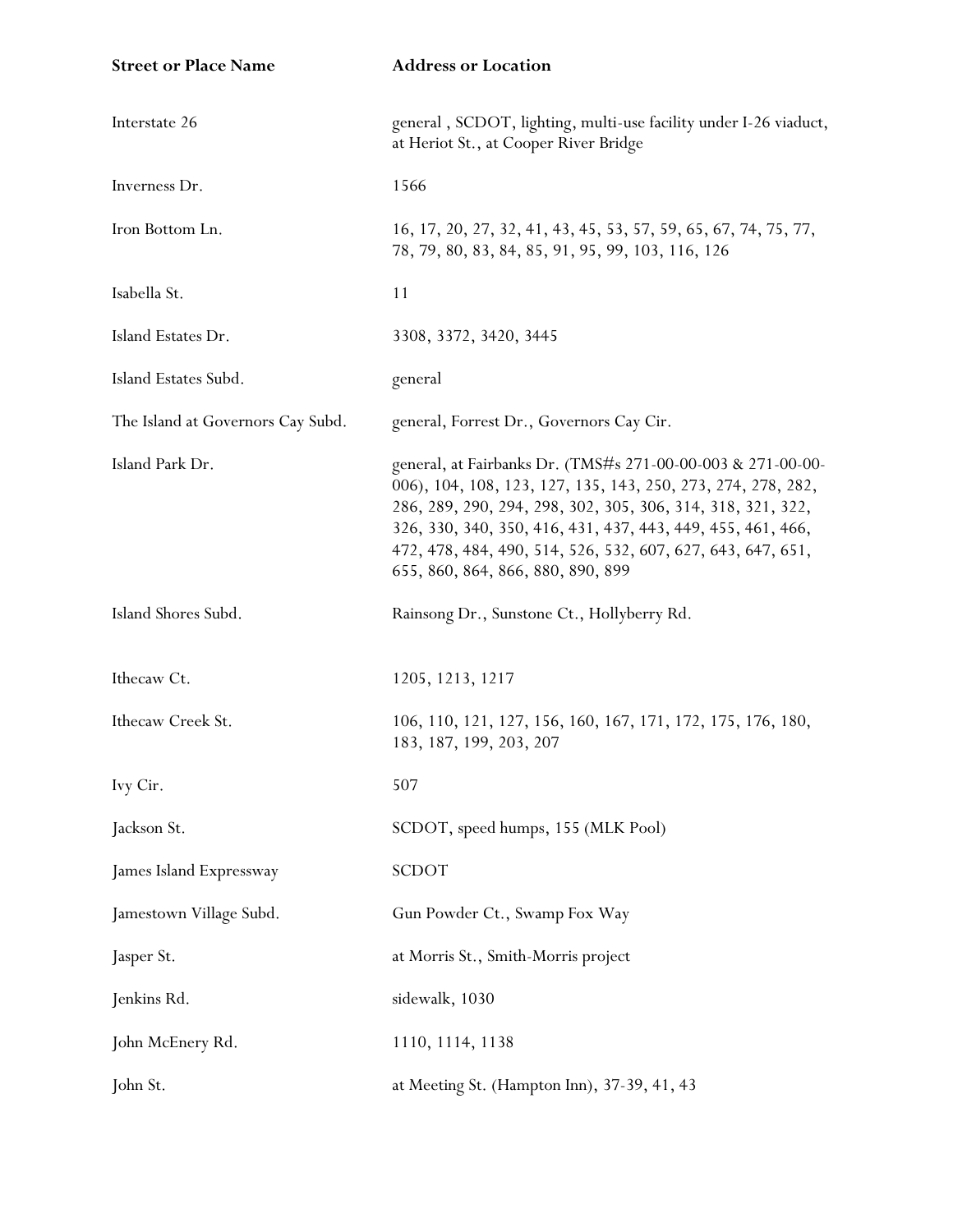| Street or Place Name | Address or Location |
| --- | --- |
| Interstate 26 | general , SCDOT, lighting, multi-use facility under I-26 viaduct, at Heriot St., at Cooper River Bridge |
| Inverness Dr. | 1566 |
| Iron Bottom Ln. | 16, 17, 20, 27, 32, 41, 43, 45, 53, 57, 59, 65, 67, 74, 75, 77, 78, 79, 80, 83, 84, 85, 91, 95, 99, 103, 116, 126 |
| Isabella St. | 11 |
| Island Estates Dr. | 3308, 3372, 3420, 3445 |
| Island Estates Subd. | general |
| The Island at Governors Cay Subd. | general, Forrest Dr., Governors Cay Cir. |
| Island Park Dr. | general, at Fairbanks Dr. (TMS#s 271-00-00-003 & 271-00-00-006), 104, 108, 123, 127, 135, 143, 250, 273, 274, 278, 282, 286, 289, 290, 294, 298, 302, 305, 306, 314, 318, 321, 322, 326, 330, 340, 350, 416, 431, 437, 443, 449, 455, 461, 466, 472, 478, 484, 490, 514, 526, 532, 607, 627, 643, 647, 651, 655, 860, 864, 866, 880, 890, 899 |
| Island Shores Subd. | Rainsong Dr., Sunstone Ct., Hollyberry Rd. |
| Ithecaw Ct. | 1205, 1213, 1217 |
| Ithecaw Creek St. | 106, 110, 121, 127, 156, 160, 167, 171, 172, 175, 176, 180, 183, 187, 199, 203, 207 |
| Ivy Cir. | 507 |
| Jackson St. | SCDOT, speed humps, 155 (MLK Pool) |
| James Island Expressway | SCDOT |
| Jamestown Village Subd. | Gun Powder Ct., Swamp Fox Way |
| Jasper St. | at Morris St., Smith-Morris project |
| Jenkins Rd. | sidewalk, 1030 |
| John McEnery Rd. | 1110, 1114, 1138 |
| John St. | at Meeting St. (Hampton Inn), 37-39, 41, 43 |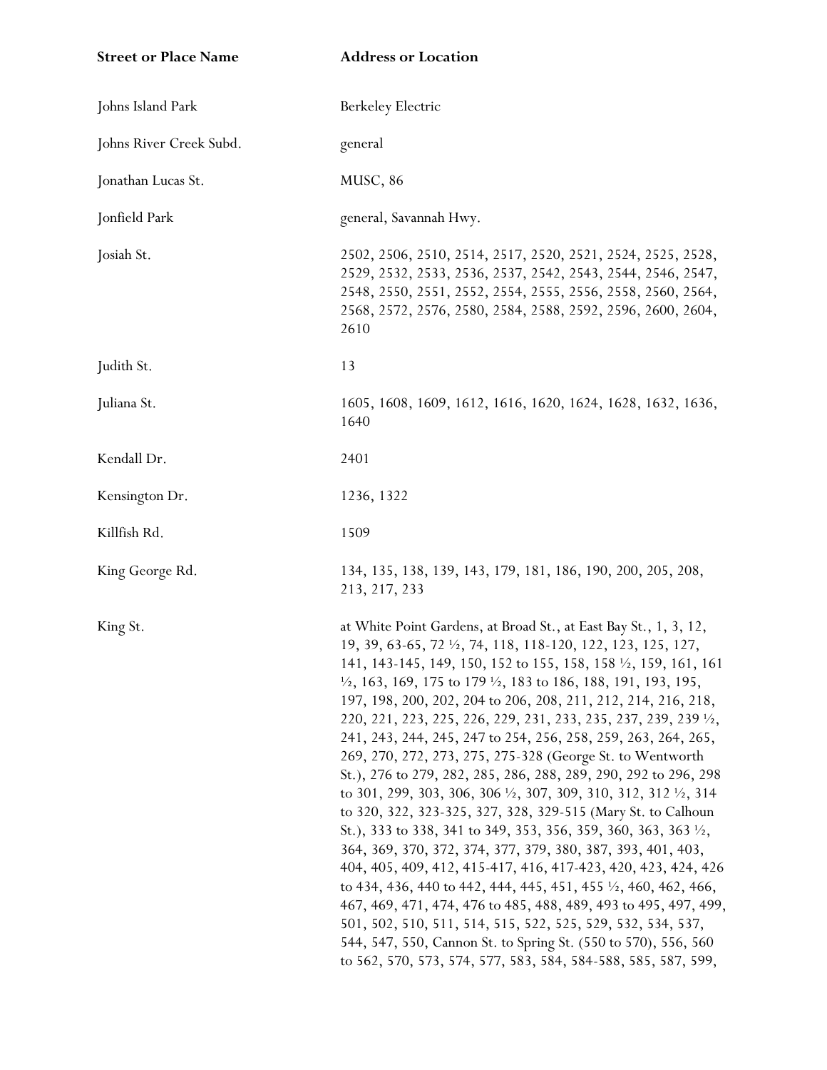| Street or Place Name | Address or Location |
| --- | --- |
| Johns Island Park | Berkeley Electric |
| Johns River Creek Subd. | general |
| Jonathan Lucas St. | MUSC, 86 |
| Jonfield Park | general, Savannah Hwy. |
| Josiah St. | 2502, 2506, 2510, 2514, 2517, 2520, 2521, 2524, 2525, 2528, 2529, 2532, 2533, 2536, 2537, 2542, 2543, 2544, 2546, 2547, 2548, 2550, 2551, 2552, 2554, 2555, 2556, 2558, 2560, 2564, 2568, 2572, 2576, 2580, 2584, 2588, 2592, 2596, 2600, 2604, 2610 |
| Judith St. | 13 |
| Juliana St. | 1605, 1608, 1609, 1612, 1616, 1620, 1624, 1628, 1632, 1636, 1640 |
| Kendall Dr. | 2401 |
| Kensington Dr. | 1236, 1322 |
| Killfish Rd. | 1509 |
| King George Rd. | 134, 135, 138, 139, 143, 179, 181, 186, 190, 200, 205, 208, 213, 217, 233 |
| King St. | at White Point Gardens, at Broad St., at East Bay St., 1, 3, 12, 19, 39, 63-65, 72 ½, 74, 118, 118-120, 122, 123, 125, 127, 141, 143-145, 149, 150, 152 to 155, 158, 158 ½, 159, 161, 161 ½, 163, 169, 175 to 179 ½, 183 to 186, 188, 191, 193, 195, 197, 198, 200, 202, 204 to 206, 208, 211, 212, 214, 216, 218, 220, 221, 223, 225, 226, 229, 231, 233, 235, 237, 239, 239 ½, 241, 243, 244, 245, 247 to 254, 256, 258, 259, 263, 264, 265, 269, 270, 272, 273, 275, 275-328 (George St. to Wentworth St.), 276 to 279, 282, 285, 286, 288, 289, 290, 292 to 296, 298 to 301, 299, 303, 306, 306 ½, 307, 309, 310, 312, 312 ½, 314 to 320, 322, 323-325, 327, 328, 329-515 (Mary St. to Calhoun St.), 333 to 338, 341 to 349, 353, 356, 359, 360, 363, 363 ½, 364, 369, 370, 372, 374, 377, 379, 380, 387, 393, 401, 403, 404, 405, 409, 412, 415-417, 416, 417-423, 420, 423, 424, 426 to 434, 436, 440 to 442, 444, 445, 451, 455 ½, 460, 462, 466, 467, 469, 471, 474, 476 to 485, 488, 489, 493 to 495, 497, 499, 501, 502, 510, 511, 514, 515, 522, 525, 529, 532, 534, 537, 544, 547, 550, Cannon St. to Spring St. (550 to 570), 556, 560 to 562, 570, 573, 574, 577, 583, 584, 584-588, 585, 587, 599, |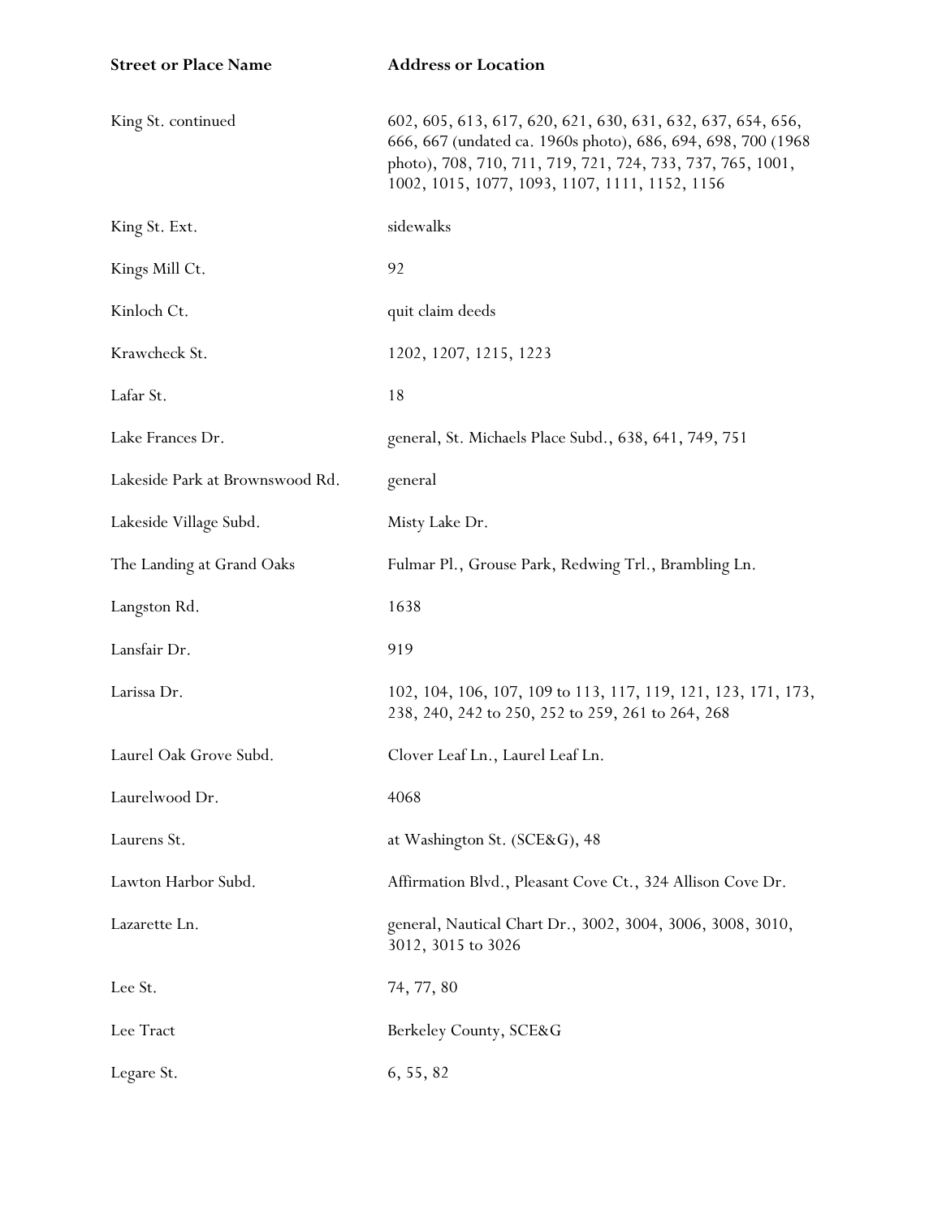| Street or Place Name | Address or Location |
|---|---|
| King St. continued | 602, 605, 613, 617, 620, 621, 630, 631, 632, 637, 654, 656, 666, 667 (undated ca. 1960s photo), 686, 694, 698, 700 (1968 photo), 708, 710, 711, 719, 721, 724, 733, 737, 765, 1001, 1002, 1015, 1077, 1093, 1107, 1111, 1152, 1156 |
| King St. Ext. | sidewalks |
| Kings Mill Ct. | 92 |
| Kinloch Ct. | quit claim deeds |
| Krawcheck St. | 1202, 1207, 1215, 1223 |
| Lafar St. | 18 |
| Lake Frances Dr. | general, St. Michaels Place Subd., 638, 641, 749, 751 |
| Lakeside Park at Brownswood Rd. | general |
| Lakeside Village Subd. | Misty Lake Dr. |
| The Landing at Grand Oaks | Fulmar Pl., Grouse Park, Redwing Trl., Brambling Ln. |
| Langston Rd. | 1638 |
| Lansfair Dr. | 919 |
| Larissa Dr. | 102, 104, 106, 107, 109 to 113, 117, 119, 121, 123, 171, 173, 238, 240, 242 to 250, 252 to 259, 261 to 264, 268 |
| Laurel Oak Grove Subd. | Clover Leaf Ln., Laurel Leaf Ln. |
| Laurelwood Dr. | 4068 |
| Laurens St. | at Washington St. (SCE&G), 48 |
| Lawton Harbor Subd. | Affirmation Blvd., Pleasant Cove Ct., 324 Allison Cove Dr. |
| Lazarette Ln. | general, Nautical Chart Dr., 3002, 3004, 3006, 3008, 3010, 3012, 3015 to 3026 |
| Lee St. | 74, 77, 80 |
| Lee Tract | Berkeley County, SCE&G |
| Legare St. | 6, 55, 82 |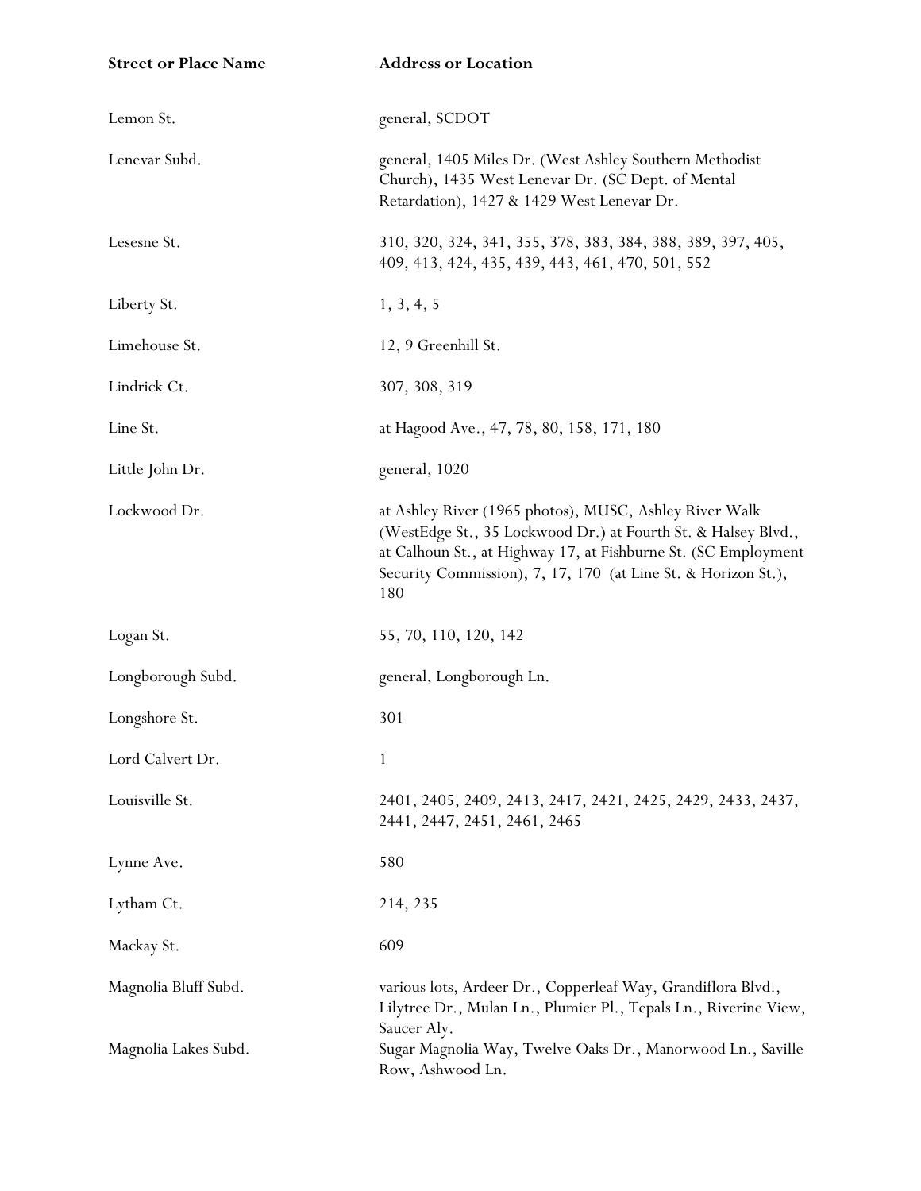| Street or Place Name | Address or Location |
|---|---|
| Lemon St. | general, SCDOT |
| Lenevar Subd. | general, 1405 Miles Dr. (West Ashley Southern Methodist Church), 1435 West Lenevar Dr. (SC Dept. of Mental Retardation), 1427 & 1429 West Lenevar Dr. |
| Lesesne St. | 310, 320, 324, 341, 355, 378, 383, 384, 388, 389, 397, 405, 409, 413, 424, 435, 439, 443, 461, 470, 501, 552 |
| Liberty St. | 1, 3, 4, 5 |
| Limehouse St. | 12, 9 Greenhill St. |
| Lindrick Ct. | 307, 308, 319 |
| Line St. | at Hagood Ave., 47, 78, 80, 158, 171, 180 |
| Little John Dr. | general, 1020 |
| Lockwood Dr. | at Ashley River (1965 photos), MUSC, Ashley River Walk (WestEdge St., 35 Lockwood Dr.) at Fourth St. & Halsey Blvd., at Calhoun St., at Highway 17, at Fishburne St. (SC Employment Security Commission), 7, 17, 170 (at Line St. & Horizon St.), 180 |
| Logan St. | 55, 70, 110, 120, 142 |
| Longborough Subd. | general, Longborough Ln. |
| Longshore St. | 301 |
| Lord Calvert Dr. | 1 |
| Louisville St. | 2401, 2405, 2409, 2413, 2417, 2421, 2425, 2429, 2433, 2437, 2441, 2447, 2451, 2461, 2465 |
| Lynne Ave. | 580 |
| Lytham Ct. | 214, 235 |
| Mackay St. | 609 |
| Magnolia Bluff Subd. | various lots, Ardeer Dr., Copperleaf Way, Grandiflora Blvd., Lilytree Dr., Mulan Ln., Plumier Pl., Tepals Ln., Riverine View, Saucer Aly. |
| Magnolia Lakes Subd. | Sugar Magnolia Way, Twelve Oaks Dr., Manorwood Ln., Saville Row, Ashwood Ln. |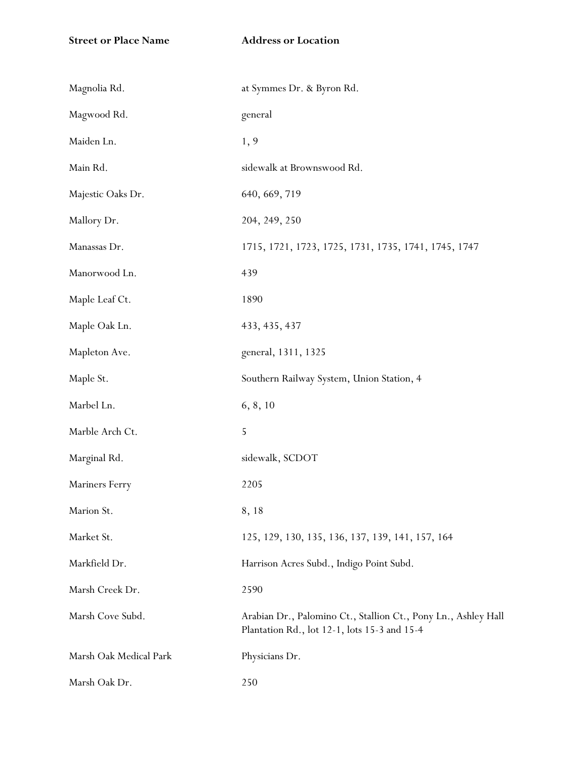| Street or Place Name | Address or Location |
| --- | --- |
| Magnolia Rd. | at Symmes Dr. & Byron Rd. |
| Magwood Rd. | general |
| Maiden Ln. | 1, 9 |
| Main Rd. | sidewalk at Brownswood Rd. |
| Majestic Oaks Dr. | 640, 669, 719 |
| Mallory Dr. | 204, 249, 250 |
| Manassas Dr. | 1715, 1721, 1723, 1725, 1731, 1735, 1741, 1745, 1747 |
| Manorwood Ln. | 439 |
| Maple Leaf Ct. | 1890 |
| Maple Oak Ln. | 433, 435, 437 |
| Mapleton Ave. | general, 1311, 1325 |
| Maple St. | Southern Railway System, Union Station, 4 |
| Marbel Ln. | 6, 8, 10 |
| Marble Arch Ct. | 5 |
| Marginal Rd. | sidewalk, SCDOT |
| Mariners Ferry | 2205 |
| Marion St. | 8, 18 |
| Market St. | 125, 129, 130, 135, 136, 137, 139, 141, 157, 164 |
| Markfield Dr. | Harrison Acres Subd., Indigo Point Subd. |
| Marsh Creek Dr. | 2590 |
| Marsh Cove Subd. | Arabian Dr., Palomino Ct., Stallion Ct., Pony Ln., Ashley Hall Plantation Rd., lot 12-1, lots 15-3 and 15-4 |
| Marsh Oak Medical Park | Physicians Dr. |
| Marsh Oak Dr. | 250 |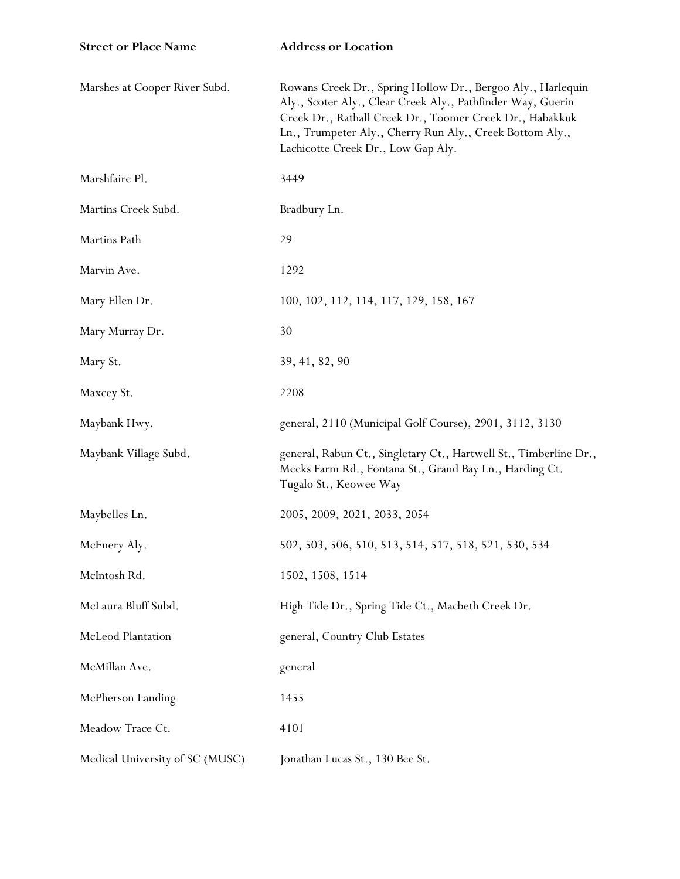| Street or Place Name | Address or Location |
|---|---|
| Marshes at Cooper River Subd. | Rowans Creek Dr., Spring Hollow Dr., Bergoo Aly., Harlequin Aly., Scoter Aly., Clear Creek Aly., Pathfinder Way, Guerin Creek Dr., Rathall Creek Dr., Toomer Creek Dr., Habakkuk Ln., Trumpeter Aly., Cherry Run Aly., Creek Bottom Aly., Lachicotte Creek Dr., Low Gap Aly. |
| Marshfaire Pl. | 3449 |
| Martins Creek Subd. | Bradbury Ln. |
| Martins Path | 29 |
| Marvin Ave. | 1292 |
| Mary Ellen Dr. | 100, 102, 112, 114, 117, 129, 158, 167 |
| Mary Murray Dr. | 30 |
| Mary St. | 39, 41, 82, 90 |
| Maxcey St. | 2208 |
| Maybank Hwy. | general, 2110 (Municipal Golf Course), 2901, 3112, 3130 |
| Maybank Village Subd. | general, Rabun Ct., Singletary Ct., Hartwell St., Timberline Dr., Meeks Farm Rd., Fontana St., Grand Bay Ln., Harding Ct. Tugalo St., Keowee Way |
| Maybelles Ln. | 2005, 2009, 2021, 2033, 2054 |
| McEnery Aly. | 502, 503, 506, 510, 513, 514, 517, 518, 521, 530, 534 |
| McIntosh Rd. | 1502, 1508, 1514 |
| McLaura Bluff Subd. | High Tide Dr., Spring Tide Ct., Macbeth Creek Dr. |
| McLeod Plantation | general, Country Club Estates |
| McMillan Ave. | general |
| McPherson Landing | 1455 |
| Meadow Trace Ct. | 4101 |
| Medical University of SC (MUSC) | Jonathan Lucas St., 130 Bee St. |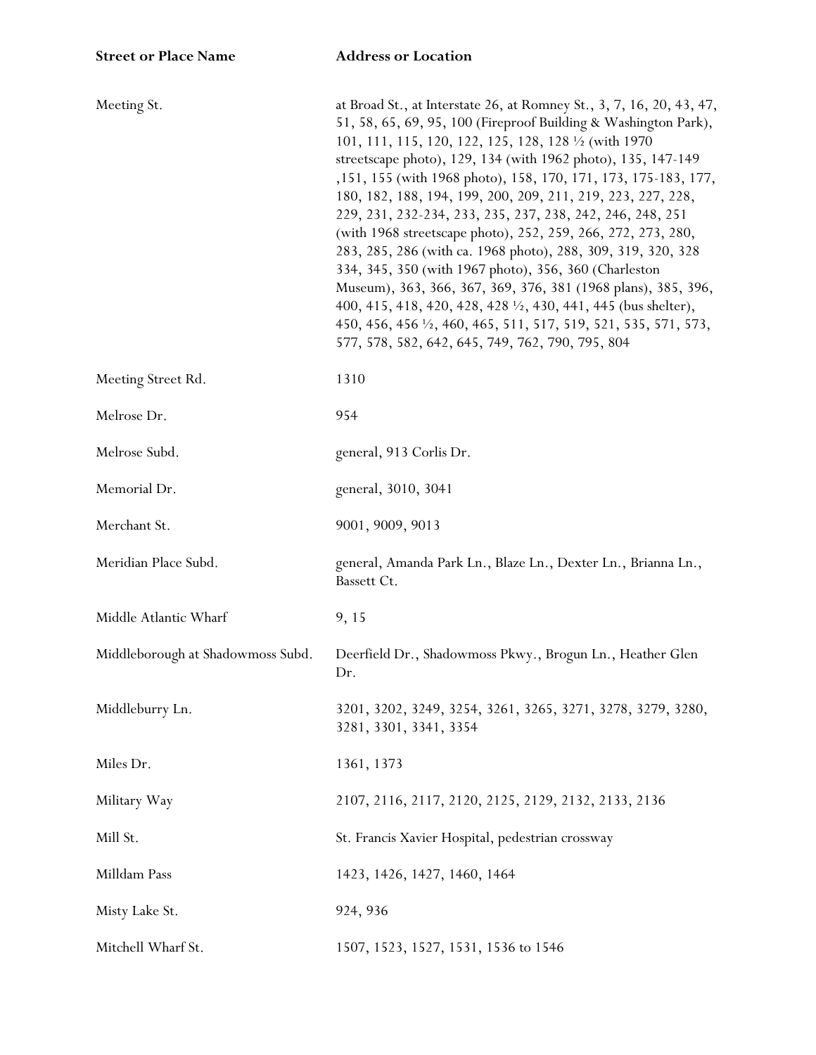| Street or Place Name | Address or Location |
| --- | --- |
| Meeting St. | at Broad St., at Interstate 26, at Romney St., 3, 7, 16, 20, 43, 47, 51, 58, 65, 69, 95, 100 (Fireproof Building & Washington Park), 101, 111, 115, 120, 122, 125, 128, 128 ½ (with 1970 streetscape photo), 129, 134 (with 1962 photo), 135, 147-149 ,151, 155 (with 1968 photo), 158, 170, 171, 173, 175-183, 177, 180, 182, 188, 194, 199, 200, 209, 211, 219, 223, 227, 228, 229, 231, 232-234, 233, 235, 237, 238, 242, 246, 248, 251 (with 1968 streetscape photo), 252, 259, 266, 272, 273, 280, 283, 285, 286 (with ca. 1968 photo), 288, 309, 319, 320, 328 334, 345, 350 (with 1967 photo), 356, 360 (Charleston Museum), 363, 366, 367, 369, 376, 381 (1968 plans), 385, 396, 400, 415, 418, 420, 428, 428 ½, 430, 441, 445 (bus shelter), 450, 456, 456 ½, 460, 465, 511, 517, 519, 521, 535, 571, 573, 577, 578, 582, 642, 645, 749, 762, 790, 795, 804 |
| Meeting Street Rd. | 1310 |
| Melrose Dr. | 954 |
| Melrose Subd. | general, 913 Corlis Dr. |
| Memorial Dr. | general, 3010, 3041 |
| Merchant St. | 9001, 9009, 9013 |
| Meridian Place Subd. | general, Amanda Park Ln., Blaze Ln., Dexter Ln., Brianna Ln., Bassett Ct. |
| Middle Atlantic Wharf | 9, 15 |
| Middleborough at Shadowmoss Subd. | Deerfield Dr., Shadowmoss Pkwy., Brogun Ln., Heather Glen Dr. |
| Middleburry Ln. | 3201, 3202, 3249, 3254, 3261, 3265, 3271, 3278, 3279, 3280, 3281, 3301, 3341, 3354 |
| Miles Dr. | 1361, 1373 |
| Military Way | 2107, 2116, 2117, 2120, 2125, 2129, 2132, 2133, 2136 |
| Mill St. | St. Francis Xavier Hospital, pedestrian crossway |
| Milldam Pass | 1423, 1426, 1427, 1460, 1464 |
| Misty Lake St. | 924, 936 |
| Mitchell Wharf St. | 1507, 1523, 1527, 1531, 1536 to 1546 |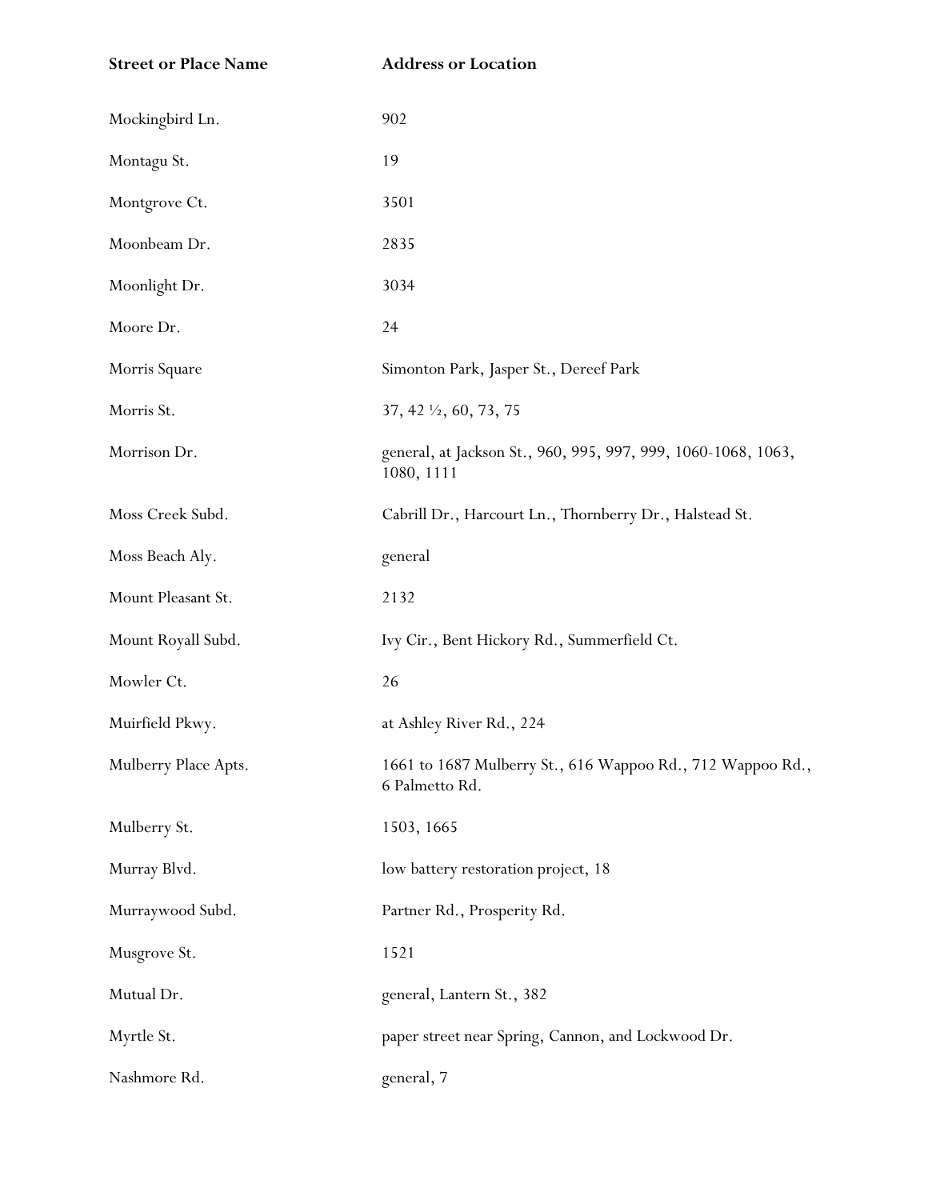| Street or Place Name | Address or Location |
| --- | --- |
| Mockingbird Ln. | 902 |
| Montagu St. | 19 |
| Montgrove Ct. | 3501 |
| Moonbeam Dr. | 2835 |
| Moonlight Dr. | 3034 |
| Moore Dr. | 24 |
| Morris Square | Simonton Park, Jasper St., Dereef Park |
| Morris St. | 37, 42 ½, 60, 73, 75 |
| Morrison Dr. | general, at Jackson St., 960, 995, 997, 999, 1060-1068, 1063, 1080, 1111 |
| Moss Creek Subd. | Cabrill Dr., Harcourt Ln., Thornberry Dr., Halstead St. |
| Moss Beach Aly. | general |
| Mount Pleasant St. | 2132 |
| Mount Royall Subd. | Ivy Cir., Bent Hickory Rd., Summerfield Ct. |
| Mowler Ct. | 26 |
| Muirfield Pkwy. | at Ashley River Rd., 224 |
| Mulberry Place Apts. | 1661 to 1687 Mulberry St., 616 Wappoo Rd., 712 Wappoo Rd., 6 Palmetto Rd. |
| Mulberry St. | 1503, 1665 |
| Murray Blvd. | low battery restoration project, 18 |
| Murraywood Subd. | Partner Rd., Prosperity Rd. |
| Musgrove St. | 1521 |
| Mutual Dr. | general, Lantern St., 382 |
| Myrtle St. | paper street near Spring, Cannon, and Lockwood Dr. |
| Nashmore Rd. | general, 7 |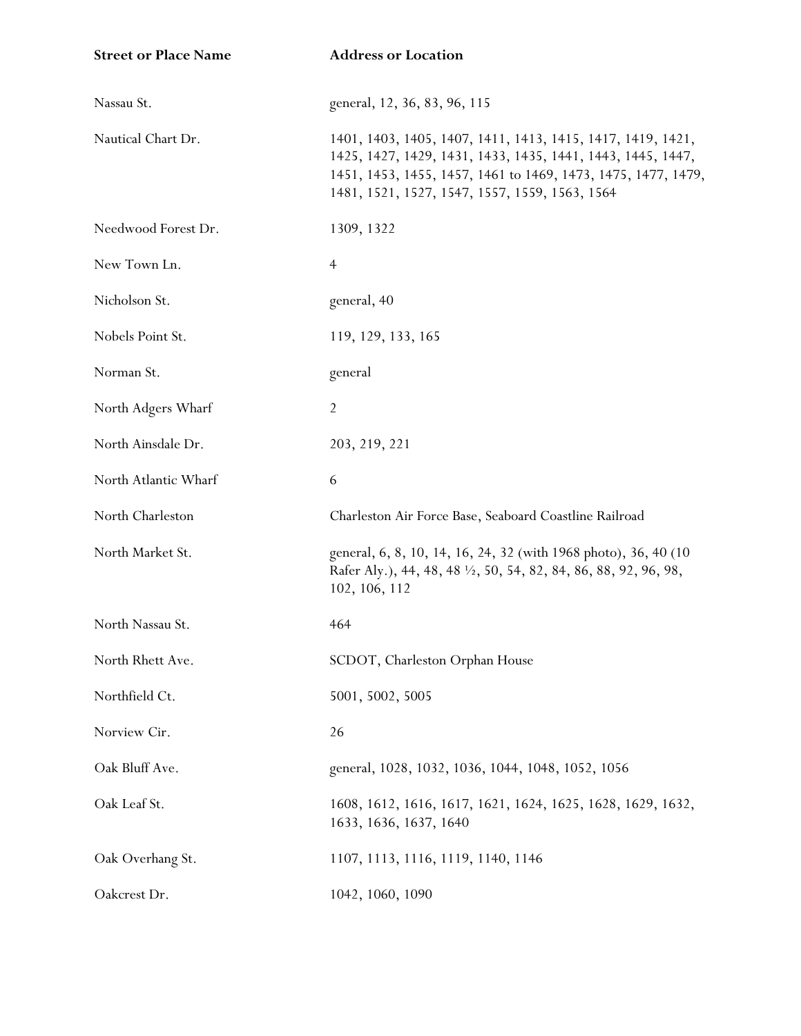| Street or Place Name | Address or Location |
| --- | --- |
| Nassau St. | general, 12, 36, 83, 96, 115 |
| Nautical Chart Dr. | 1401, 1403, 1405, 1407, 1411, 1413, 1415, 1417, 1419, 1421, 1425, 1427, 1429, 1431, 1433, 1435, 1441, 1443, 1445, 1447, 1451, 1453, 1455, 1457, 1461 to 1469, 1473, 1475, 1477, 1479, 1481, 1521, 1527, 1547, 1557, 1559, 1563, 1564 |
| Needwood Forest Dr. | 1309, 1322 |
| New Town Ln. | 4 |
| Nicholson St. | general, 40 |
| Nobels Point St. | 119, 129, 133, 165 |
| Norman St. | general |
| North Adgers Wharf | 2 |
| North Ainsdale Dr. | 203, 219, 221 |
| North Atlantic Wharf | 6 |
| North Charleston | Charleston Air Force Base, Seaboard Coastline Railroad |
| North Market St. | general, 6, 8, 10, 14, 16, 24, 32 (with 1968 photo), 36, 40 (10 Rafer Aly.), 44, 48, 48 ½, 50, 54, 82, 84, 86, 88, 92, 96, 98, 102, 106, 112 |
| North Nassau St. | 464 |
| North Rhett Ave. | SCDOT, Charleston Orphan House |
| Northfield Ct. | 5001, 5002, 5005 |
| Norview Cir. | 26 |
| Oak Bluff Ave. | general, 1028, 1032, 1036, 1044, 1048, 1052, 1056 |
| Oak Leaf St. | 1608, 1612, 1616, 1617, 1621, 1624, 1625, 1628, 1629, 1632, 1633, 1636, 1637, 1640 |
| Oak Overhang St. | 1107, 1113, 1116, 1119, 1140, 1146 |
| Oakcrest Dr. | 1042, 1060, 1090 |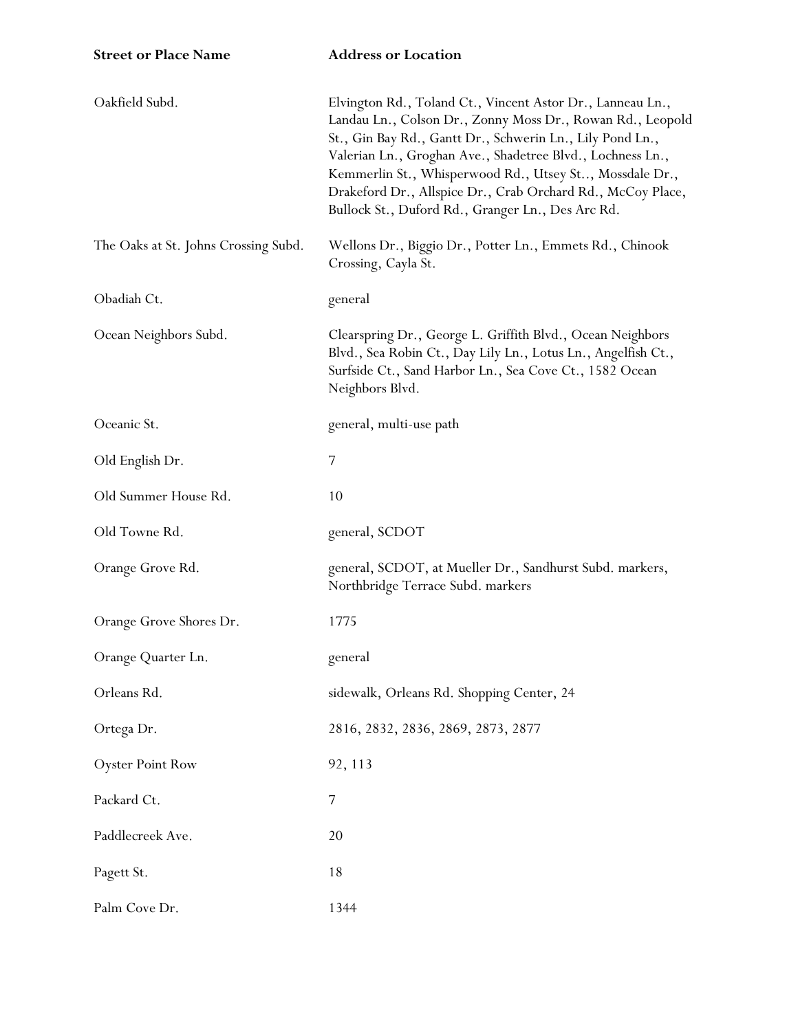| Street or Place Name | Address or Location |
| --- | --- |
| Oakfield Subd. | Elvington Rd., Toland Ct., Vincent Astor Dr., Lanneau Ln., Landau Ln., Colson Dr., Zonny Moss Dr., Rowan Rd., Leopold St., Gin Bay Rd., Gantt Dr., Schwerin Ln., Lily Pond Ln., Valerian Ln., Groghan Ave., Shadetree Blvd., Lochness Ln., Kemmerlin St., Whisperwood Rd., Utsey St.., Mossdale Dr., Drakeford Dr., Allspice Dr., Crab Orchard Rd., McCoy Place, Bullock St., Duford Rd., Granger Ln., Des Arc Rd. |
| The Oaks at St. Johns Crossing Subd. | Wellons Dr., Biggio Dr., Potter Ln., Emmets Rd., Chinook Crossing, Cayla St. |
| Obadiah Ct. | general |
| Ocean Neighbors Subd. | Clearspring Dr., George L. Griffith Blvd., Ocean Neighbors Blvd., Sea Robin Ct., Day Lily Ln., Lotus Ln., Angelfish Ct., Surfside Ct., Sand Harbor Ln., Sea Cove Ct., 1582 Ocean Neighbors Blvd. |
| Oceanic St. | general, multi-use path |
| Old English Dr. | 7 |
| Old Summer House Rd. | 10 |
| Old Towne Rd. | general, SCDOT |
| Orange Grove Rd. | general, SCDOT, at Mueller Dr., Sandhurst Subd. markers, Northbridge Terrace Subd. markers |
| Orange Grove Shores Dr. | 1775 |
| Orange Quarter Ln. | general |
| Orleans Rd. | sidewalk, Orleans Rd. Shopping Center, 24 |
| Ortega Dr. | 2816, 2832, 2836, 2869, 2873, 2877 |
| Oyster Point Row | 92, 113 |
| Packard Ct. | 7 |
| Paddlecreek Ave. | 20 |
| Pagett St. | 18 |
| Palm Cove Dr. | 1344 |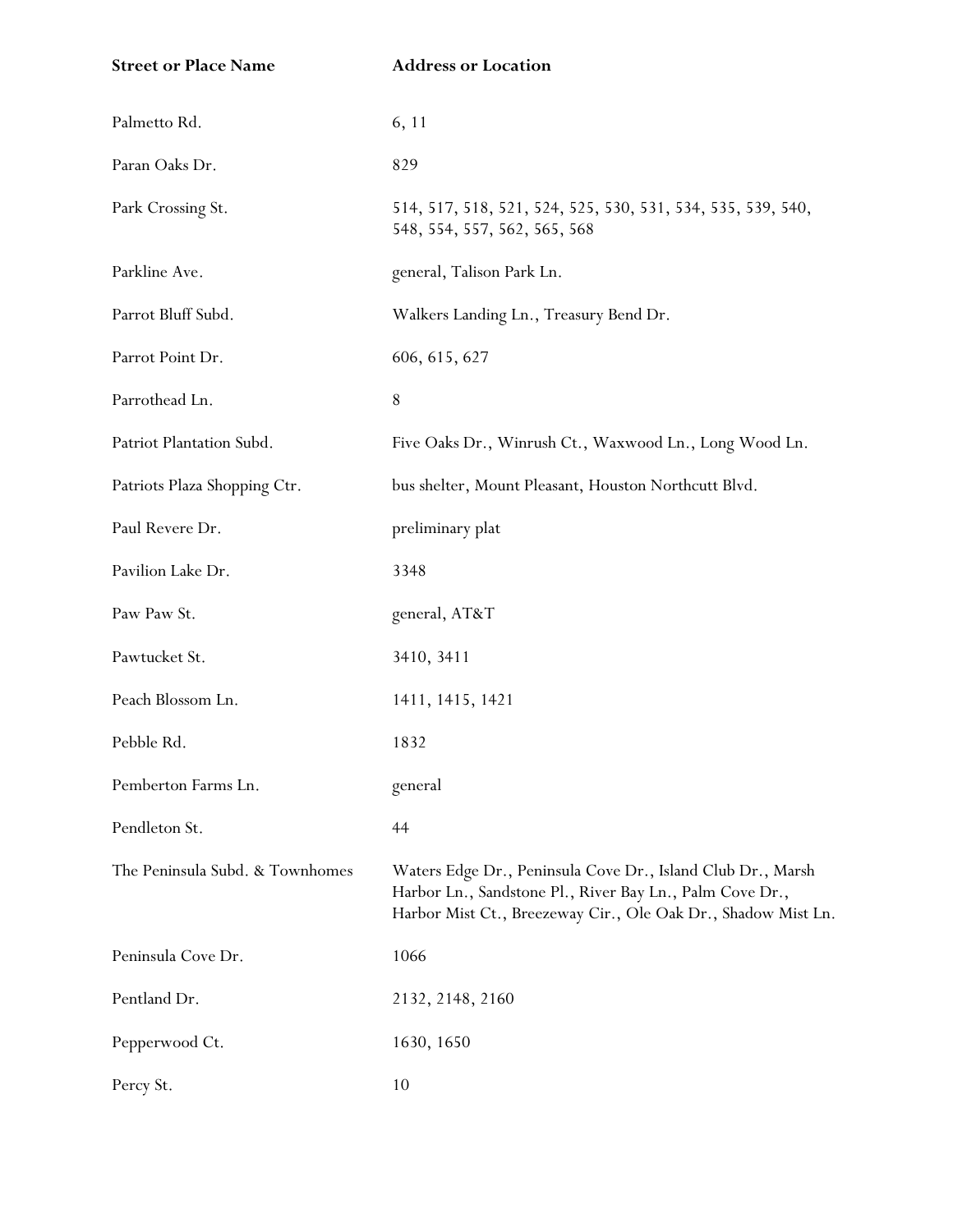| Street or Place Name | Address or Location |
| --- | --- |
| Palmetto Rd. | 6, 11 |
| Paran Oaks Dr. | 829 |
| Park Crossing St. | 514, 517, 518, 521, 524, 525, 530, 531, 534, 535, 539, 540, 548, 554, 557, 562, 565, 568 |
| Parkline Ave. | general, Talison Park Ln. |
| Parrot Bluff Subd. | Walkers Landing Ln., Treasury Bend Dr. |
| Parrot Point Dr. | 606, 615, 627 |
| Parrothead Ln. | 8 |
| Patriot Plantation Subd. | Five Oaks Dr., Winrush Ct., Waxwood Ln., Long Wood Ln. |
| Patriots Plaza Shopping Ctr. | bus shelter, Mount Pleasant, Houston Northcutt Blvd. |
| Paul Revere Dr. | preliminary plat |
| Pavilion Lake Dr. | 3348 |
| Paw Paw St. | general, AT&T |
| Pawtucket St. | 3410, 3411 |
| Peach Blossom Ln. | 1411, 1415, 1421 |
| Pebble Rd. | 1832 |
| Pemberton Farms Ln. | general |
| Pendleton St. | 44 |
| The Peninsula Subd. & Townhomes | Waters Edge Dr., Peninsula Cove Dr., Island Club Dr., Marsh Harbor Ln., Sandstone Pl., River Bay Ln., Palm Cove Dr., Harbor Mist Ct., Breezeway Cir., Ole Oak Dr., Shadow Mist Ln. |
| Peninsula Cove Dr. | 1066 |
| Pentland Dr. | 2132, 2148, 2160 |
| Pepperwood Ct. | 1630, 1650 |
| Percy St. | 10 |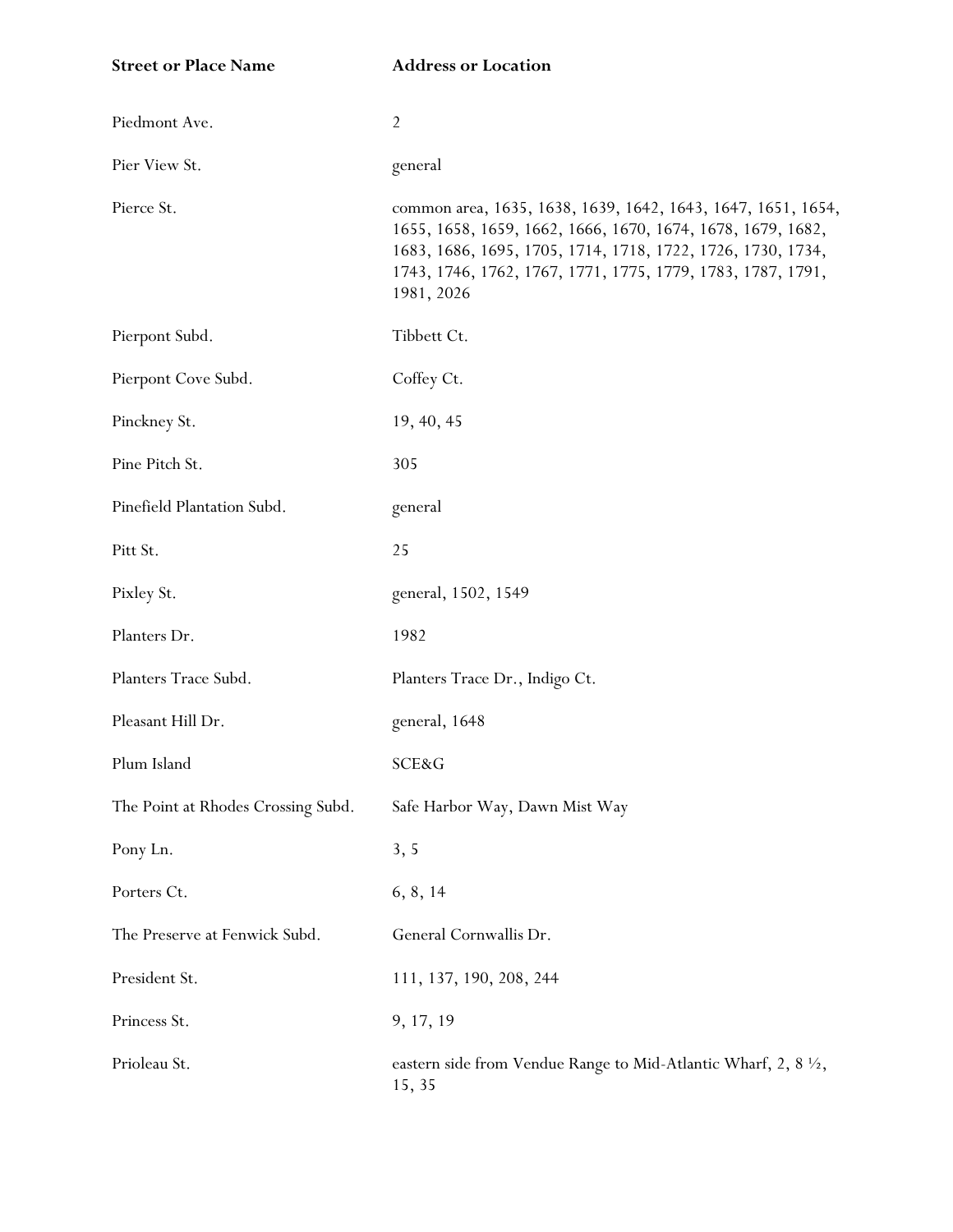| Street or Place Name | Address or Location |
| --- | --- |
| Piedmont Ave. | 2 |
| Pier View St. | general |
| Pierce St. | common area, 1635, 1638, 1639, 1642, 1643, 1647, 1651, 1654, 1655, 1658, 1659, 1662, 1666, 1670, 1674, 1678, 1679, 1682, 1683, 1686, 1695, 1705, 1714, 1718, 1722, 1726, 1730, 1734, 1743, 1746, 1762, 1767, 1771, 1775, 1779, 1783, 1787, 1791, 1981, 2026 |
| Pierpont Subd. | Tibbett Ct. |
| Pierpont Cove Subd. | Coffey Ct. |
| Pinckney St. | 19, 40, 45 |
| Pine Pitch St. | 305 |
| Pinefield Plantation Subd. | general |
| Pitt St. | 25 |
| Pixley St. | general, 1502, 1549 |
| Planters Dr. | 1982 |
| Planters Trace Subd. | Planters Trace Dr., Indigo Ct. |
| Pleasant Hill Dr. | general, 1648 |
| Plum Island | SCE&G |
| The Point at Rhodes Crossing Subd. | Safe Harbor Way, Dawn Mist Way |
| Pony Ln. | 3, 5 |
| Porters Ct. | 6, 8, 14 |
| The Preserve at Fenwick Subd. | General Cornwallis Dr. |
| President St. | 111, 137, 190, 208, 244 |
| Princess St. | 9, 17, 19 |
| Prioleau St. | eastern side from Vendue Range to Mid-Atlantic Wharf, 2, 8 ½, 15, 35 |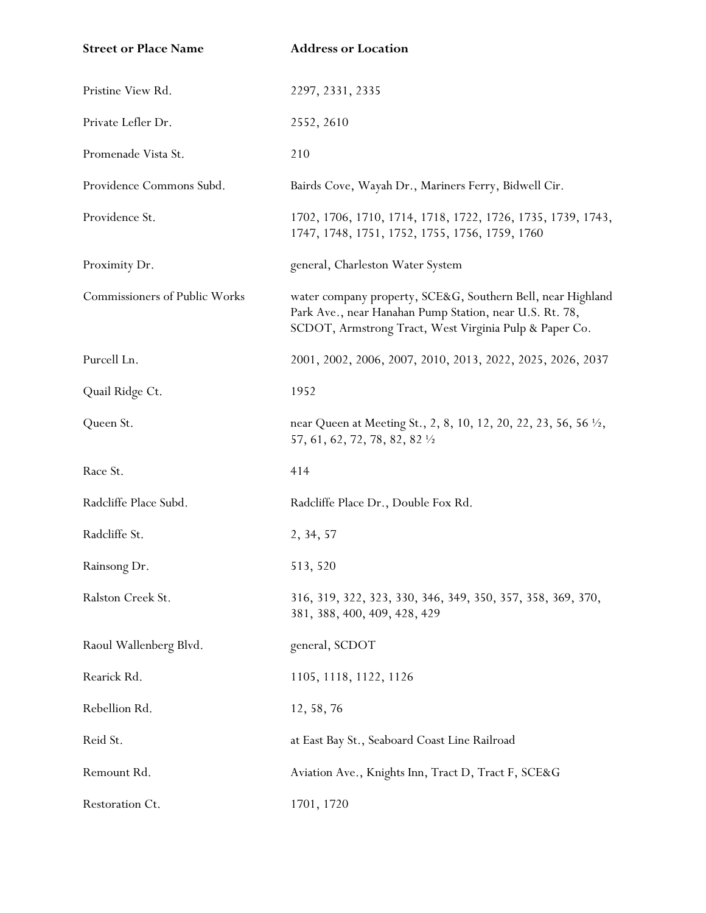| Street or Place Name | Address or Location |
|---|---|
| Pristine View Rd. | 2297, 2331, 2335 |
| Private Lefler Dr. | 2552, 2610 |
| Promenade Vista St. | 210 |
| Providence Commons Subd. | Bairds Cove, Wayah Dr., Mariners Ferry, Bidwell Cir. |
| Providence St. | 1702, 1706, 1710, 1714, 1718, 1722, 1726, 1735, 1739, 1743, 1747, 1748, 1751, 1752, 1755, 1756, 1759, 1760 |
| Proximity Dr. | general, Charleston Water System |
| Commissioners of Public Works | water company property, SCE&G, Southern Bell, near Highland Park Ave., near Hanahan Pump Station, near U.S. Rt. 78, SCDOT, Armstrong Tract, West Virginia Pulp & Paper Co. |
| Purcell Ln. | 2001, 2002, 2006, 2007, 2010, 2013, 2022, 2025, 2026, 2037 |
| Quail Ridge Ct. | 1952 |
| Queen St. | near Queen at Meeting St., 2, 8, 10, 12, 20, 22, 23, 56, 56 ½, 57, 61, 62, 72, 78, 82, 82 ½ |
| Race St. | 414 |
| Radcliffe Place Subd. | Radcliffe Place Dr., Double Fox Rd. |
| Radcliffe St. | 2, 34, 57 |
| Rainsong Dr. | 513, 520 |
| Ralston Creek St. | 316, 319, 322, 323, 330, 346, 349, 350, 357, 358, 369, 370, 381, 388, 400, 409, 428, 429 |
| Raoul Wallenberg Blvd. | general, SCDOT |
| Rearick Rd. | 1105, 1118, 1122, 1126 |
| Rebellion Rd. | 12, 58, 76 |
| Reid St. | at East Bay St., Seaboard Coast Line Railroad |
| Remount Rd. | Aviation Ave., Knights Inn, Tract D, Tract F, SCE&G |
| Restoration Ct. | 1701, 1720 |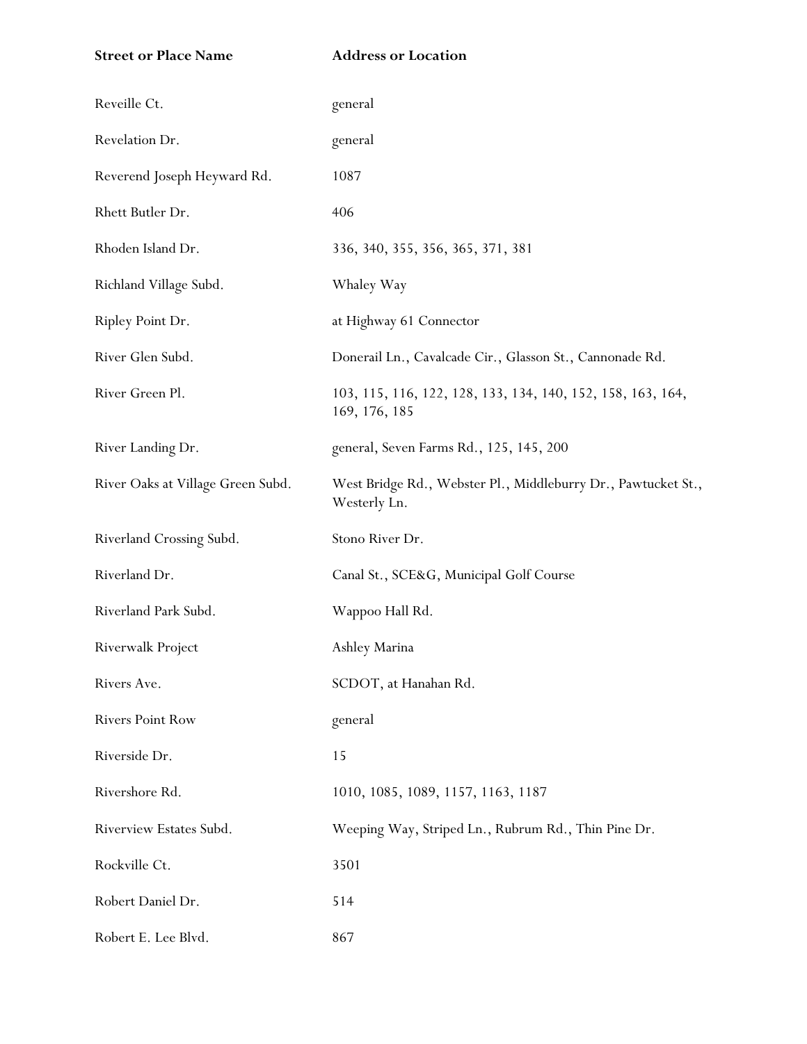| Street or Place Name | Address or Location |
|---|---|
| Reveille Ct. | general |
| Revelation Dr. | general |
| Reverend Joseph Heyward Rd. | 1087 |
| Rhett Butler Dr. | 406 |
| Rhoden Island Dr. | 336, 340, 355, 356, 365, 371, 381 |
| Richland Village Subd. | Whaley Way |
| Ripley Point Dr. | at Highway 61 Connector |
| River Glen Subd. | Donerail Ln., Cavalcade Cir., Glasson St., Cannonade Rd. |
| River Green Pl. | 103, 115, 116, 122, 128, 133, 134, 140, 152, 158, 163, 164, 169, 176, 185 |
| River Landing Dr. | general, Seven Farms Rd., 125, 145, 200 |
| River Oaks at Village Green Subd. | West Bridge Rd., Webster Pl., Middleburry Dr., Pawtucket St., Westerly Ln. |
| Riverland Crossing Subd. | Stono River Dr. |
| Riverland Dr. | Canal St., SCE&G, Municipal Golf Course |
| Riverland Park Subd. | Wappoo Hall Rd. |
| Riverwalk Project | Ashley Marina |
| Rivers Ave. | SCDOT, at Hanahan Rd. |
| Rivers Point Row | general |
| Riverside Dr. | 15 |
| Rivershore Rd. | 1010, 1085, 1089, 1157, 1163, 1187 |
| Riverview Estates Subd. | Weeping Way, Striped Ln., Rubrum Rd., Thin Pine Dr. |
| Rockville Ct. | 3501 |
| Robert Daniel Dr. | 514 |
| Robert E. Lee Blvd. | 867 |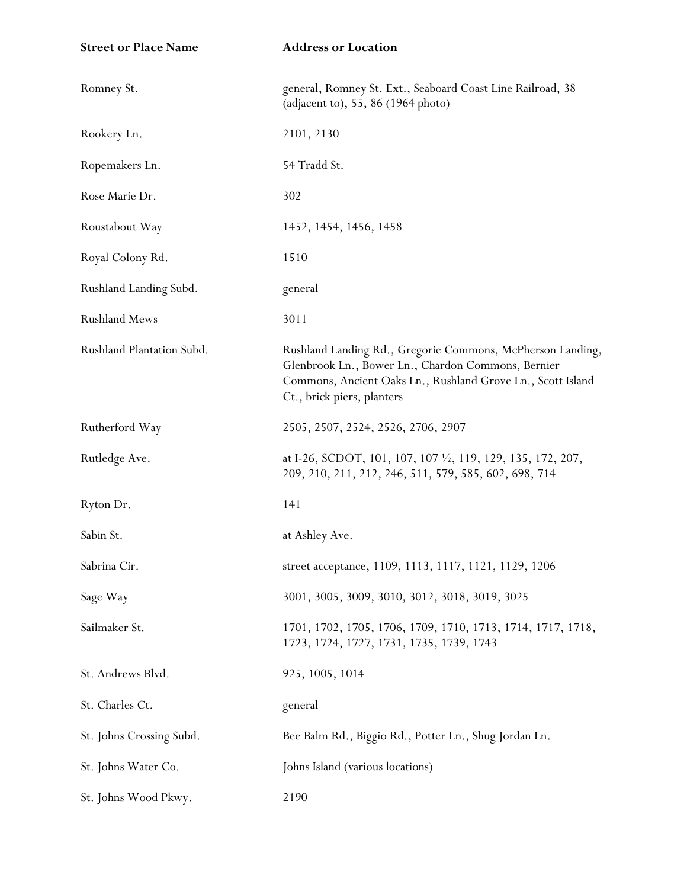| Street or Place Name | Address or Location |
| --- | --- |
| Romney St. | general, Romney St. Ext., Seaboard Coast Line Railroad, 38 (adjacent to), 55, 86 (1964 photo) |
| Rookery Ln. | 2101, 2130 |
| Ropemakers Ln. | 54 Tradd St. |
| Rose Marie Dr. | 302 |
| Roustabout Way | 1452, 1454, 1456, 1458 |
| Royal Colony Rd. | 1510 |
| Rushland Landing Subd. | general |
| Rushland Mews | 3011 |
| Rushland Plantation Subd. | Rushland Landing Rd., Gregorie Commons, McPherson Landing, Glenbrook Ln., Bower Ln., Chardon Commons, Bernier Commons, Ancient Oaks Ln., Rushland Grove Ln., Scott Island Ct., brick piers, planters |
| Rutherford Way | 2505, 2507, 2524, 2526, 2706, 2907 |
| Rutledge Ave. | at I-26, SCDOT, 101, 107, 107 ½, 119, 129, 135, 172, 207, 209, 210, 211, 212, 246, 511, 579, 585, 602, 698, 714 |
| Ryton Dr. | 141 |
| Sabin St. | at Ashley Ave. |
| Sabrina Cir. | street acceptance, 1109, 1113, 1117, 1121, 1129, 1206 |
| Sage Way | 3001, 3005, 3009, 3010, 3012, 3018, 3019, 3025 |
| Sailmaker St. | 1701, 1702, 1705, 1706, 1709, 1710, 1713, 1714, 1717, 1718, 1723, 1724, 1727, 1731, 1735, 1739, 1743 |
| St. Andrews Blvd. | 925, 1005, 1014 |
| St. Charles Ct. | general |
| St. Johns Crossing Subd. | Bee Balm Rd., Biggio Rd., Potter Ln., Shug Jordan Ln. |
| St. Johns Water Co. | Johns Island (various locations) |
| St. Johns Wood Pkwy. | 2190 |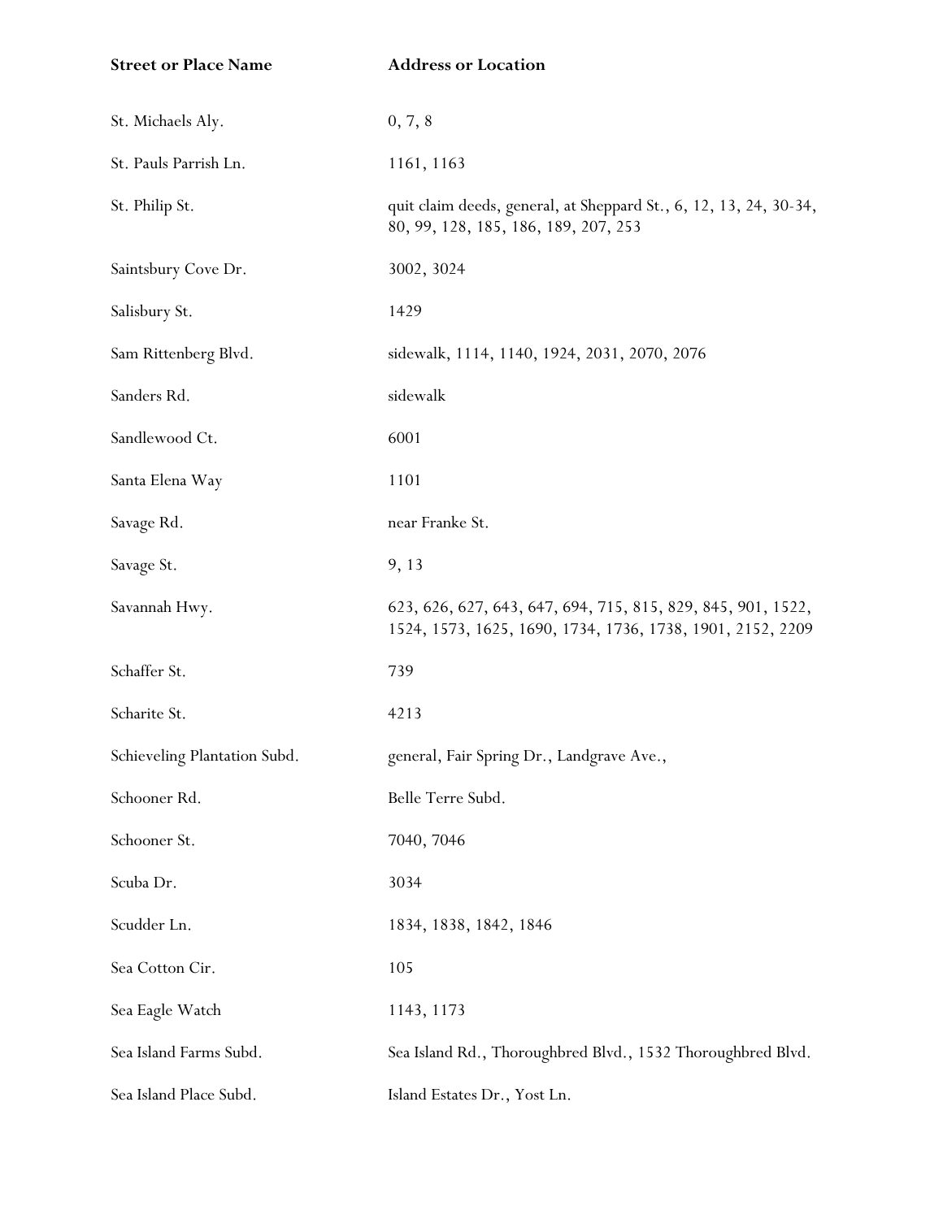| Street or Place Name | Address or Location |
|---|---|
| St. Michaels Aly. | 0, 7, 8 |
| St. Pauls Parrish Ln. | 1161, 1163 |
| St. Philip St. | quit claim deeds, general, at Sheppard St., 6, 12, 13, 24, 30-34, 80, 99, 128, 185, 186, 189, 207, 253 |
| Saintsbury Cove Dr. | 3002, 3024 |
| Salisbury St. | 1429 |
| Sam Rittenberg Blvd. | sidewalk, 1114, 1140, 1924, 2031, 2070, 2076 |
| Sanders Rd. | sidewalk |
| Sandlewood Ct. | 6001 |
| Santa Elena Way | 1101 |
| Savage Rd. | near Franke St. |
| Savage St. | 9, 13 |
| Savannah Hwy. | 623, 626, 627, 643, 647, 694, 715, 815, 829, 845, 901, 1522, 1524, 1573, 1625, 1690, 1734, 1736, 1738, 1901, 2152, 2209 |
| Schaffer St. | 739 |
| Scharite St. | 4213 |
| Schieveling Plantation Subd. | general, Fair Spring Dr., Landgrave Ave., |
| Schooner Rd. | Belle Terre Subd. |
| Schooner St. | 7040, 7046 |
| Scuba Dr. | 3034 |
| Scudder Ln. | 1834, 1838, 1842, 1846 |
| Sea Cotton Cir. | 105 |
| Sea Eagle Watch | 1143, 1173 |
| Sea Island Farms Subd. | Sea Island Rd., Thoroughbred Blvd., 1532 Thoroughbred Blvd. |
| Sea Island Place Subd. | Island Estates Dr., Yost Ln. |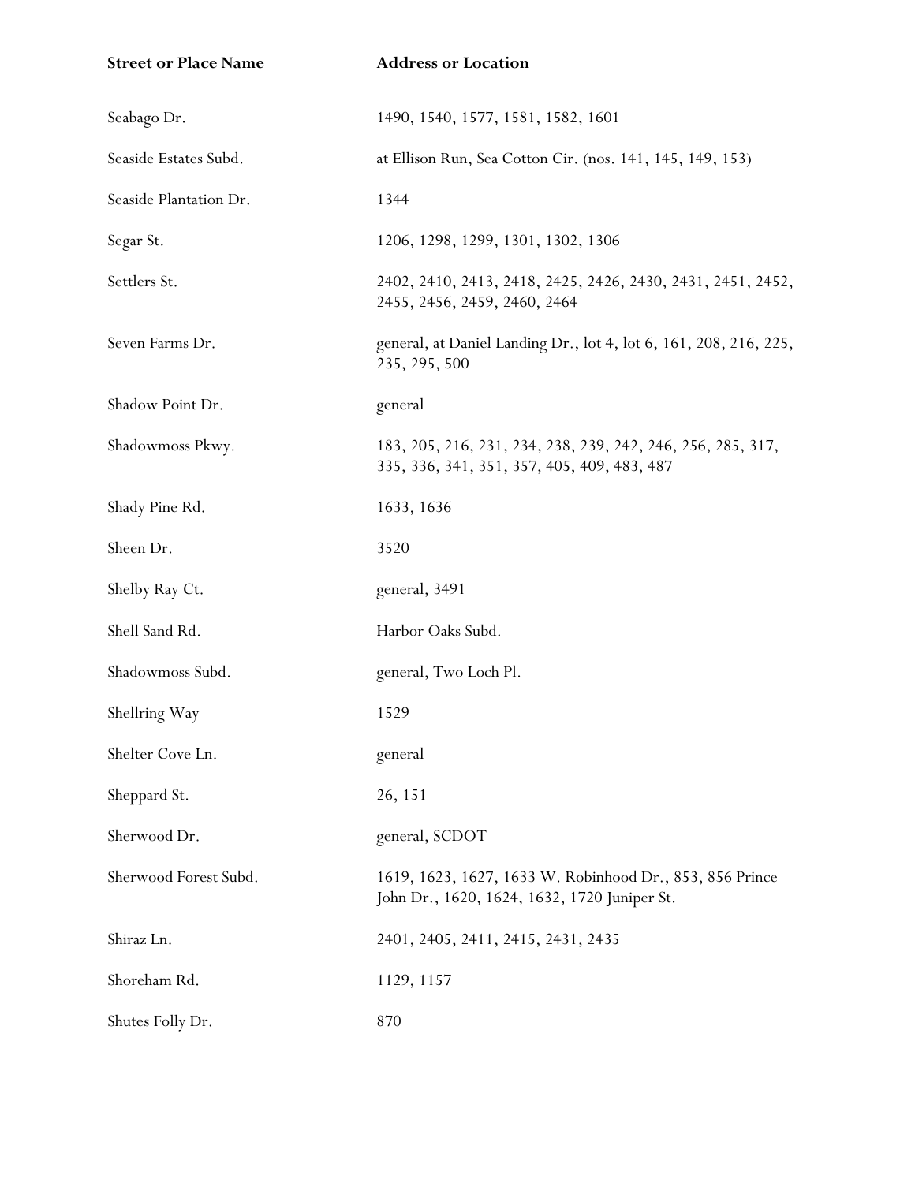| Street or Place Name | Address or Location |
| --- | --- |
| Seabago Dr. | 1490, 1540, 1577, 1581, 1582, 1601 |
| Seaside Estates Subd. | at Ellison Run, Sea Cotton Cir. (nos. 141, 145, 149, 153) |
| Seaside Plantation Dr. | 1344 |
| Segar St. | 1206, 1298, 1299, 1301, 1302, 1306 |
| Settlers St. | 2402, 2410, 2413, 2418, 2425, 2426, 2430, 2431, 2451, 2452, 2455, 2456, 2459, 2460, 2464 |
| Seven Farms Dr. | general, at Daniel Landing Dr., lot 4, lot 6, 161, 208, 216, 225, 235, 295, 500 |
| Shadow Point Dr. | general |
| Shadowmoss Pkwy. | 183, 205, 216, 231, 234, 238, 239, 242, 246, 256, 285, 317, 335, 336, 341, 351, 357, 405, 409, 483, 487 |
| Shady Pine Rd. | 1633, 1636 |
| Sheen Dr. | 3520 |
| Shelby Ray Ct. | general, 3491 |
| Shell Sand Rd. | Harbor Oaks Subd. |
| Shadowmoss Subd. | general, Two Loch Pl. |
| Shellring Way | 1529 |
| Shelter Cove Ln. | general |
| Sheppard St. | 26, 151 |
| Sherwood Dr. | general, SCDOT |
| Sherwood Forest Subd. | 1619, 1623, 1627, 1633 W. Robinhood Dr., 853, 856 Prince John Dr., 1620, 1624, 1632, 1720 Juniper St. |
| Shiraz Ln. | 2401, 2405, 2411, 2415, 2431, 2435 |
| Shoreham Rd. | 1129, 1157 |
| Shutes Folly Dr. | 870 |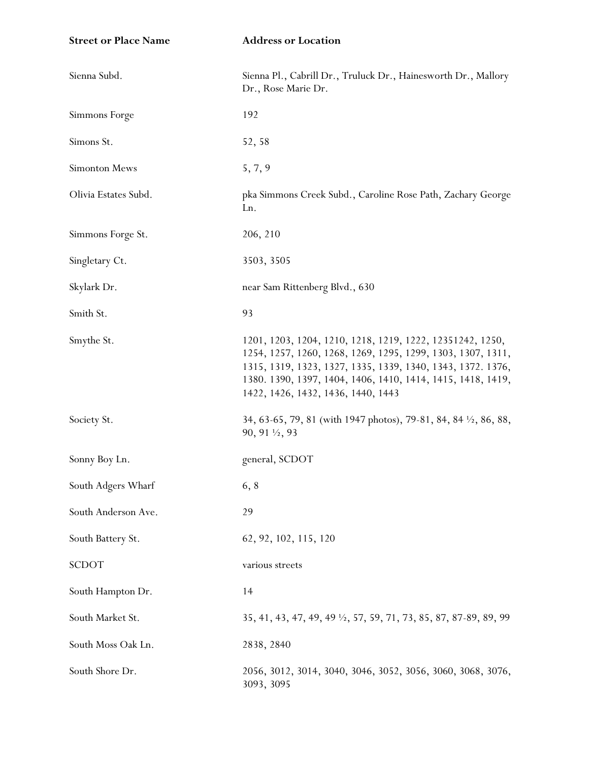| Street or Place Name | Address or Location |
|---|---|
| Sienna Subd. | Sienna Pl., Cabrill Dr., Truluck Dr., Hainesworth Dr., Mallory Dr., Rose Marie Dr. |
| Simmons Forge | 192 |
| Simons St. | 52, 58 |
| Simonton Mews | 5, 7, 9 |
| Olivia Estates Subd. | pka Simmons Creek Subd., Caroline Rose Path, Zachary George Ln. |
| Simmons Forge St. | 206, 210 |
| Singletary Ct. | 3503, 3505 |
| Skylark Dr. | near Sam Rittenberg Blvd., 630 |
| Smith St. | 93 |
| Smythe St. | 1201, 1203, 1204, 1210, 1218, 1219, 1222, 12351242, 1250, 1254, 1257, 1260, 1268, 1269, 1295, 1299, 1303, 1307, 1311, 1315, 1319, 1323, 1327, 1335, 1339, 1340, 1343, 1372. 1376, 1380. 1390, 1397, 1404, 1406, 1410, 1414, 1415, 1418, 1419, 1422, 1426, 1432, 1436, 1440, 1443 |
| Society St. | 34, 63-65, 79, 81 (with 1947 photos), 79-81, 84, 84 ½, 86, 88, 90, 91 ½, 93 |
| Sonny Boy Ln. | general, SCDOT |
| South Adgers Wharf | 6, 8 |
| South Anderson Ave. | 29 |
| South Battery St. | 62, 92, 102, 115, 120 |
| SCDOT | various streets |
| South Hampton Dr. | 14 |
| South Market St. | 35, 41, 43, 47, 49, 49 ½, 57, 59, 71, 73, 85, 87, 87-89, 89, 99 |
| South Moss Oak Ln. | 2838, 2840 |
| South Shore Dr. | 2056, 3012, 3014, 3040, 3046, 3052, 3056, 3060, 3068, 3076, 3093, 3095 |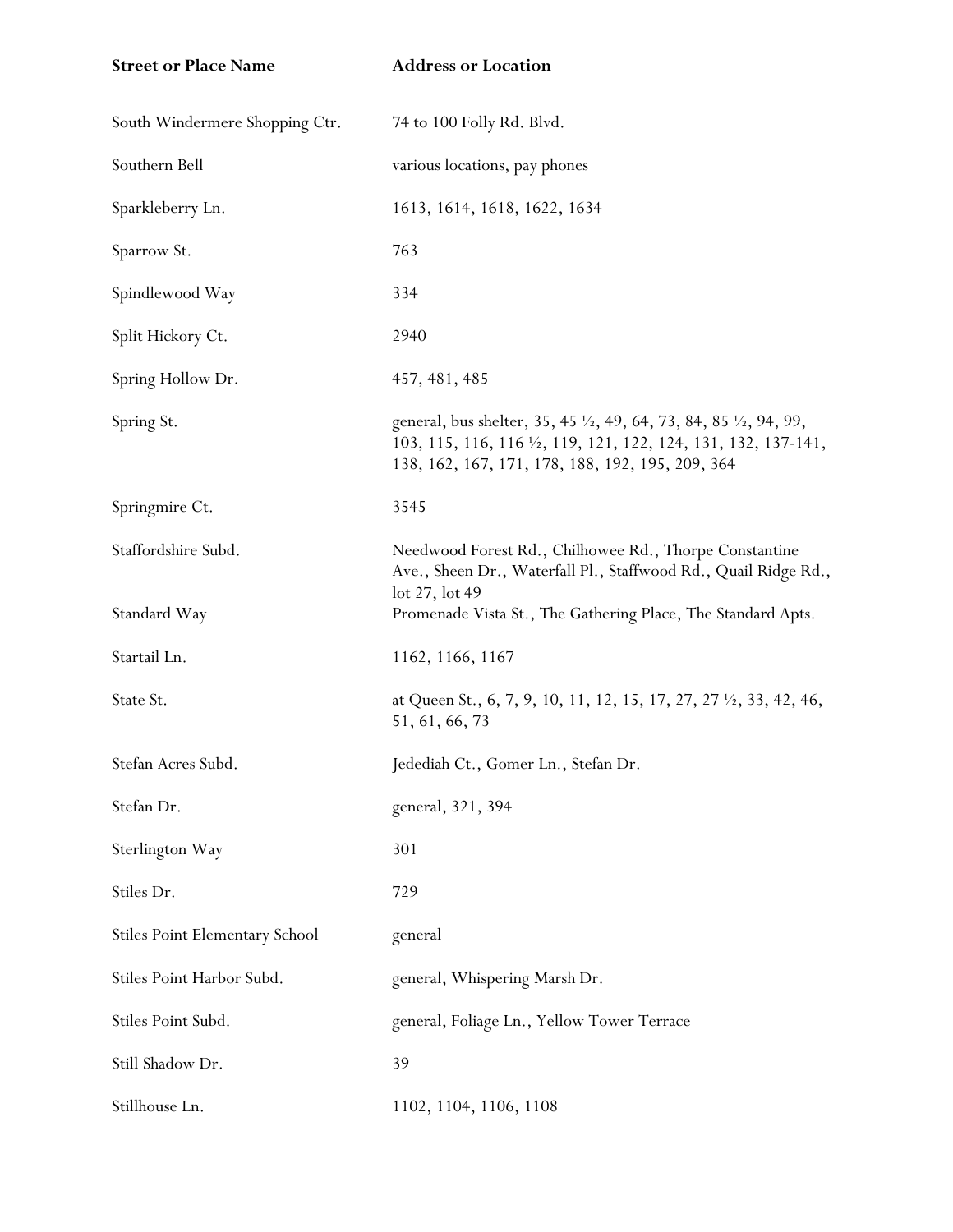| Street or Place Name | Address or Location |
|---|---|
| South Windermere Shopping Ctr. | 74 to 100 Folly Rd. Blvd. |
| Southern Bell | various locations, pay phones |
| Sparkleberry Ln. | 1613, 1614, 1618, 1622, 1634 |
| Sparrow St. | 763 |
| Spindlewood Way | 334 |
| Split Hickory Ct. | 2940 |
| Spring Hollow Dr. | 457, 481, 485 |
| Spring St. | general, bus shelter, 35, 45 ½, 49, 64, 73, 84, 85 ½, 94, 99, 103, 115, 116, 116 ½, 119, 121, 122, 124, 131, 132, 137-141, 138, 162, 167, 171, 178, 188, 192, 195, 209, 364 |
| Springmire Ct. | 3545 |
| Staffordshire Subd. | Needwood Forest Rd., Chilhowee Rd., Thorpe Constantine Ave., Sheen Dr., Waterfall Pl., Staffwood Rd., Quail Ridge Rd., lot 27, lot 49 |
| Standard Way | Promenade Vista St., The Gathering Place, The Standard Apts. |
| Startail Ln. | 1162, 1166, 1167 |
| State St. | at Queen St., 6, 7, 9, 10, 11, 12, 15, 17, 27, 27 ½, 33, 42, 46, 51, 61, 66, 73 |
| Stefan Acres Subd. | Jedediah Ct., Gomer Ln., Stefan Dr. |
| Stefan Dr. | general, 321, 394 |
| Sterlington Way | 301 |
| Stiles Dr. | 729 |
| Stiles Point Elementary School | general |
| Stiles Point Harbor Subd. | general, Whispering Marsh Dr. |
| Stiles Point Subd. | general, Foliage Ln., Yellow Tower Terrace |
| Still Shadow Dr. | 39 |
| Stillhouse Ln. | 1102, 1104, 1106, 1108 |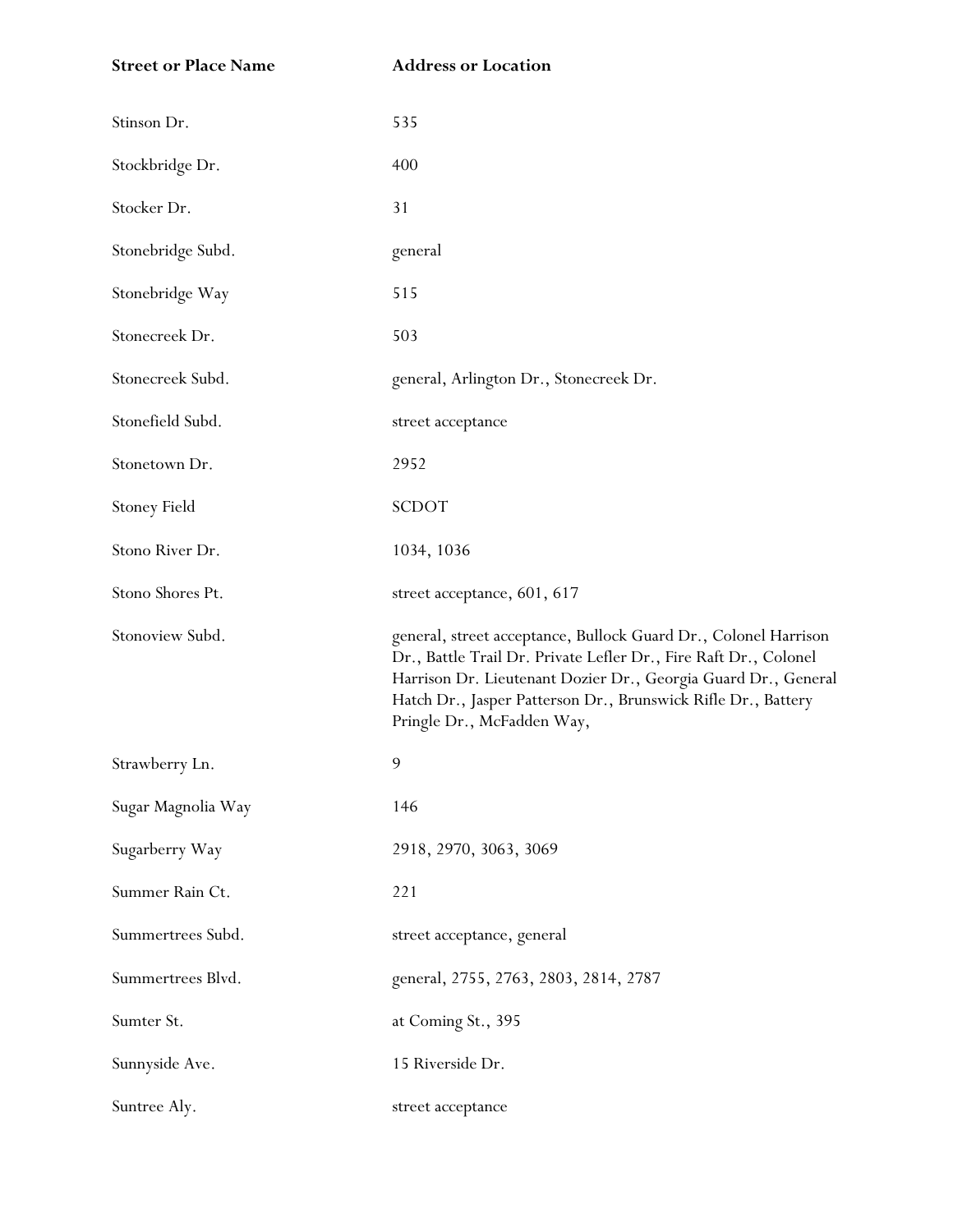| Street or Place Name | Address or Location |
| --- | --- |
| Stinson Dr. | 535 |
| Stockbridge Dr. | 400 |
| Stocker Dr. | 31 |
| Stonebridge Subd. | general |
| Stonebridge Way | 515 |
| Stonecreek Dr. | 503 |
| Stonecreek Subd. | general, Arlington Dr., Stonecreek Dr. |
| Stonefield Subd. | street acceptance |
| Stonetown Dr. | 2952 |
| Stoney Field | SCDOT |
| Stono River Dr. | 1034, 1036 |
| Stono Shores Pt. | street acceptance, 601, 617 |
| Stonoview Subd. | general, street acceptance, Bullock Guard Dr., Colonel Harrison Dr., Battle Trail Dr. Private Lefler Dr., Fire Raft Dr., Colonel Harrison Dr. Lieutenant Dozier Dr., Georgia Guard Dr., General Hatch Dr., Jasper Patterson Dr., Brunswick Rifle Dr., Battery Pringle Dr., McFadden Way, |
| Strawberry Ln. | 9 |
| Sugar Magnolia Way | 146 |
| Sugarberry Way | 2918, 2970, 3063, 3069 |
| Summer Rain Ct. | 221 |
| Summertrees Subd. | street acceptance, general |
| Summertrees Blvd. | general, 2755, 2763, 2803, 2814, 2787 |
| Sumter St. | at Coming St., 395 |
| Sunnyside Ave. | 15 Riverside Dr. |
| Suntree Aly. | street acceptance |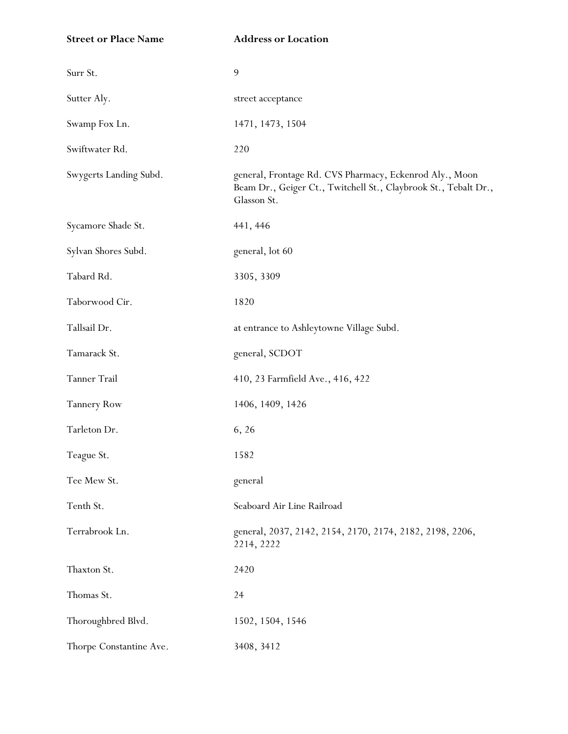| Street or Place Name | Address or Location |
| --- | --- |
| Surr St. | 9 |
| Sutter Aly. | street acceptance |
| Swamp Fox Ln. | 1471, 1473, 1504 |
| Swiftwater Rd. | 220 |
| Swygerts Landing Subd. | general, Frontage Rd. CVS Pharmacy, Eckenrod Aly., Moon Beam Dr., Geiger Ct., Twitchell St., Claybrook St., Tebalt Dr., Glasson St. |
| Sycamore Shade St. | 441, 446 |
| Sylvan Shores Subd. | general, lot 60 |
| Tabard Rd. | 3305, 3309 |
| Taborwood Cir. | 1820 |
| Tallsail Dr. | at entrance to Ashleytowne Village Subd. |
| Tamarack St. | general, SCDOT |
| Tanner Trail | 410, 23 Farmfield Ave., 416, 422 |
| Tannery Row | 1406, 1409, 1426 |
| Tarleton Dr. | 6, 26 |
| Teague St. | 1582 |
| Tee Mew St. | general |
| Tenth St. | Seaboard Air Line Railroad |
| Terrabrook Ln. | general, 2037, 2142, 2154, 2170, 2174, 2182, 2198, 2206, 2214, 2222 |
| Thaxton St. | 2420 |
| Thomas St. | 24 |
| Thoroughbred Blvd. | 1502, 1504, 1546 |
| Thorpe Constantine Ave. | 3408, 3412 |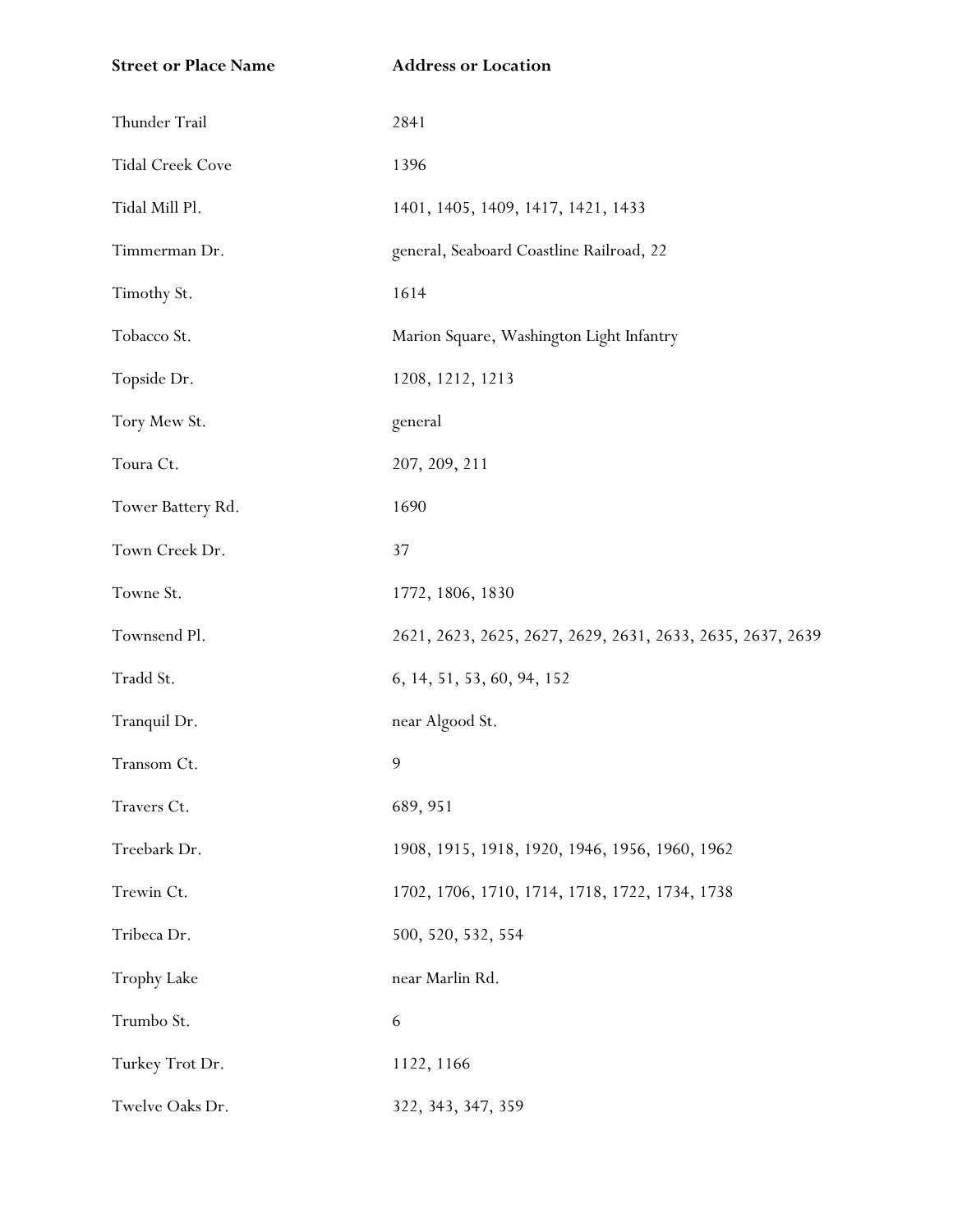| Street or Place Name | Address or Location |
|---|---|
| Thunder Trail | 2841 |
| Tidal Creek Cove | 1396 |
| Tidal Mill Pl. | 1401, 1405, 1409, 1417, 1421, 1433 |
| Timmerman Dr. | general, Seaboard Coastline Railroad, 22 |
| Timothy St. | 1614 |
| Tobacco St. | Marion Square, Washington Light Infantry |
| Topside Dr. | 1208, 1212, 1213 |
| Tory Mew St. | general |
| Toura Ct. | 207, 209, 211 |
| Tower Battery Rd. | 1690 |
| Town Creek Dr. | 37 |
| Towne St. | 1772, 1806, 1830 |
| Townsend Pl. | 2621, 2623, 2625, 2627, 2629, 2631, 2633, 2635, 2637, 2639 |
| Tradd St. | 6, 14, 51, 53, 60, 94, 152 |
| Tranquil Dr. | near Algood St. |
| Transom Ct. | 9 |
| Travers Ct. | 689, 951 |
| Treebark Dr. | 1908, 1915, 1918, 1920, 1946, 1956, 1960, 1962 |
| Trewin Ct. | 1702, 1706, 1710, 1714, 1718, 1722, 1734, 1738 |
| Tribeca Dr. | 500, 520, 532, 554 |
| Trophy Lake | near Marlin Rd. |
| Trumbo St. | 6 |
| Turkey Trot Dr. | 1122, 1166 |
| Twelve Oaks Dr. | 322, 343, 347, 359 |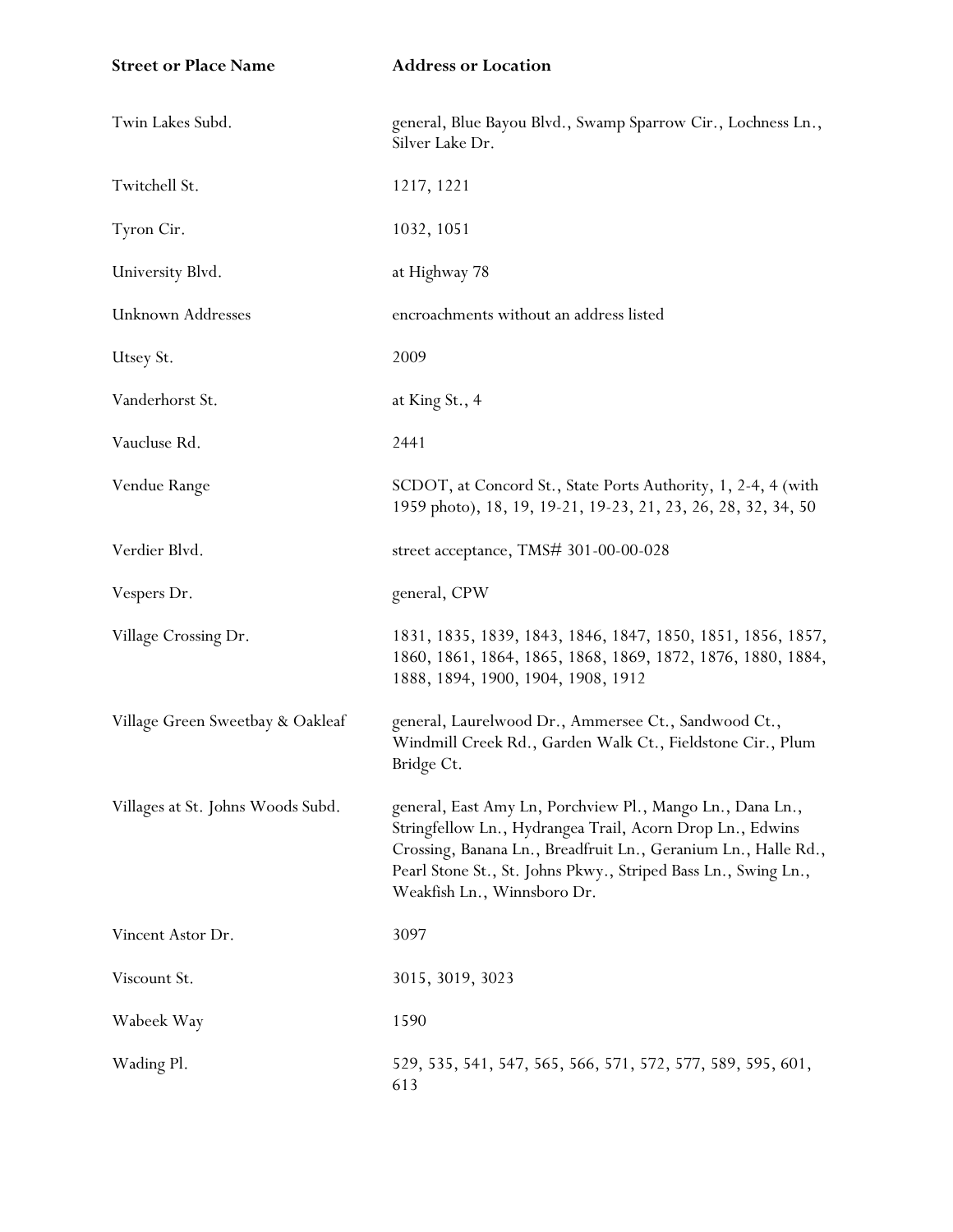| Street or Place Name | Address or Location |
|---|---|
| Twin Lakes Subd. | general, Blue Bayou Blvd., Swamp Sparrow Cir., Lochness Ln., Silver Lake Dr. |
| Twitchell St. | 1217, 1221 |
| Tyron Cir. | 1032, 1051 |
| University Blvd. | at Highway 78 |
| Unknown Addresses | encroachments without an address listed |
| Utsey St. | 2009 |
| Vanderhorst St. | at King St., 4 |
| Vaucluse Rd. | 2441 |
| Vendue Range | SCDOT, at Concord St., State Ports Authority, 1, 2-4, 4 (with 1959 photo), 18, 19, 19-21, 19-23, 21, 23, 26, 28, 32, 34, 50 |
| Verdier Blvd. | street acceptance, TMS# 301-00-00-028 |
| Vespers Dr. | general, CPW |
| Village Crossing Dr. | 1831, 1835, 1839, 1843, 1846, 1847, 1850, 1851, 1856, 1857, 1860, 1861, 1864, 1865, 1868, 1869, 1872, 1876, 1880, 1884, 1888, 1894, 1900, 1904, 1908, 1912 |
| Village Green Sweetbay & Oakleaf | general, Laurelwood Dr., Ammersee Ct., Sandwood Ct., Windmill Creek Rd., Garden Walk Ct., Fieldstone Cir., Plum Bridge Ct. |
| Villages at St. Johns Woods Subd. | general, East Amy Ln, Porchview Pl., Mango Ln., Dana Ln., Stringfellow Ln., Hydrangea Trail, Acorn Drop Ln., Edwins Crossing, Banana Ln., Breadfruit Ln., Geranium Ln., Halle Rd., Pearl Stone St., St. Johns Pkwy., Striped Bass Ln., Swing Ln., Weakfish Ln., Winnsboro Dr. |
| Vincent Astor Dr. | 3097 |
| Viscount St. | 3015, 3019, 3023 |
| Wabeek Way | 1590 |
| Wading Pl. | 529, 535, 541, 547, 565, 566, 571, 572, 577, 589, 595, 601, 613 |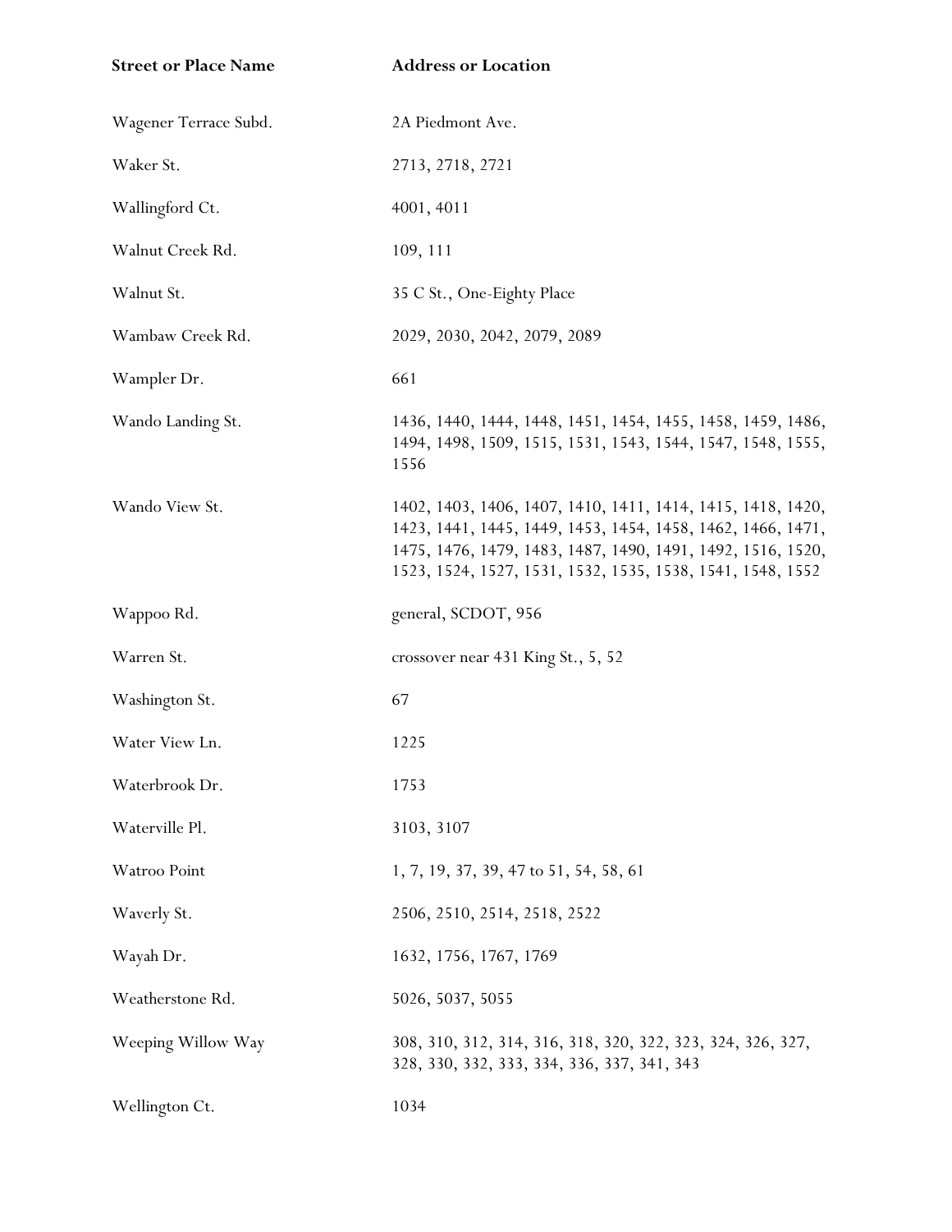| Street or Place Name | Address or Location |
| --- | --- |
| Wagener Terrace Subd. | 2A Piedmont Ave. |
| Waker St. | 2713, 2718, 2721 |
| Wallingford Ct. | 4001, 4011 |
| Walnut Creek Rd. | 109, 111 |
| Walnut St. | 35 C St., One-Eighty Place |
| Wambaw Creek Rd. | 2029, 2030, 2042, 2079, 2089 |
| Wampler Dr. | 661 |
| Wando Landing St. | 1436, 1440, 1444, 1448, 1451, 1454, 1455, 1458, 1459, 1486, 1494, 1498, 1509, 1515, 1531, 1543, 1544, 1547, 1548, 1555, 1556 |
| Wando View St. | 1402, 1403, 1406, 1407, 1410, 1411, 1414, 1415, 1418, 1420, 1423, 1441, 1445, 1449, 1453, 1454, 1458, 1462, 1466, 1471, 1475, 1476, 1479, 1483, 1487, 1490, 1491, 1492, 1516, 1520, 1523, 1524, 1527, 1531, 1532, 1535, 1538, 1541, 1548, 1552 |
| Wappoo Rd. | general, SCDOT, 956 |
| Warren St. | crossover near 431 King St., 5, 52 |
| Washington St. | 67 |
| Water View Ln. | 1225 |
| Waterbrook Dr. | 1753 |
| Waterville Pl. | 3103, 3107 |
| Watroo Point | 1, 7, 19, 37, 39, 47 to 51, 54, 58, 61 |
| Waverly St. | 2506, 2510, 2514, 2518, 2522 |
| Wayah Dr. | 1632, 1756, 1767, 1769 |
| Weatherstone Rd. | 5026, 5037, 5055 |
| Weeping Willow Way | 308, 310, 312, 314, 316, 318, 320, 322, 323, 324, 326, 327, 328, 330, 332, 333, 334, 336, 337, 341, 343 |
| Wellington Ct. | 1034 |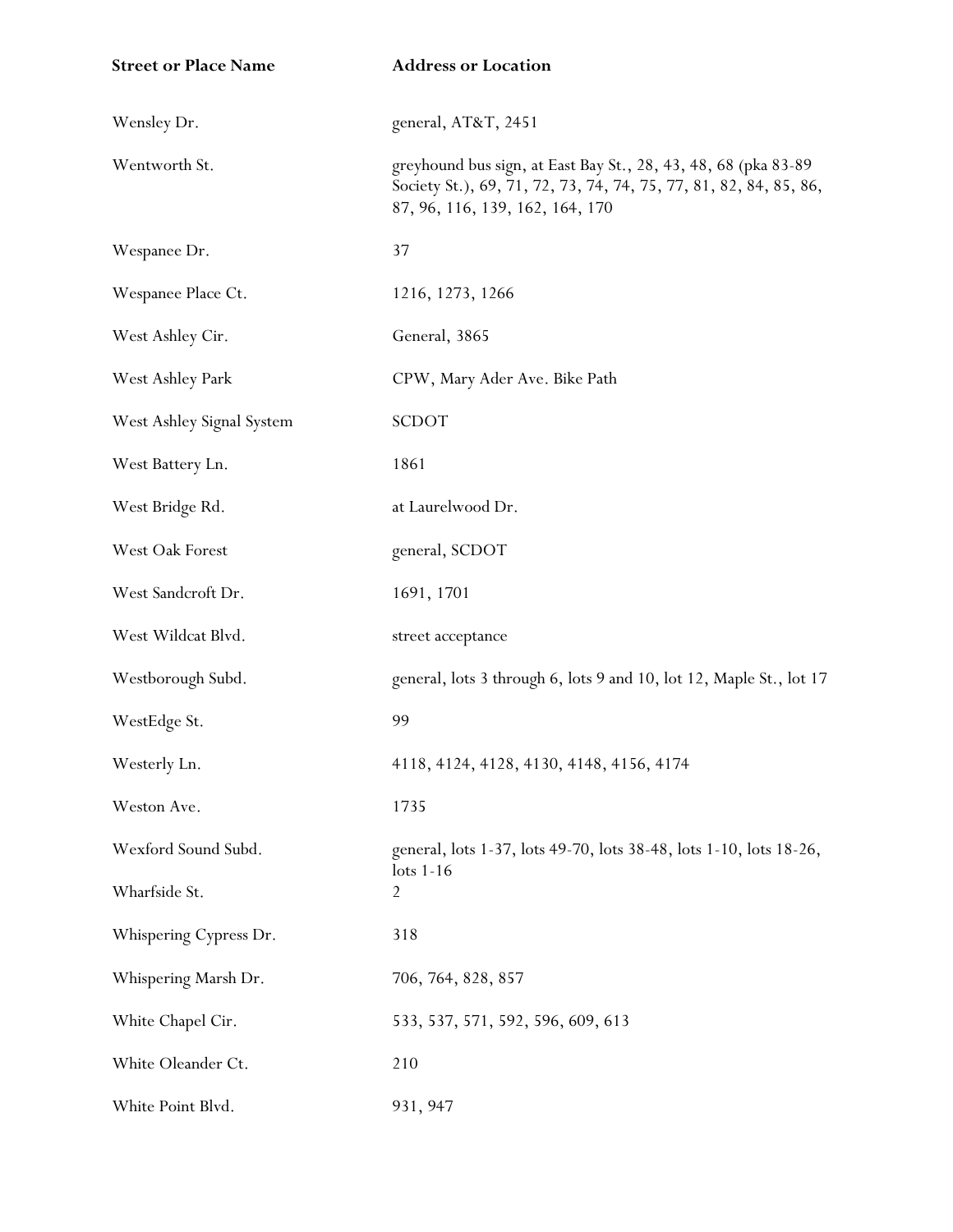| Street or Place Name | Address or Location |
|---|---|
| Wensley Dr. | general, AT&T, 2451 |
| Wentworth St. | greyhound bus sign, at East Bay St., 28, 43, 48, 68 (pka 83-89 Society St.), 69, 71, 72, 73, 74, 74, 75, 77, 81, 82, 84, 85, 86, 87, 96, 116, 139, 162, 164, 170 |
| Wespanee Dr. | 37 |
| Wespanee Place Ct. | 1216, 1273, 1266 |
| West Ashley Cir. | General, 3865 |
| West Ashley Park | CPW, Mary Ader Ave. Bike Path |
| West Ashley Signal System | SCDOT |
| West Battery Ln. | 1861 |
| West Bridge Rd. | at Laurelwood Dr. |
| West Oak Forest | general, SCDOT |
| West Sandcroft Dr. | 1691, 1701 |
| West Wildcat Blvd. | street acceptance |
| Westborough Subd. | general, lots 3 through 6, lots 9 and 10, lot 12, Maple St., lot 17 |
| WestEdge St. | 99 |
| Westerly Ln. | 4118, 4124, 4128, 4130, 4148, 4156, 4174 |
| Weston Ave. | 1735 |
| Wexford Sound Subd. | general, lots 1-37, lots 49-70, lots 38-48, lots 1-10, lots 18-26, lots 1-16 |
| Wharfside St. | 2 |
| Whispering Cypress Dr. | 318 |
| Whispering Marsh Dr. | 706, 764, 828, 857 |
| White Chapel Cir. | 533, 537, 571, 592, 596, 609, 613 |
| White Oleander Ct. | 210 |
| White Point Blvd. | 931, 947 |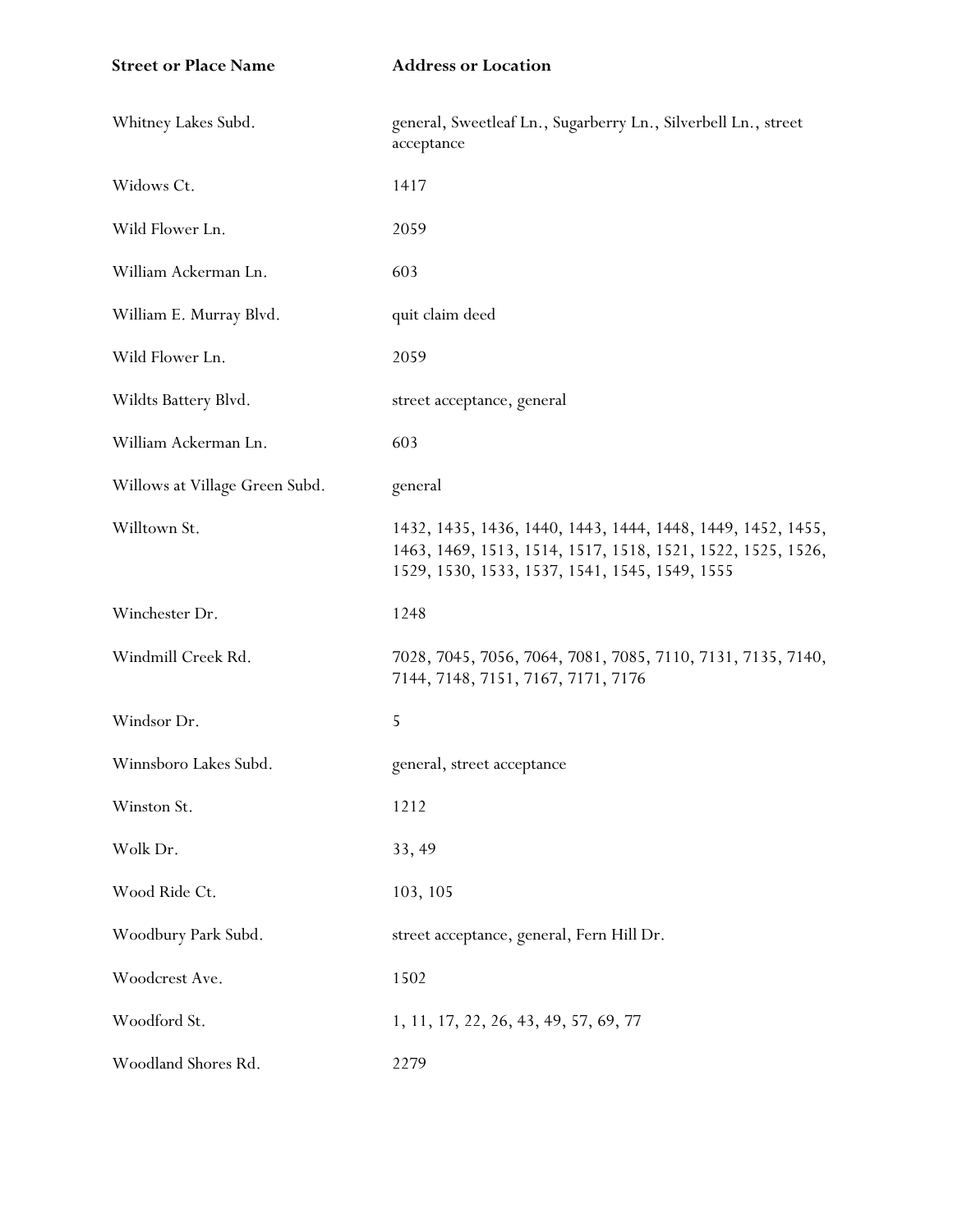| Street or Place Name | Address or Location |
|---|---|
| Whitney Lakes Subd. | general, Sweetleaf Ln., Sugarberry Ln., Silverbell Ln., street acceptance |
| Widows Ct. | 1417 |
| Wild Flower Ln. | 2059 |
| William Ackerman Ln. | 603 |
| William E. Murray Blvd. | quit claim deed |
| Wild Flower Ln. | 2059 |
| Wildts Battery Blvd. | street acceptance, general |
| William Ackerman Ln. | 603 |
| Willows at Village Green Subd. | general |
| Willtown St. | 1432, 1435, 1436, 1440, 1443, 1444, 1448, 1449, 1452, 1455, 1463, 1469, 1513, 1514, 1517, 1518, 1521, 1522, 1525, 1526, 1529, 1530, 1533, 1537, 1541, 1545, 1549, 1555 |
| Winchester Dr. | 1248 |
| Windmill Creek Rd. | 7028, 7045, 7056, 7064, 7081, 7085, 7110, 7131, 7135, 7140, 7144, 7148, 7151, 7167, 7171, 7176 |
| Windsor Dr. | 5 |
| Winnsboro Lakes Subd. | general, street acceptance |
| Winston St. | 1212 |
| Wolk Dr. | 33, 49 |
| Wood Ride Ct. | 103, 105 |
| Woodbury Park Subd. | street acceptance, general, Fern Hill Dr. |
| Woodcrest Ave. | 1502 |
| Woodford St. | 1, 11, 17, 22, 26, 43, 49, 57, 69, 77 |
| Woodland Shores Rd. | 2279 |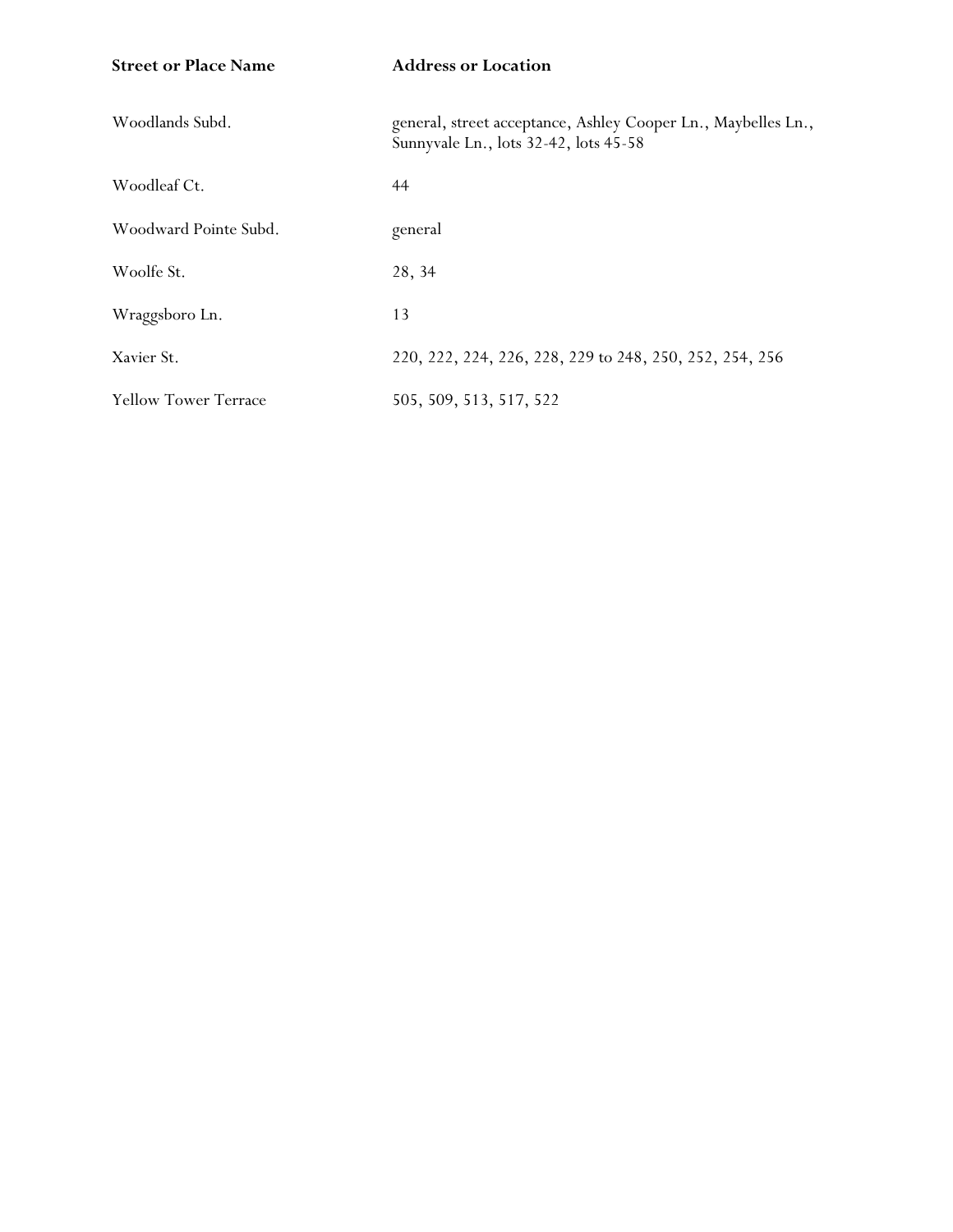| Street or Place Name | Address or Location |
|---|---|
| Woodlands Subd. | general, street acceptance, Ashley Cooper Ln., Maybelles Ln., Sunnyvale Ln., lots 32-42, lots 45-58 |
| Woodleaf Ct. | 44 |
| Woodward Pointe Subd. | general |
| Woolfe St. | 28, 34 |
| Wraggsboro Ln. | 13 |
| Xavier St. | 220, 222, 224, 226, 228, 229 to 248, 250, 252, 254, 256 |
| Yellow Tower Terrace | 505, 509, 513, 517, 522 |